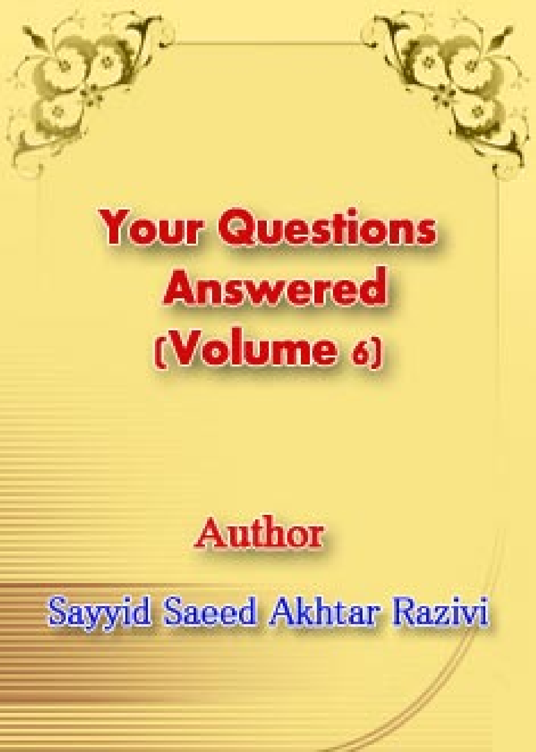# Your Questions Answered (Volume 6)

**Author**

**Sayyid Saeed Akhtar Razivi**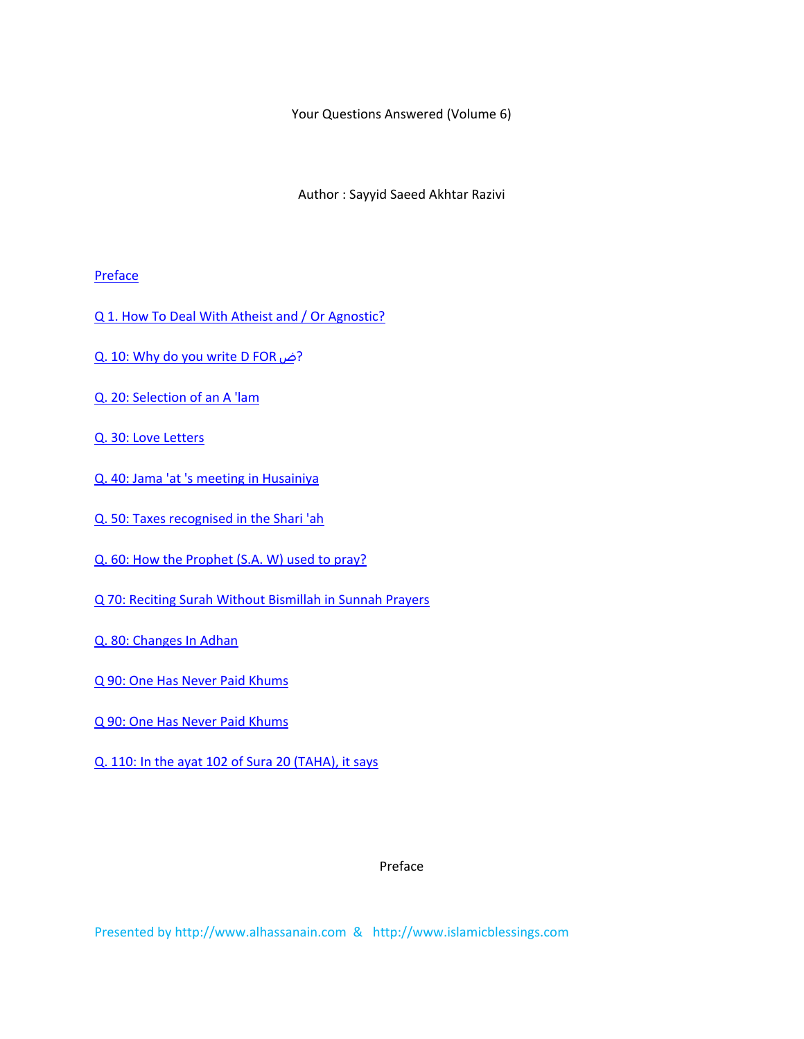Your Questions Answered (Volume 6)

Author : Sayyid Saeed Akhtar Razivi

[Preface](#)

[Q 1. How To Deal With Atheist and / Or Agnostic?](#)

[Q. 10: Why do you write D FOR ض?](#)

[Q. 20: Selection of an A 'lam](#)

[Q. 30: Love Letters](#)

[Q. 40: Jama 'at 's meeting in Husainiya](#)

[Q. 50: Taxes recognised in the Shari 'ah](#)

[Q. 60: How the Prophet (S.A. W) used to pray?](#)

[Q 70: Reciting Surah Without Bismillah in Sunnah Prayers](#)

[Q. 80: Changes In Adhan](#)

[Q 90: One Has Never Paid Khums](#)

[Q 90: One Has Never Paid Khums](#)

[Q. 110: In the ayat 102 of Sura 20 (TAHA), it says](#)

Preface

Presented by http://www.alhassanain.com & http://www.islamicblessings.com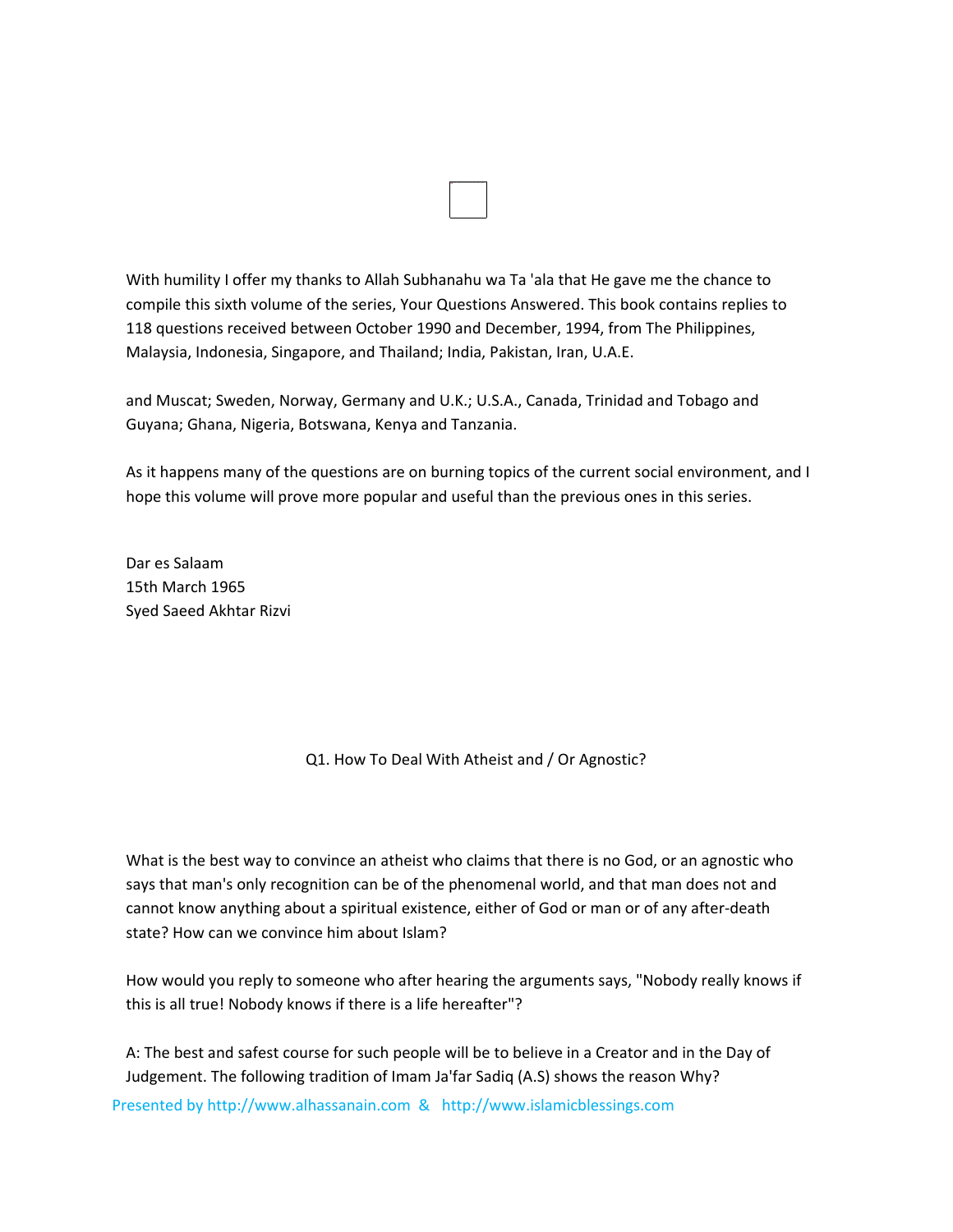With humility I offer my thanks to Allah Subhanahu wa Ta 'ala that He gave me the chance to compile this sixth volume of the series, Your Questions Answered. This book contains replies to 118 questions received between October 1990 and December, 1994, from The Philippines, Malaysia, Indonesia, Singapore, and Thailand; India, Pakistan, Iran, U.A.E.

and Muscat; Sweden, Norway, Germany and U.K.; U.S.A., Canada, Trinidad and Tobago and Guyana; Ghana, Nigeria, Botswana, Kenya and Tanzania.

As it happens many of the questions are on burning topics of the current social environment, and I hope this volume will prove more popular and useful than the previous ones in this series.

Dar es Salaam
15th March 1965
Syed Saeed Akhtar Rizvi

## Q1. How To Deal With Atheist and / Or Agnostic?

What is the best way to convince an atheist who claims that there is no God, or an agnostic who says that man's only recognition can be of the phenomenal world, and that man does not and cannot know anything about a spiritual existence, either of God or man or of any after-death state? How can we convince him about Islam?

How would you reply to someone who after hearing the arguments says, "Nobody really knows if this is all true! Nobody knows if there is a life hereafter"?

A: The best and safest course for such people will be to believe in a Creator and in the Day of Judgement. The following tradition of Imam Ja'far Sadiq (A.S) shows the reason Why?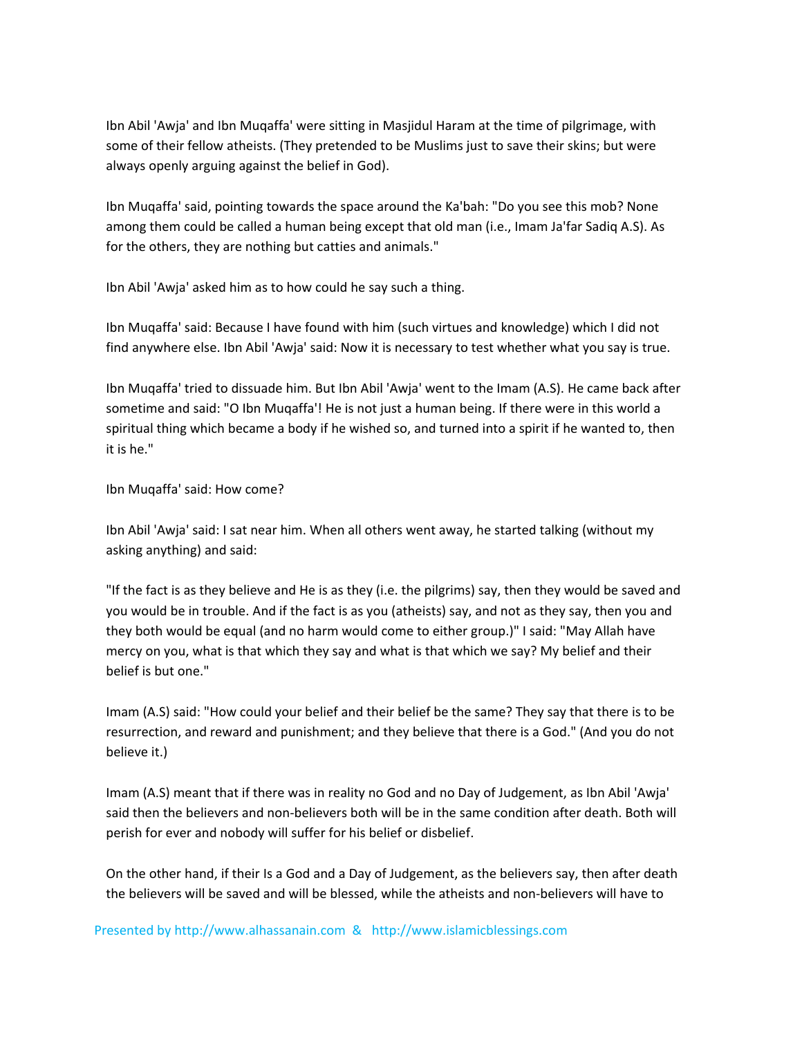Ibn Abil 'Awja' and Ibn Muqaffa' were sitting in Masjidul Haram at the time of pilgrimage, with some of their fellow atheists. (They pretended to be Muslims just to save their skins; but were always openly arguing against the belief in God).

Ibn Muqaffa' said, pointing towards the space around the Ka'bah: "Do you see this mob? None among them could be called a human being except that old man (i.e., Imam Ja'far Sadiq A.S). As for the others, they are nothing but catties and animals."

Ibn Abil 'Awja' asked him as to how could he say such a thing.

Ibn Muqaffa' said: Because I have found with him (such virtues and knowledge) which I did not find anywhere else. Ibn Abil 'Awja' said: Now it is necessary to test whether what you say is true.

Ibn Muqaffa' tried to dissuade him. But Ibn Abil 'Awja' went to the Imam (A.S). He came back after sometime and said: "O Ibn Muqaffa'! He is not just a human being. If there were in this world a spiritual thing which became a body if he wished so, and turned into a spirit if he wanted to, then it is he."

Ibn Muqaffa' said: How come?

Ibn Abil 'Awja' said: I sat near him. When all others went away, he started talking (without my asking anything) and said:

"If the fact is as they believe and He is as they (i.e. the pilgrims) say, then they would be saved and you would be in trouble. And if the fact is as you (atheists) say, and not as they say, then you and they both would be equal (and no harm would come to either group.)" I said: "May Allah have mercy on you, what is that which they say and what is that which we say? My belief and their belief is but one."

Imam (A.S) said: "How could your belief and their belief be the same? They say that there is to be resurrection, and reward and punishment; and they believe that there is a God." (And you do not believe it.)

Imam (A.S) meant that if there was in reality no God and no Day of Judgement, as Ibn Abil 'Awja' said then the believers and non-believers both will be in the same condition after death. Both will perish for ever and nobody will suffer for his belief or disbelief.

On the other hand, if their Is a God and a Day of Judgement, as the believers say, then after death the believers will be saved and will be blessed, while the atheists and non-believers will have to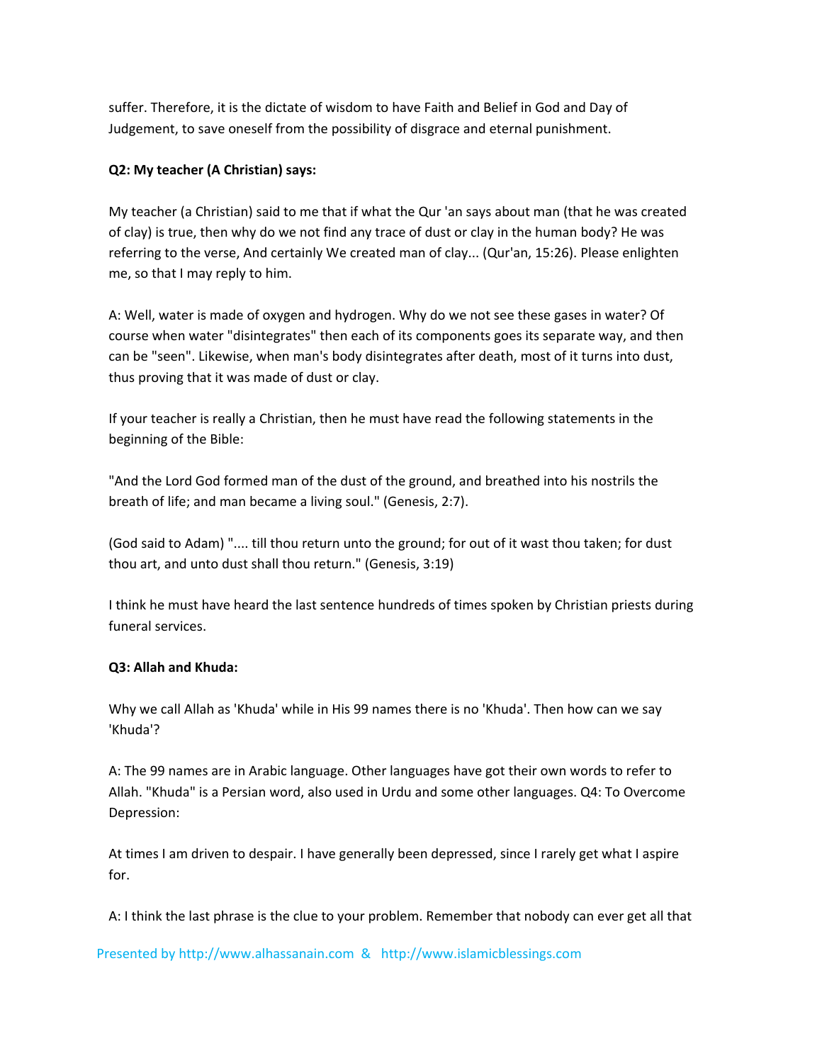suffer. Therefore, it is the dictate of wisdom to have Faith and Belief in God and Day of Judgement, to save oneself from the possibility of disgrace and eternal punishment.

**Q2: My teacher (A Christian) says:**

My teacher (a Christian) said to me that if what the Qur 'an says about man (that he was created of clay) is true, then why do we not find any trace of dust or clay in the human body? He was referring to the verse, And certainly We created man of clay... (Qur'an, 15:26). Please enlighten me, so that I may reply to him.

A: Well, water is made of oxygen and hydrogen. Why do we not see these gases in water? Of course when water "disintegrates" then each of its components goes its separate way, and then can be "seen". Likewise, when man's body disintegrates after death, most of it turns into dust, thus proving that it was made of dust or clay.

If your teacher is really a Christian, then he must have read the following statements in the beginning of the Bible:

"And the Lord God formed man of the dust of the ground, and breathed into his nostrils the breath of life; and man became a living soul." (Genesis, 2:7).

(God said to Adam) ".... till thou return unto the ground; for out of it wast thou taken; for dust thou art, and unto dust shall thou return." (Genesis, 3:19)

I think he must have heard the last sentence hundreds of times spoken by Christian priests during funeral services.

**Q3: Allah and Khuda:**

Why we call Allah as 'Khuda' while in His 99 names there is no 'Khuda'. Then how can we say 'Khuda'?

A: The 99 names are in Arabic language. Other languages have got their own words to refer to Allah. "Khuda" is a Persian word, also used in Urdu and some other languages. Q4: To Overcome Depression:

At times I am driven to despair. I have generally been depressed, since I rarely get what I aspire for.

A: I think the last phrase is the clue to your problem. Remember that nobody can ever get all that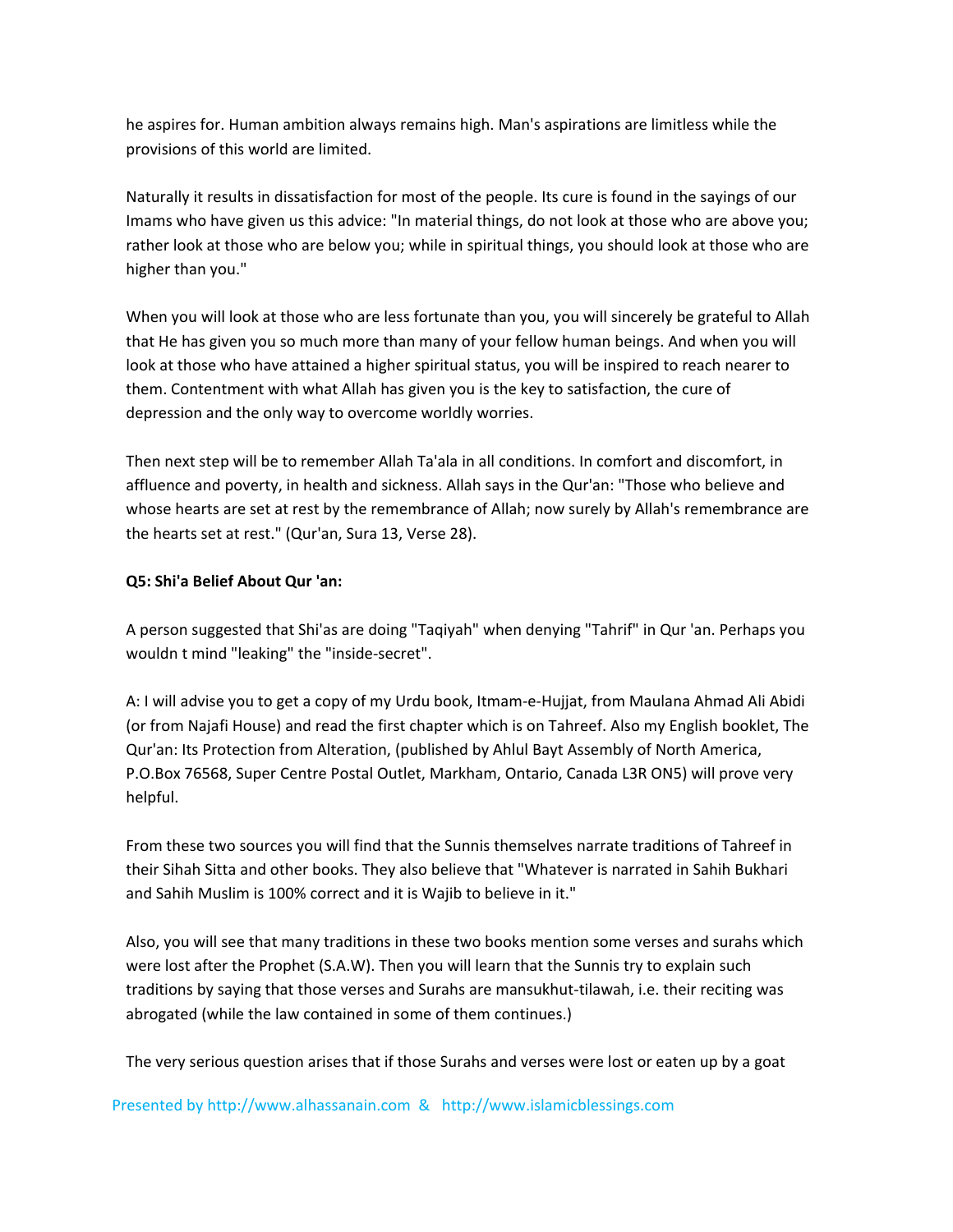he aspires for. Human ambition always remains high. Man's aspirations are limitless while the provisions of this world are limited.

Naturally it results in dissatisfaction for most of the people. Its cure is found in the sayings of our Imams who have given us this advice: "In material things, do not look at those who are above you; rather look at those who are below you; while in spiritual things, you should look at those who are higher than you."

When you will look at those who are less fortunate than you, you will sincerely be grateful to Allah that He has given you so much more than many of your fellow human beings. And when you will look at those who have attained a higher spiritual status, you will be inspired to reach nearer to them. Contentment with what Allah has given you is the key to satisfaction, the cure of depression and the only way to overcome worldly worries.

Then next step will be to remember Allah Ta'ala in all conditions. In comfort and discomfort, in affluence and poverty, in health and sickness. Allah says in the Qur'an: "Those who believe and whose hearts are set at rest by the remembrance of Allah; now surely by Allah's remembrance are the hearts set at rest." (Qur'an, Sura 13, Verse 28).

**Q5: Shi'a Belief About Qur 'an:**

A person suggested that Shi'as are doing "Taqiyah" when denying "Tahrif" in Qur 'an. Perhaps you wouldn t mind "leaking" the "inside-secret".

A: I will advise you to get a copy of my Urdu book, Itmam-e-Hujjat, from Maulana Ahmad Ali Abidi (or from Najafi House) and read the first chapter which is on Tahreef. Also my English booklet, The Qur'an: Its Protection from Alteration, (published by Ahlul Bayt Assembly of North America, P.O.Box 76568, Super Centre Postal Outlet, Markham, Ontario, Canada L3R ON5) will prove very helpful.

From these two sources you will find that the Sunnis themselves narrate traditions of Tahreef in their Sihah Sitta and other books. They also believe that "Whatever is narrated in Sahih Bukhari and Sahih Muslim is 100% correct and it is Wajib to believe in it."

Also, you will see that many traditions in these two books mention some verses and surahs which were lost after the Prophet (S.A.W). Then you will learn that the Sunnis try to explain such traditions by saying that those verses and Surahs are mansukhut-tilawah, i.e. their reciting was abrogated (while the law contained in some of them continues.)

The very serious question arises that if those Surahs and verses were lost or eaten up by a goat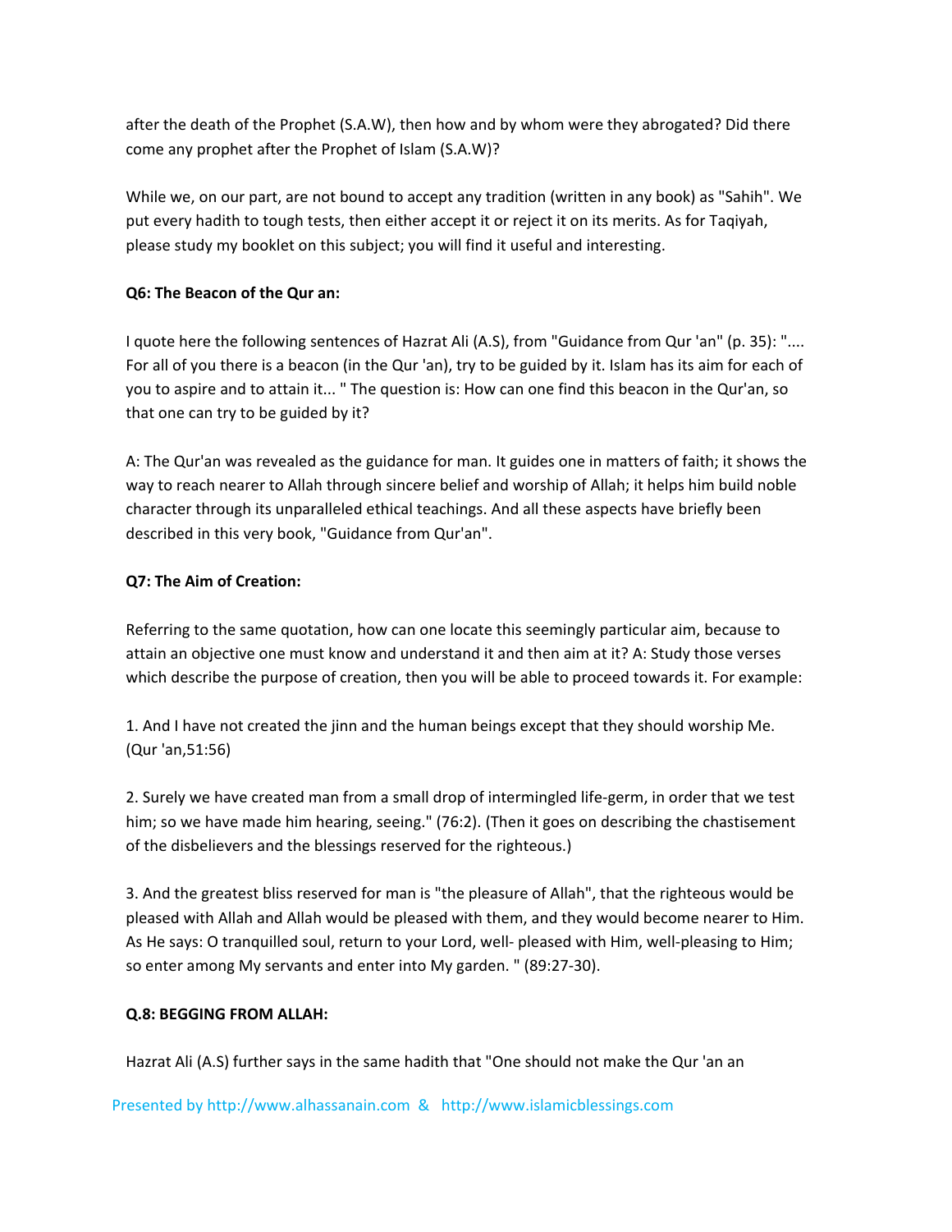after the death of the Prophet (S.A.W), then how and by whom were they abrogated? Did there come any prophet after the Prophet of Islam (S.A.W)?

While we, on our part, are not bound to accept any tradition (written in any book) as "Sahih". We put every hadith to tough tests, then either accept it or reject it on its merits. As for Taqiyah, please study my booklet on this subject; you will find it useful and interesting.

**Q6: The Beacon of the Qur an:**

I quote here the following sentences of Hazrat Ali (A.S), from "Guidance from Qur 'an" (p. 35): ".... For all of you there is a beacon (in the Qur 'an), try to be guided by it. Islam has its aim for each of you to aspire and to attain it... " The question is: How can one find this beacon in the Qur'an, so that one can try to be guided by it?

A: The Qur'an was revealed as the guidance for man. It guides one in matters of faith; it shows the way to reach nearer to Allah through sincere belief and worship of Allah; it helps him build noble character through its unparalleled ethical teachings. And all these aspects have briefly been described in this very book, "Guidance from Qur'an".

**Q7: The Aim of Creation:**

Referring to the same quotation, how can one locate this seemingly particular aim, because to attain an objective one must know and understand it and then aim at it? A: Study those verses which describe the purpose of creation, then you will be able to proceed towards it. For example:

1. And I have not created the jinn and the human beings except that they should worship Me. (Qur 'an,51:56)

2. Surely we have created man from a small drop of intermingled life-germ, in order that we test him; so we have made him hearing, seeing." (76:2). (Then it goes on describing the chastisement of the disbelievers and the blessings reserved for the righteous.)

3. And the greatest bliss reserved for man is "the pleasure of Allah", that the righteous would be pleased with Allah and Allah would be pleased with them, and they would become nearer to Him. As He says: O tranquilled soul, return to your Lord, well- pleased with Him, well-pleasing to Him; so enter among My servants and enter into My garden. " (89:27-30).

**Q.8: BEGGING FROM ALLAH:**

Hazrat Ali (A.S) further says in the same hadith that "One should not make the Qur 'an an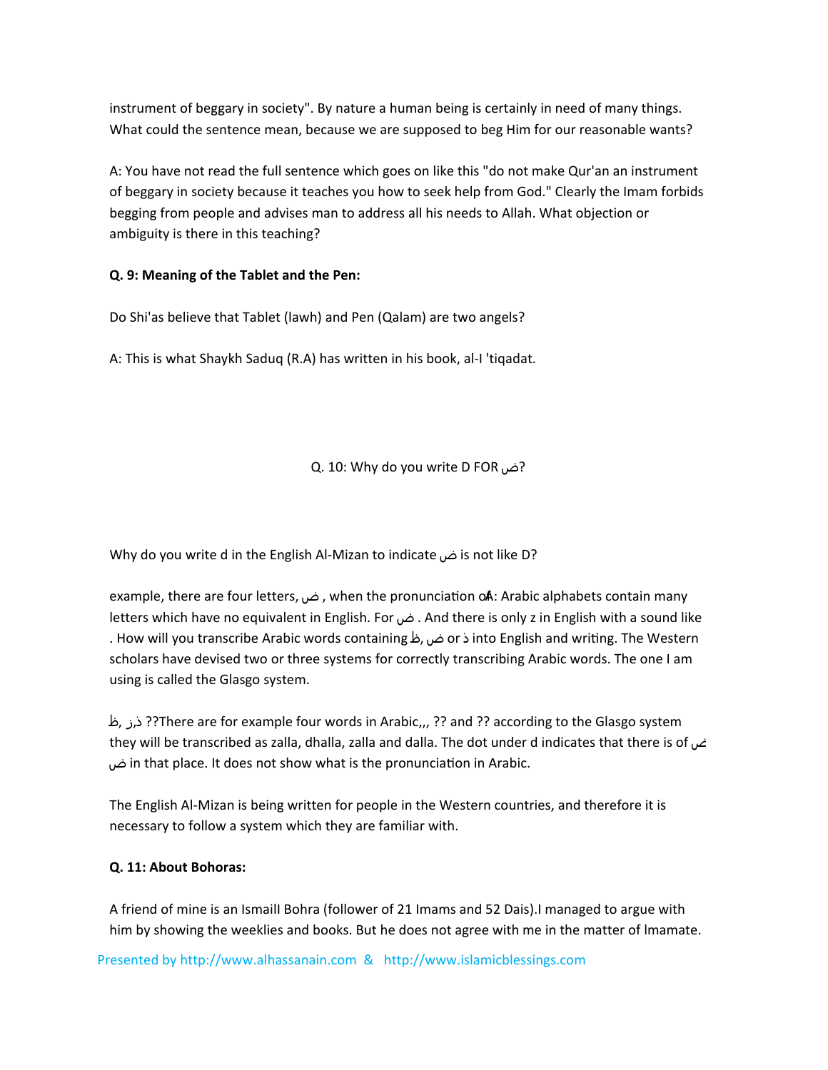instrument of beggary in society". By nature a human being is certainly in need of many things. What could the sentence mean, because we are supposed to beg Him for our reasonable wants?

A: You have not read the full sentence which goes on like this "do not make Qur'an an instrument of beggary in society because it teaches you how to seek help from God." Clearly the Imam forbids begging from people and advises man to address all his needs to Allah. What objection or ambiguity is there in this teaching?

**Q. 9: Meaning of the Tablet and the Pen:**

Do Shi'as believe that Tablet (lawh) and Pen (Qalam) are two angels?

A: This is what Shaykh Saduq (R.A) has written in his book, al-I 'tiqadat.

Q. 10: Why do you write D FOR ض?

Why do you write d in the English Al-Mizan to indicate ض is not like D?

example, there are four letters, ض , when the pronunciation ofA: Arabic alphabets contain many letters which have no equivalent in English. For ض . And there is only z in English with a sound like . How will you transcribe Arabic words containing ظ, ض or ذ into English and writing. The Western scholars have devised two or three systems for correctly transcribing Arabic words. The one I am using is called the Glasgo system.

ظ, ذ,ز ??There are for example four words in Arabic,,, ?? and ?? according to the Glasgo system they will be transcribed as zalla, dhalla, zalla and dalla. The dot under d indicates that there is of ض ض in that place. It does not show what is the pronunciation in Arabic.

The English Al-Mizan is being written for people in the Western countries, and therefore it is necessary to follow a system which they are familiar with.

**Q. 11: About Bohoras:**

A friend of mine is an IsmailI Bohra (follower of 21 Imams and 52 Dais).I managed to argue with him by showing the weeklies and books. But he does not agree with me in the matter of lmamate.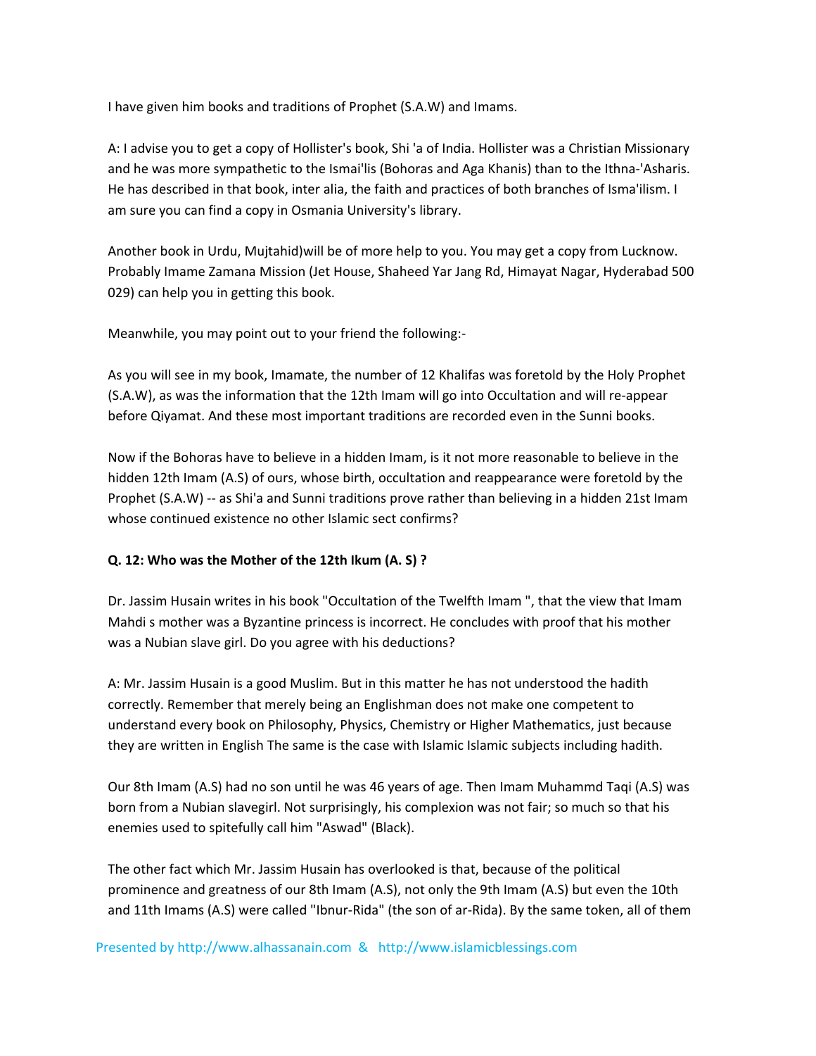I have given him books and traditions of Prophet (S.A.W) and Imams.

A: I advise you to get a copy of Hollister's book, Shi 'a of India. Hollister was a Christian Missionary and he was more sympathetic to the Ismai'lis (Bohoras and Aga Khanis) than to the Ithna-'Asharis. He has described in that book, inter alia, the faith and practices of both branches of Isma'ilism. I am sure you can find a copy in Osmania University's library.

Another book in Urdu, Mujtahid)will be of more help to you. You may get a copy from Lucknow. Probably Imame Zamana Mission (Jet House, Shaheed Yar Jang Rd, Himayat Nagar, Hyderabad 500 029) can help you in getting this book.

Meanwhile, you may point out to your friend the following:-

As you will see in my book, Imamate, the number of 12 Khalifas was foretold by the Holy Prophet (S.A.W), as was the information that the 12th Imam will go into Occultation and will re-appear before Qiyamat. And these most important traditions are recorded even in the Sunni books.

Now if the Bohoras have to believe in a hidden Imam, is it not more reasonable to believe in the hidden 12th Imam (A.S) of ours, whose birth, occultation and reappearance were foretold by the Prophet (S.A.W) -- as Shi'a and Sunni traditions prove rather than believing in a hidden 21st Imam whose continued existence no other Islamic sect confirms?

**Q. 12: Who was the Mother of the 12th Ikum (A. S) ?**

Dr. Jassim Husain writes in his book "Occultation of the Twelfth Imam ", that the view that Imam Mahdi s mother was a Byzantine princess is incorrect. He concludes with proof that his mother was a Nubian slave girl. Do you agree with his deductions?

A: Mr. Jassim Husain is a good Muslim. But in this matter he has not understood the hadith correctly. Remember that merely being an Englishman does not make one competent to understand every book on Philosophy, Physics, Chemistry or Higher Mathematics, just because they are written in English The same is the case with Islamic Islamic subjects including hadith.

Our 8th Imam (A.S) had no son until he was 46 years of age. Then Imam Muhammd Taqi (A.S) was born from a Nubian slavegirl. Not surprisingly, his complexion was not fair; so much so that his enemies used to spitefully call him "Aswad" (Black).

The other fact which Mr. Jassim Husain has overlooked is that, because of the political prominence and greatness of our 8th Imam (A.S), not only the 9th Imam (A.S) but even the 10th and 11th Imams (A.S) were called "Ibnur-Rida" (the son of ar-Rida). By the same token, all of them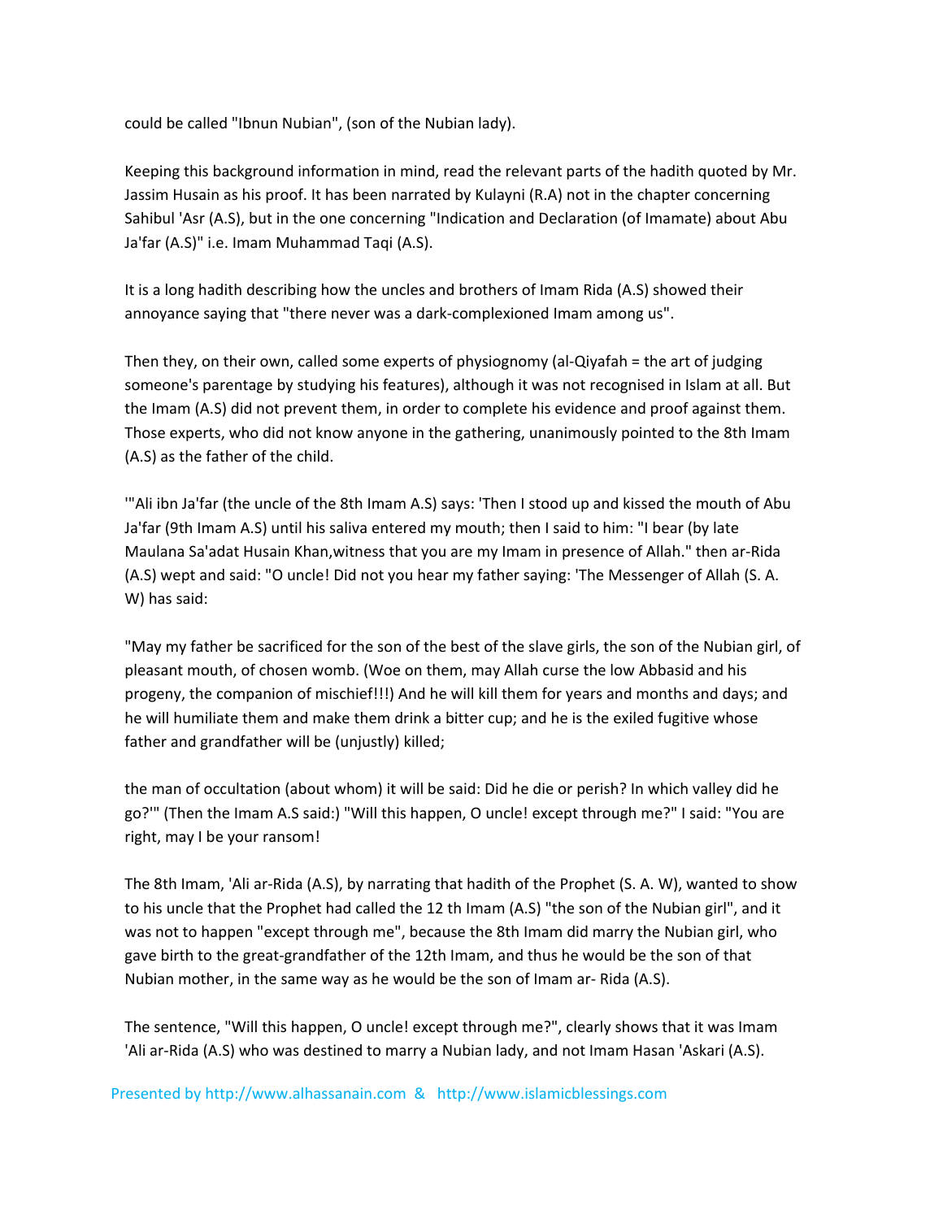could be called "Ibnun Nubian", (son of the Nubian lady).

Keeping this background information in mind, read the relevant parts of the hadith quoted by Mr. Jassim Husain as his proof. It has been narrated by Kulayni (R.A) not in the chapter concerning Sahibul 'Asr (A.S), but in the one concerning "Indication and Declaration (of Imamate) about Abu Ja'far (A.S)" i.e. Imam Muhammad Taqi (A.S).

It is a long hadith describing how the uncles and brothers of Imam Rida (A.S) showed their annoyance saying that "there never was a dark-complexioned Imam among us".

Then they, on their own, called some experts of physiognomy (al-Qiyafah = the art of judging someone's parentage by studying his features), although it was not recognised in Islam at all. But the Imam (A.S) did not prevent them, in order to complete his evidence and proof against them. Those experts, who did not know anyone in the gathering, unanimously pointed to the 8th Imam (A.S) as the father of the child.

'"Ali ibn Ja'far (the uncle of the 8th Imam A.S) says: 'Then I stood up and kissed the mouth of Abu Ja'far (9th Imam A.S) until his saliva entered my mouth; then I said to him: "I bear (by late Maulana Sa'adat Husain Khan,witness that you are my Imam in presence of Allah." then ar-Rida (A.S) wept and said: "O uncle! Did not you hear my father saying: 'The Messenger of Allah (S. A. W) has said:

"May my father be sacrificed for the son of the best of the slave girls, the son of the Nubian girl, of pleasant mouth, of chosen womb. (Woe on them, may Allah curse the low Abbasid and his progeny, the companion of mischief!!!) And he will kill them for years and months and days; and he will humiliate them and make them drink a bitter cup; and he is the exiled fugitive whose father and grandfather will be (unjustly) killed;

the man of occultation (about whom) it will be said: Did he die or perish? In which valley did he go?'" (Then the Imam A.S said:) "Will this happen, O uncle! except through me?" I said: "You are right, may I be your ransom!

The 8th Imam, 'Ali ar-Rida (A.S), by narrating that hadith of the Prophet (S. A. W), wanted to show to his uncle that the Prophet had called the 12 th Imam (A.S) "the son of the Nubian girl", and it was not to happen "except through me", because the 8th Imam did marry the Nubian girl, who gave birth to the great-grandfather of the 12th Imam, and thus he would be the son of that Nubian mother, in the same way as he would be the son of Imam ar- Rida (A.S).

The sentence, "Will this happen, O uncle! except through me?", clearly shows that it was Imam 'Ali ar-Rida (A.S) who was destined to marry a Nubian lady, and not Imam Hasan 'Askari (A.S).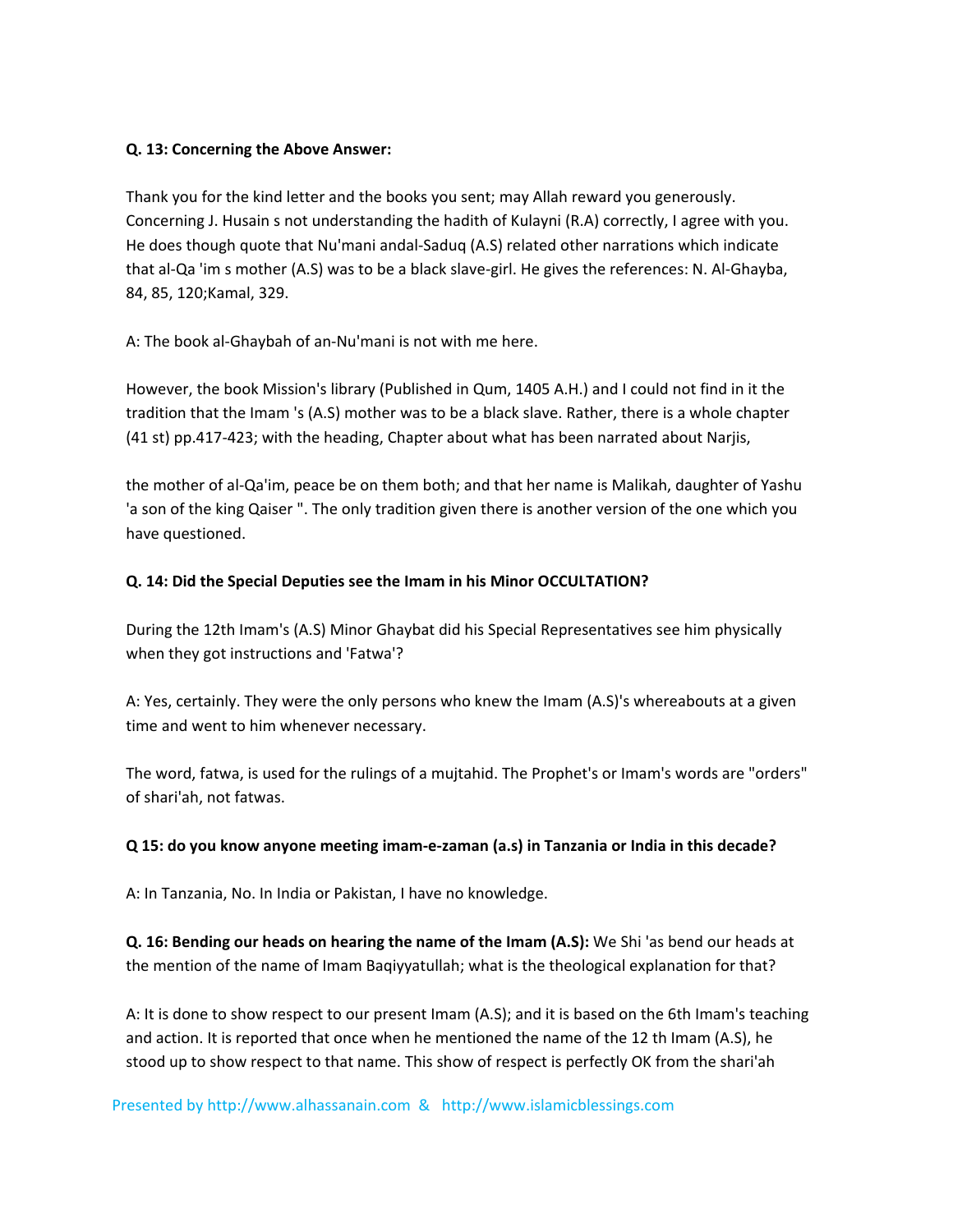**Q. 13: Concerning the Above Answer:**

Thank you for the kind letter and the books you sent; may Allah reward you generously. Concerning J. Husain s not understanding the hadith of Kulayni (R.A) correctly, I agree with you. He does though quote that Nu'mani andal-Saduq (A.S) related other narrations which indicate that al-Qa 'im s mother (A.S) was to be a black slave-girl. He gives the references: N. Al-Ghayba, 84, 85, 120;Kamal, 329.

A: The book al-Ghaybah of an-Nu'mani is not with me here.

However, the book Mission's library (Published in Qum, 1405 A.H.) and I could not find in it the tradition that the Imam 's (A.S) mother was to be a black slave. Rather, there is a whole chapter (41 st) pp.417-423; with the heading, Chapter about what has been narrated about Narjis,

the mother of al-Qa'im, peace be on them both; and that her name is Malikah, daughter of Yashu 'a son of the king Qaiser ". The only tradition given there is another version of the one which you have questioned.

**Q. 14: Did the Special Deputies see the Imam in his Minor OCCULTATION?**

During the 12th Imam's (A.S) Minor Ghaybat did his Special Representatives see him physically when they got instructions and 'Fatwa'?

A: Yes, certainly. They were the only persons who knew the Imam (A.S)'s whereabouts at a given time and went to him whenever necessary.

The word, fatwa, is used for the rulings of a mujtahid. The Prophet's or Imam's words are "orders" of shari'ah, not fatwas.

**Q 15: do you know anyone meeting imam-e-zaman (a.s) in Tanzania or India in this decade?**

A: In Tanzania, No. In India or Pakistan, I have no knowledge.

**Q. 16: Bending our heads on hearing the name of the Imam (A.S):** We Shi 'as bend our heads at the mention of the name of Imam Baqiyyatullah; what is the theological explanation for that?

A: It is done to show respect to our present Imam (A.S); and it is based on the 6th Imam's teaching and action. It is reported that once when he mentioned the name of the 12 th Imam (A.S), he stood up to show respect to that name. This show of respect is perfectly OK from the shari'ah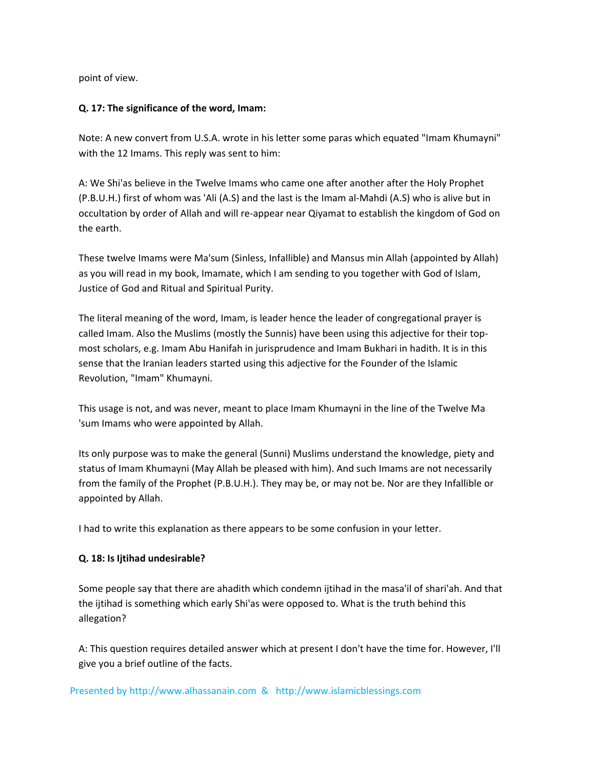point of view.

**Q. 17: The significance of the word, Imam:**

Note: A new convert from U.S.A. wrote in his letter some paras which equated "Imam Khumayni" with the 12 Imams. This reply was sent to him:

A: We Shi'as believe in the Twelve Imams who came one after another after the Holy Prophet (P.B.U.H.) first of whom was 'Ali (A.S) and the last is the Imam al-Mahdi (A.S) who is alive but in occultation by order of Allah and will re-appear near Qiyamat to establish the kingdom of God on the earth.

These twelve Imams were Ma'sum (Sinless, Infallible) and Mansus min Allah (appointed by Allah) as you will read in my book, Imamate, which I am sending to you together with God of Islam, Justice of God and Ritual and Spiritual Purity.

The literal meaning of the word, Imam, is leader hence the leader of congregational prayer is called Imam. Also the Muslims (mostly the Sunnis) have been using this adjective for their top-most scholars, e.g. Imam Abu Hanifah in jurisprudence and Imam Bukhari in hadith. It is in this sense that the Iranian leaders started using this adjective for the Founder of the Islamic Revolution, "Imam" Khumayni.

This usage is not, and was never, meant to place Imam Khumayni in the line of the Twelve Ma 'sum Imams who were appointed by Allah.

Its only purpose was to make the general (Sunni) Muslims understand the knowledge, piety and status of Imam Khumayni (May Allah be pleased with him). And such Imams are not necessarily from the family of the Prophet (P.B.U.H.). They may be, or may not be. Nor are they Infallible or appointed by Allah.

I had to write this explanation as there appears to be some confusion in your letter.

**Q. 18: Is Ijtihad undesirable?**

Some people say that there are ahadith which condemn ijtihad in the masa'il of shari'ah. And that the ijtihad is something which early Shi'as were opposed to. What is the truth behind this allegation?

A: This question requires detailed answer which at present I don't have the time for. However, I'll give you a brief outline of the facts.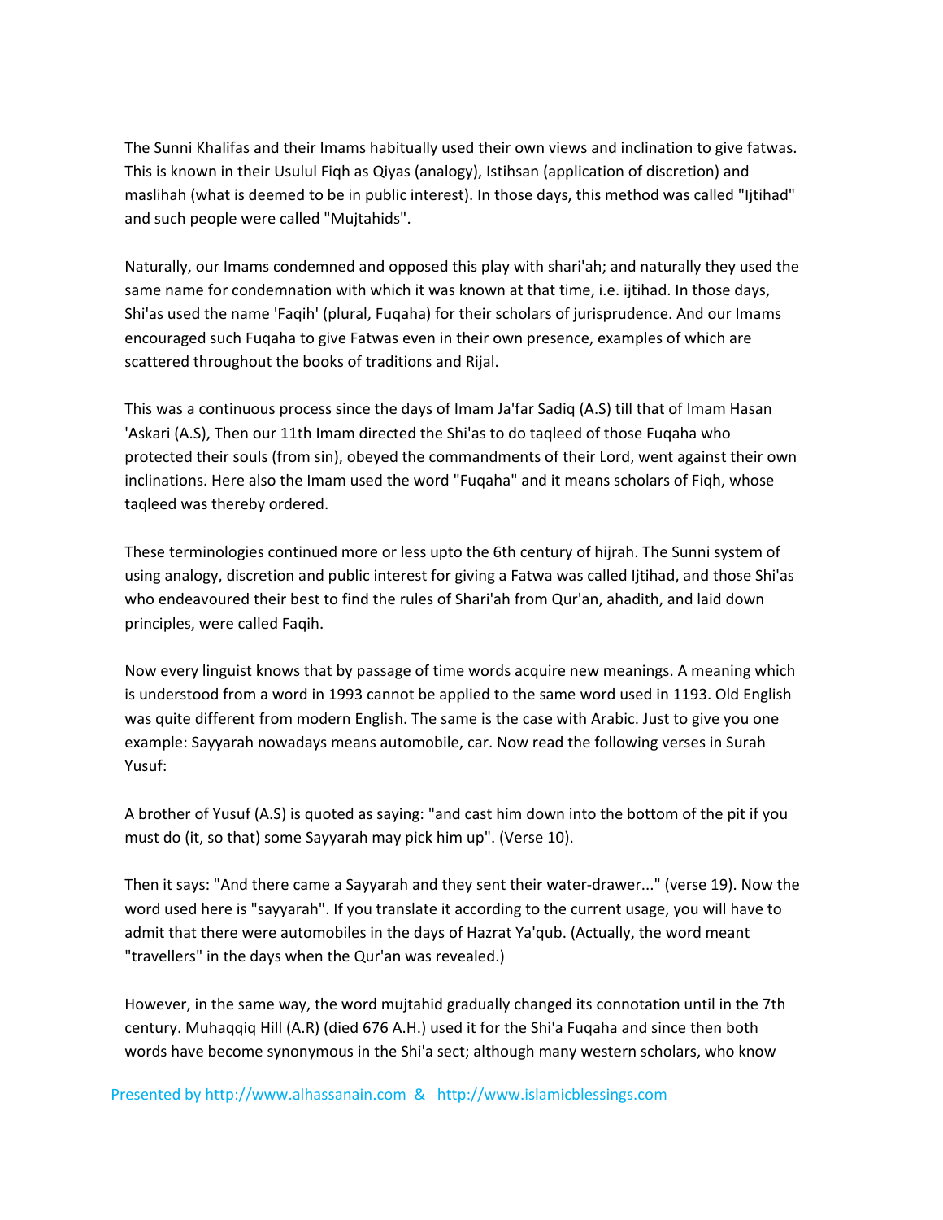The Sunni Khalifas and their Imams habitually used their own views and inclination to give fatwas. This is known in their Usulul Fiqh as Qiyas (analogy), Istihsan (application of discretion) and maslihah (what is deemed to be in public interest). In those days, this method was called "Ijtihad" and such people were called "Mujtahids".

Naturally, our Imams condemned and opposed this play with shari'ah; and naturally they used the same name for condemnation with which it was known at that time, i.e. ijtihad. In those days, Shi'as used the name 'Faqih' (plural, Fuqaha) for their scholars of jurisprudence. And our Imams encouraged such Fuqaha to give Fatwas even in their own presence, examples of which are scattered throughout the books of traditions and Rijal.

This was a continuous process since the days of Imam Ja'far Sadiq (A.S) till that of Imam Hasan 'Askari (A.S), Then our 11th Imam directed the Shi'as to do taqleed of those Fuqaha who protected their souls (from sin), obeyed the commandments of their Lord, went against their own inclinations. Here also the Imam used the word "Fuqaha" and it means scholars of Fiqh, whose taqleed was thereby ordered.

These terminologies continued more or less upto the 6th century of hijrah. The Sunni system of using analogy, discretion and public interest for giving a Fatwa was called Ijtihad, and those Shi'as who endeavoured their best to find the rules of Shari'ah from Qur'an, ahadith, and laid down principles, were called Faqih.

Now every linguist knows that by passage of time words acquire new meanings. A meaning which is understood from a word in 1993 cannot be applied to the same word used in 1193. Old English was quite different from modern English. The same is the case with Arabic. Just to give you one example: Sayyarah nowadays means automobile, car. Now read the following verses in Surah Yusuf:

A brother of Yusuf (A.S) is quoted as saying: "and cast him down into the bottom of the pit if you must do (it, so that) some Sayyarah may pick him up". (Verse 10).

Then it says: "And there came a Sayyarah and they sent their water-drawer..." (verse 19). Now the word used here is "sayyarah". If you translate it according to the current usage, you will have to admit that there were automobiles in the days of Hazrat Ya'qub. (Actually, the word meant "travellers" in the days when the Qur'an was revealed.)

However, in the same way, the word mujtahid gradually changed its connotation until in the 7th century. Muhaqqiq Hill (A.R) (died 676 A.H.) used it for the Shi'a Fuqaha and since then both words have become synonymous in the Shi'a sect; although many western scholars, who know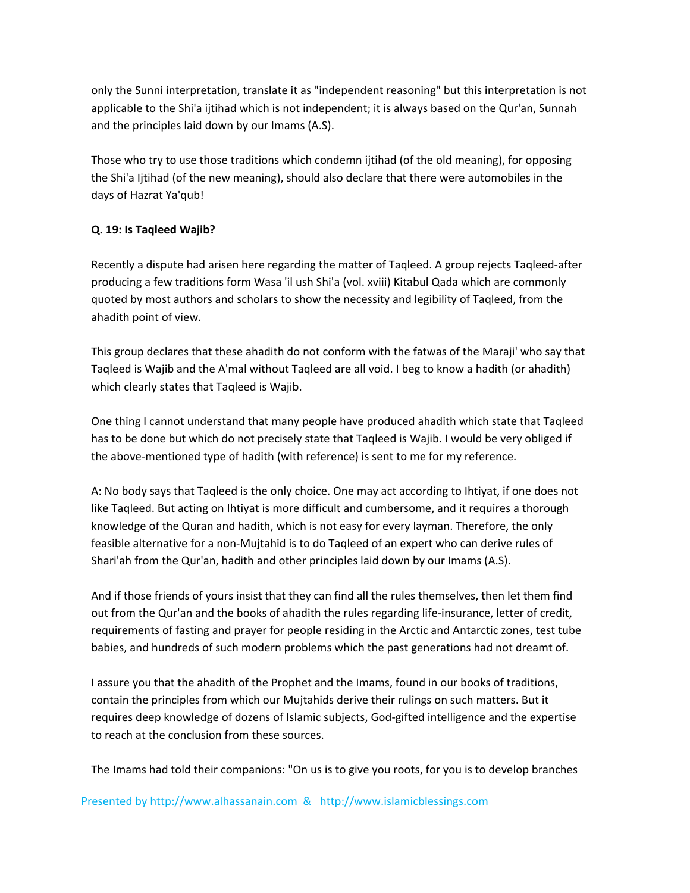only the Sunni interpretation, translate it as "independent reasoning" but this interpretation is not applicable to the Shi'a ijtihad which is not independent; it is always based on the Qur'an, Sunnah and the principles laid down by our Imams (A.S).

Those who try to use those traditions which condemn ijtihad (of the old meaning), for opposing the Shi'a Ijtihad (of the new meaning), should also declare that there were automobiles in the days of Hazrat Ya'qub!

**Q. 19: Is Taqleed Wajib?**

Recently a dispute had arisen here regarding the matter of Taqleed. A group rejects Taqleed-after producing a few traditions form Wasa 'il ush Shi'a (vol. xviii) Kitabul Qada which are commonly quoted by most authors and scholars to show the necessity and legibility of Taqleed, from the ahadith point of view.

This group declares that these ahadith do not conform with the fatwas of the Maraji' who say that Taqleed is Wajib and the A'mal without Taqleed are all void. I beg to know a hadith (or ahadith) which clearly states that Taqleed is Wajib.

One thing I cannot understand that many people have produced ahadith which state that Taqleed has to be done but which do not precisely state that Taqleed is Wajib. I would be very obliged if the above-mentioned type of hadith (with reference) is sent to me for my reference.

A: No body says that Taqleed is the only choice. One may act according to Ihtiyat, if one does not like Taqleed. But acting on Ihtiyat is more difficult and cumbersome, and it requires a thorough knowledge of the Quran and hadith, which is not easy for every layman. Therefore, the only feasible alternative for a non-Mujtahid is to do Taqleed of an expert who can derive rules of Shari'ah from the Qur'an, hadith and other principles laid down by our Imams (A.S).

And if those friends of yours insist that they can find all the rules themselves, then let them find out from the Qur'an and the books of ahadith the rules regarding life-insurance, letter of credit, requirements of fasting and prayer for people residing in the Arctic and Antarctic zones, test tube babies, and hundreds of such modern problems which the past generations had not dreamt of.

I assure you that the ahadith of the Prophet and the Imams, found in our books of traditions, contain the principles from which our Mujtahids derive their rulings on such matters. But it requires deep knowledge of dozens of Islamic subjects, God-gifted intelligence and the expertise to reach at the conclusion from these sources.

The Imams had told their companions: "On us is to give you roots, for you is to develop branches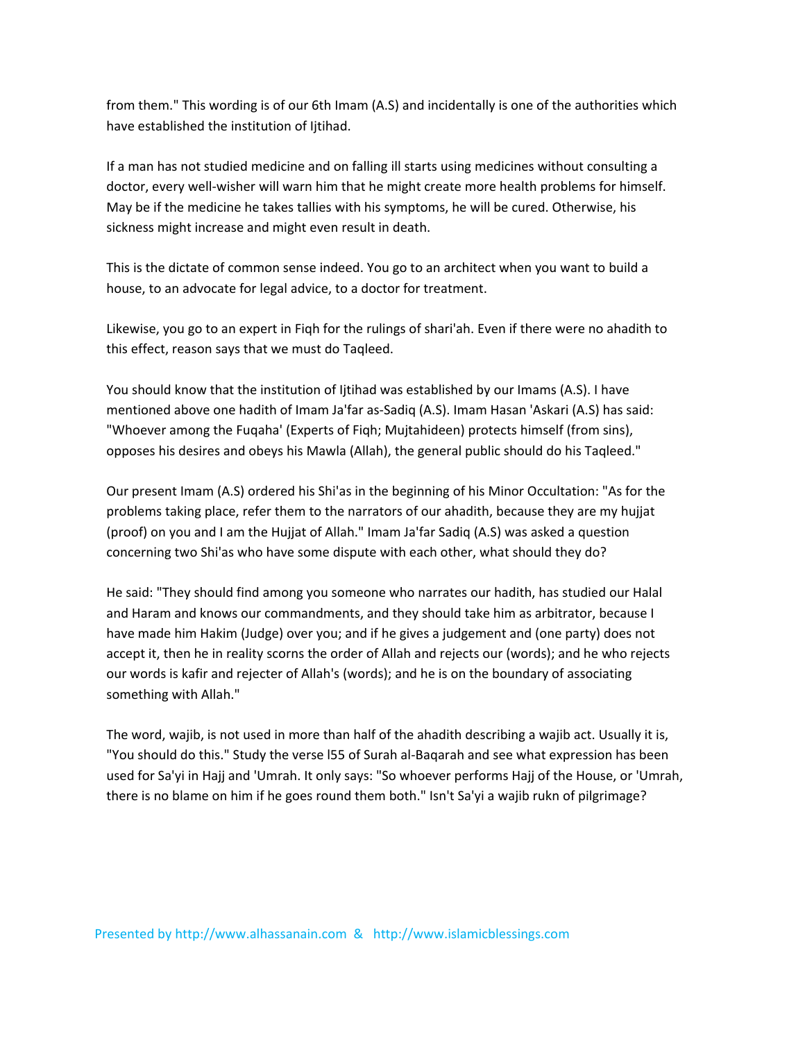from them." This wording is of our 6th Imam (A.S) and incidentally is one of the authorities which have established the institution of Ijtihad.

If a man has not studied medicine and on falling ill starts using medicines without consulting a doctor, every well-wisher will warn him that he might create more health problems for himself. May be if the medicine he takes tallies with his symptoms, he will be cured. Otherwise, his sickness might increase and might even result in death.

This is the dictate of common sense indeed. You go to an architect when you want to build a house, to an advocate for legal advice, to a doctor for treatment.

Likewise, you go to an expert in Fiqh for the rulings of shari'ah. Even if there were no ahadith to this effect, reason says that we must do Taqleed.

You should know that the institution of Ijtihad was established by our Imams (A.S). I have mentioned above one hadith of Imam Ja'far as-Sadiq (A.S). Imam Hasan 'Askari (A.S) has said: "Whoever among the Fuqaha' (Experts of Fiqh; Mujtahideen) protects himself (from sins), opposes his desires and obeys his Mawla (Allah), the general public should do his Taqleed."

Our present Imam (A.S) ordered his Shi'as in the beginning of his Minor Occultation: "As for the problems taking place, refer them to the narrators of our ahadith, because they are my hujjat (proof) on you and I am the Hujjat of Allah." Imam Ja'far Sadiq (A.S) was asked a question concerning two Shi'as who have some dispute with each other, what should they do?

He said: "They should find among you someone who narrates our hadith, has studied our Halal and Haram and knows our commandments, and they should take him as arbitrator, because I have made him Hakim (Judge) over you; and if he gives a judgement and (one party) does not accept it, then he in reality scorns the order of Allah and rejects our (words); and he who rejects our words is kafir and rejecter of Allah's (words); and he is on the boundary of associating something with Allah."

The word, wajib, is not used in more than half of the ahadith describing a wajib act. Usually it is, "You should do this." Study the verse l55 of Surah al-Baqarah and see what expression has been used for Sa'yi in Hajj and 'Umrah. It only says: "So whoever performs Hajj of the House, or 'Umrah, there is no blame on him if he goes round them both." Isn't Sa'yi a wajib rukn of pilgrimage?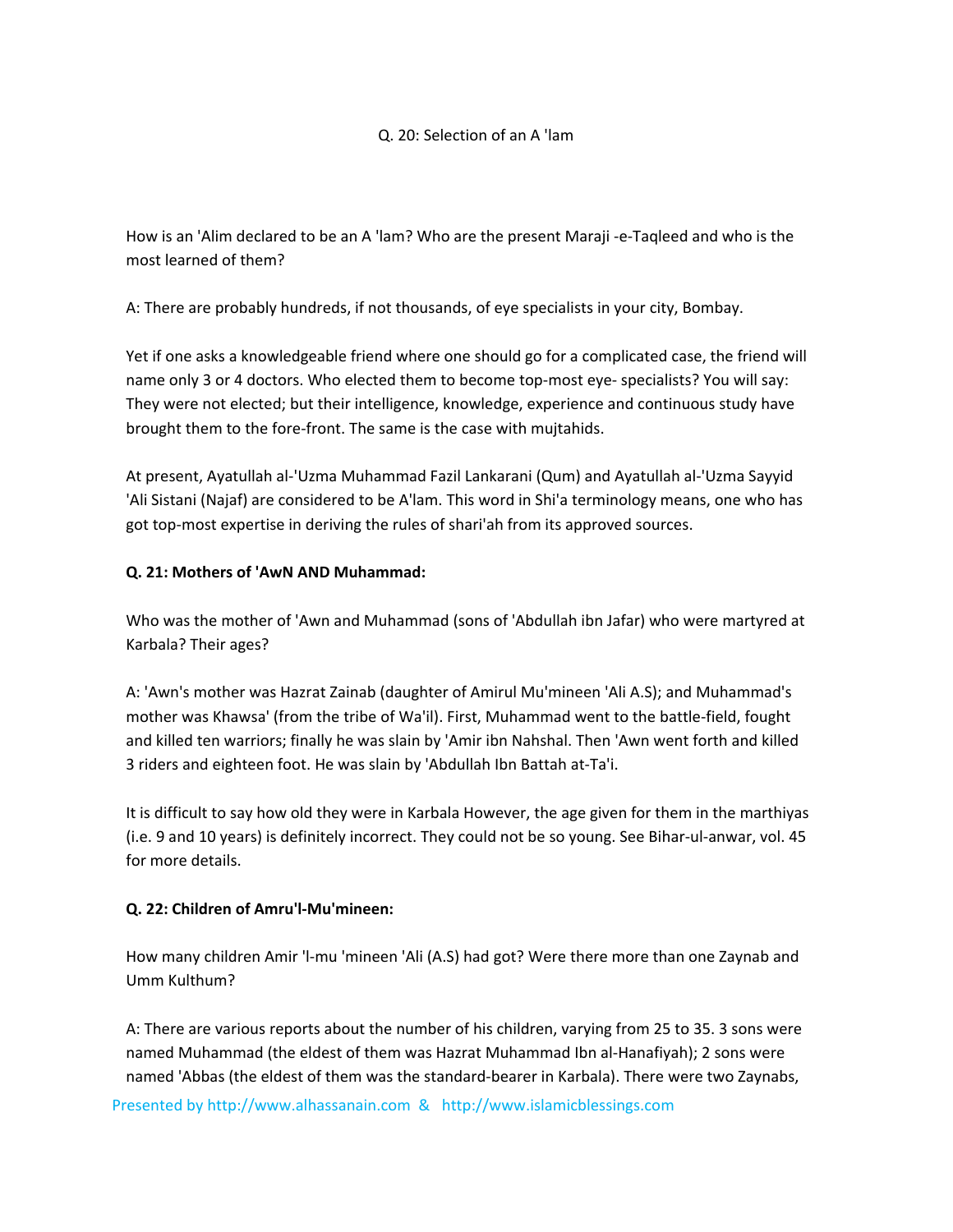Q. 20: Selection of an A 'lam

How is an 'Alim declared to be an A 'lam? Who are the present Maraji -e-Taqleed and who is the most learned of them?

A: There are probably hundreds, if not thousands, of eye specialists in your city, Bombay.

Yet if one asks a knowledgeable friend where one should go for a complicated case, the friend will name only 3 or 4 doctors. Who elected them to become top-most eye- specialists? You will say: They were not elected; but their intelligence, knowledge, experience and continuous study have brought them to the fore-front. The same is the case with mujtahids.

At present, Ayatullah al-'Uzma Muhammad Fazil Lankarani (Qum) and Ayatullah al-'Uzma Sayyid 'Ali Sistani (Najaf) are considered to be A'lam. This word in Shi'a terminology means, one who has got top-most expertise in deriving the rules of shari'ah from its approved sources.

**Q. 21: Mothers of 'AwN AND Muhammad:**

Who was the mother of 'Awn and Muhammad (sons of 'Abdullah ibn Jafar) who were martyred at Karbala? Their ages?

A: 'Awn's mother was Hazrat Zainab (daughter of Amirul Mu'mineen 'Ali A.S); and Muhammad's mother was Khawsa' (from the tribe of Wa'il). First, Muhammad went to the battle-field, fought and killed ten warriors; finally he was slain by 'Amir ibn Nahshal. Then 'Awn went forth and killed 3 riders and eighteen foot. He was slain by 'Abdullah Ibn Battah at-Ta'i.

It is difficult to say how old they were in Karbala However, the age given for them in the marthiyas (i.e. 9 and 10 years) is definitely incorrect. They could not be so young. See Bihar-ul-anwar, vol. 45 for more details.

**Q. 22: Children of Amru'l-Mu'mineen:**

How many children Amir 'l-mu 'mineen 'Ali (A.S) had got? Were there more than one Zaynab and Umm Kulthum?

A: There are various reports about the number of his children, varying from 25 to 35. 3 sons were named Muhammad (the eldest of them was Hazrat Muhammad Ibn al-Hanafiyah); 2 sons were named 'Abbas (the eldest of them was the standard-bearer in Karbala). There were two Zaynabs,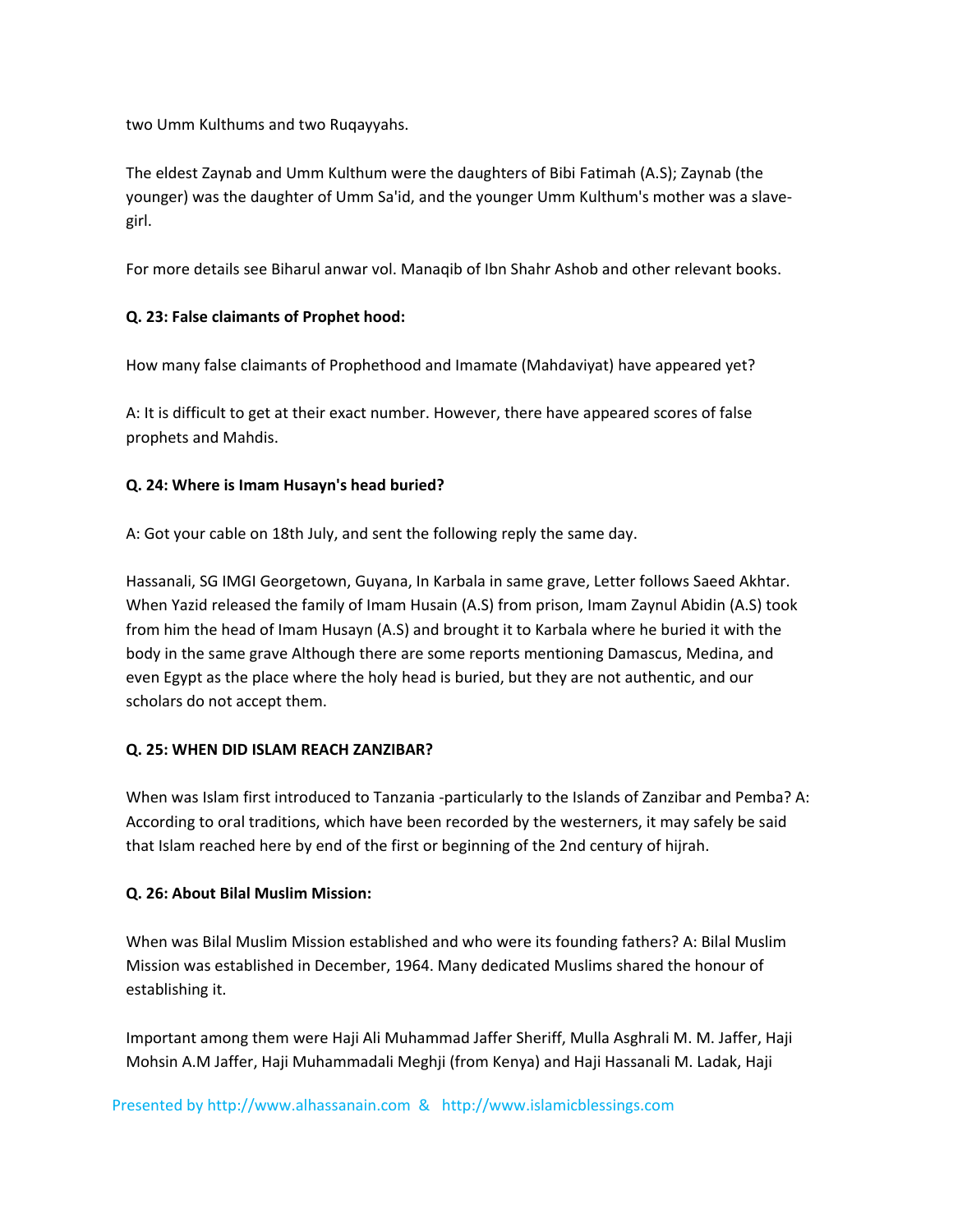two Umm Kulthums and two Ruqayyahs.

The eldest Zaynab and Umm Kulthum were the daughters of Bibi Fatimah (A.S); Zaynab (the younger) was the daughter of Umm Sa'id, and the younger Umm Kulthum's mother was a slave-girl.

For more details see Biharul anwar vol. Manaqib of Ibn Shahr Ashob and other relevant books.

**Q. 23: False claimants of Prophet hood:**

How many false claimants of Prophethood and Imamate (Mahdaviyat) have appeared yet?

A: It is difficult to get at their exact number. However, there have appeared scores of false prophets and Mahdis.

**Q. 24: Where is Imam Husayn's head buried?**

A: Got your cable on 18th July, and sent the following reply the same day.

Hassanali, SG IMGI Georgetown, Guyana, In Karbala in same grave, Letter follows Saeed Akhtar. When Yazid released the family of Imam Husain (A.S) from prison, Imam Zaynul Abidin (A.S) took from him the head of Imam Husayn (A.S) and brought it to Karbala where he buried it with the body in the same grave Although there are some reports mentioning Damascus, Medina, and even Egypt as the place where the holy head is buried, but they are not authentic, and our scholars do not accept them.

**Q. 25: WHEN DID ISLAM REACH ZANZIBAR?**

When was Islam first introduced to Tanzania -particularly to the Islands of Zanzibar and Pemba? A: According to oral traditions, which have been recorded by the westerners, it may safely be said that Islam reached here by end of the first or beginning of the 2nd century of hijrah.

**Q. 26: About Bilal Muslim Mission:**

When was Bilal Muslim Mission established and who were its founding fathers? A: Bilal Muslim Mission was established in December, 1964. Many dedicated Muslims shared the honour of establishing it.

Important among them were Haji Ali Muhammad Jaffer Sheriff, Mulla Asghrali M. M. Jaffer, Haji Mohsin A.M Jaffer, Haji Muhammadali Meghji (from Kenya) and Haji Hassanali M. Ladak, Haji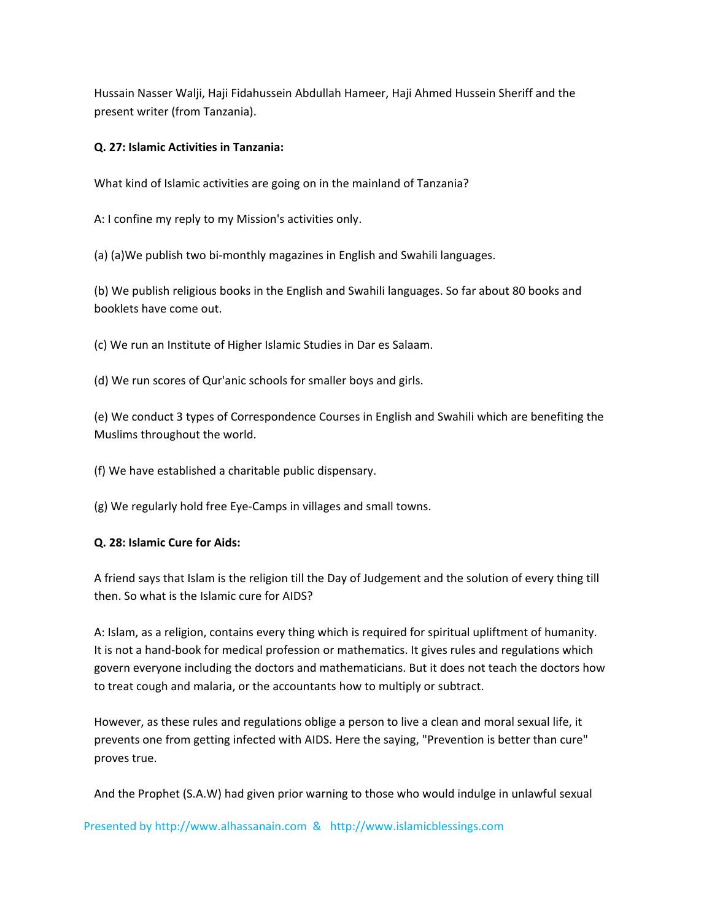Hussain Nasser Walji, Haji Fidahussein Abdullah Hameer, Haji Ahmed Hussein Sheriff and the present writer (from Tanzania).

**Q. 27: Islamic Activities in Tanzania:**

What kind of Islamic activities are going on in the mainland of Tanzania?

A: I confine my reply to my Mission's activities only.

(a) (a)We publish two bi-monthly magazines in English and Swahili languages.

(b) We publish religious books in the English and Swahili languages. So far about 80 books and booklets have come out.

(c) We run an Institute of Higher Islamic Studies in Dar es Salaam.

(d) We run scores of Qur'anic schools for smaller boys and girls.

(e) We conduct 3 types of Correspondence Courses in English and Swahili which are benefiting the Muslims throughout the world.

(f) We have established a charitable public dispensary.

(g) We regularly hold free Eye-Camps in villages and small towns.

**Q. 28: Islamic Cure for Aids:**

A friend says that Islam is the religion till the Day of Judgement and the solution of every thing till then. So what is the Islamic cure for AIDS?

A: Islam, as a religion, contains every thing which is required for spiritual upliftment of humanity. It is not a hand-book for medical profession or mathematics. It gives rules and regulations which govern everyone including the doctors and mathematicians. But it does not teach the doctors how to treat cough and malaria, or the accountants how to multiply or subtract.

However, as these rules and regulations oblige a person to live a clean and moral sexual life, it prevents one from getting infected with AIDS. Here the saying, "Prevention is better than cure" proves true.

And the Prophet (S.A.W) had given prior warning to those who would indulge in unlawful sexual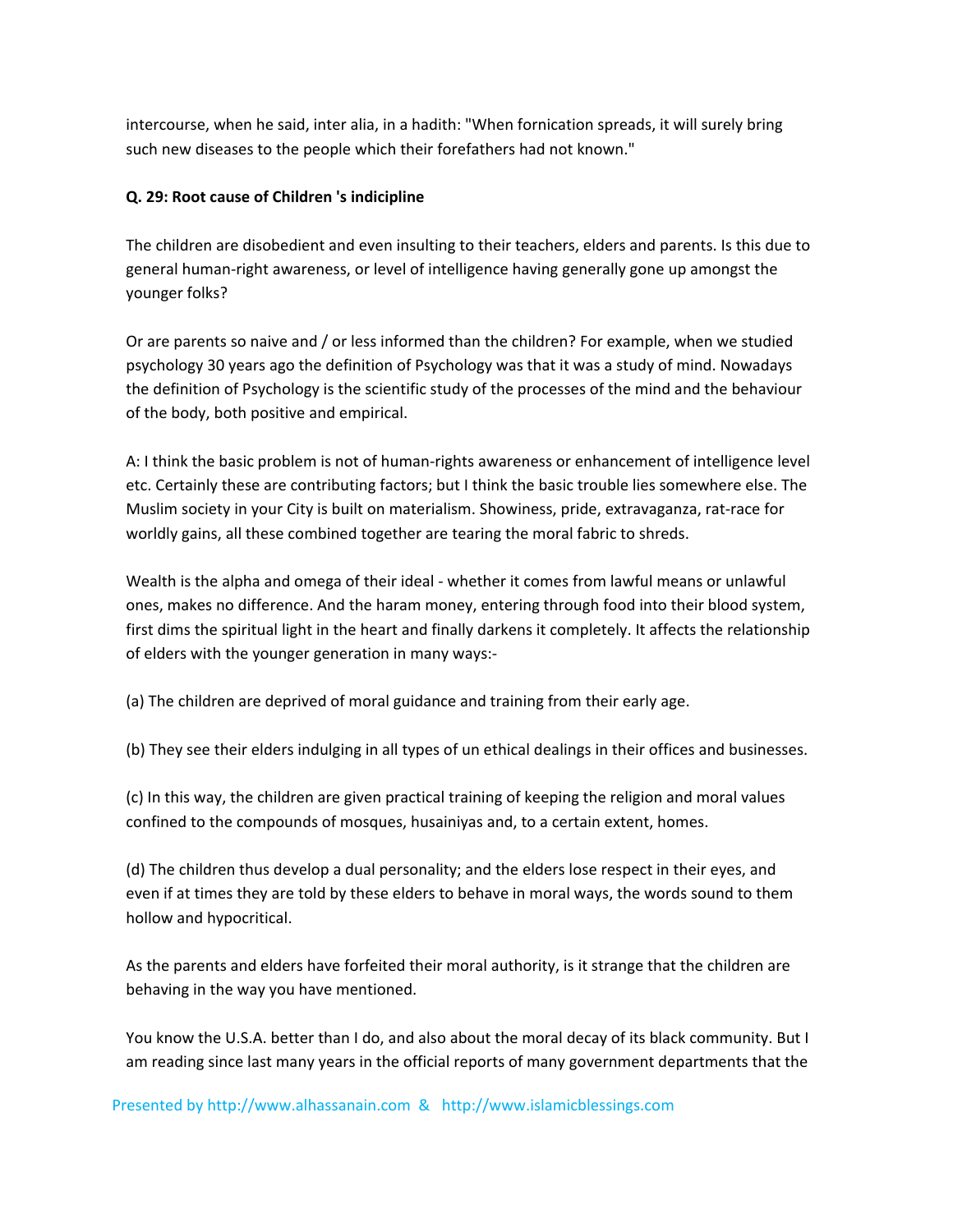intercourse, when he said, inter alia, in a hadith: "When fornication spreads, it will surely bring such new diseases to the people which their forefathers had not known."

**Q. 29: Root cause of Children 's indicipline**

The children are disobedient and even insulting to their teachers, elders and parents. Is this due to general human-right awareness, or level of intelligence having generally gone up amongst the younger folks?

Or are parents so naive and / or less informed than the children? For example, when we studied psychology 30 years ago the definition of Psychology was that it was a study of mind. Nowadays the definition of Psychology is the scientific study of the processes of the mind and the behaviour of the body, both positive and empirical.

A: I think the basic problem is not of human-rights awareness or enhancement of intelligence level etc. Certainly these are contributing factors; but I think the basic trouble lies somewhere else. The Muslim society in your City is built on materialism. Showiness, pride, extravaganza, rat-race for worldly gains, all these combined together are tearing the moral fabric to shreds.

Wealth is the alpha and omega of their ideal - whether it comes from lawful means or unlawful ones, makes no difference. And the haram money, entering through food into their blood system, first dims the spiritual light in the heart and finally darkens it completely. It affects the relationship of elders with the younger generation in many ways:-

(a) The children are deprived of moral guidance and training from their early age.

(b) They see their elders indulging in all types of un ethical dealings in their offices and businesses.

(c) In this way, the children are given practical training of keeping the religion and moral values confined to the compounds of mosques, husainiyas and, to a certain extent, homes.

(d) The children thus develop a dual personality; and the elders lose respect in their eyes, and even if at times they are told by these elders to behave in moral ways, the words sound to them hollow and hypocritical.

As the parents and elders have forfeited their moral authority, is it strange that the children are behaving in the way you have mentioned.

You know the U.S.A. better than I do, and also about the moral decay of its black community. But I am reading since last many years in the official reports of many government departments that the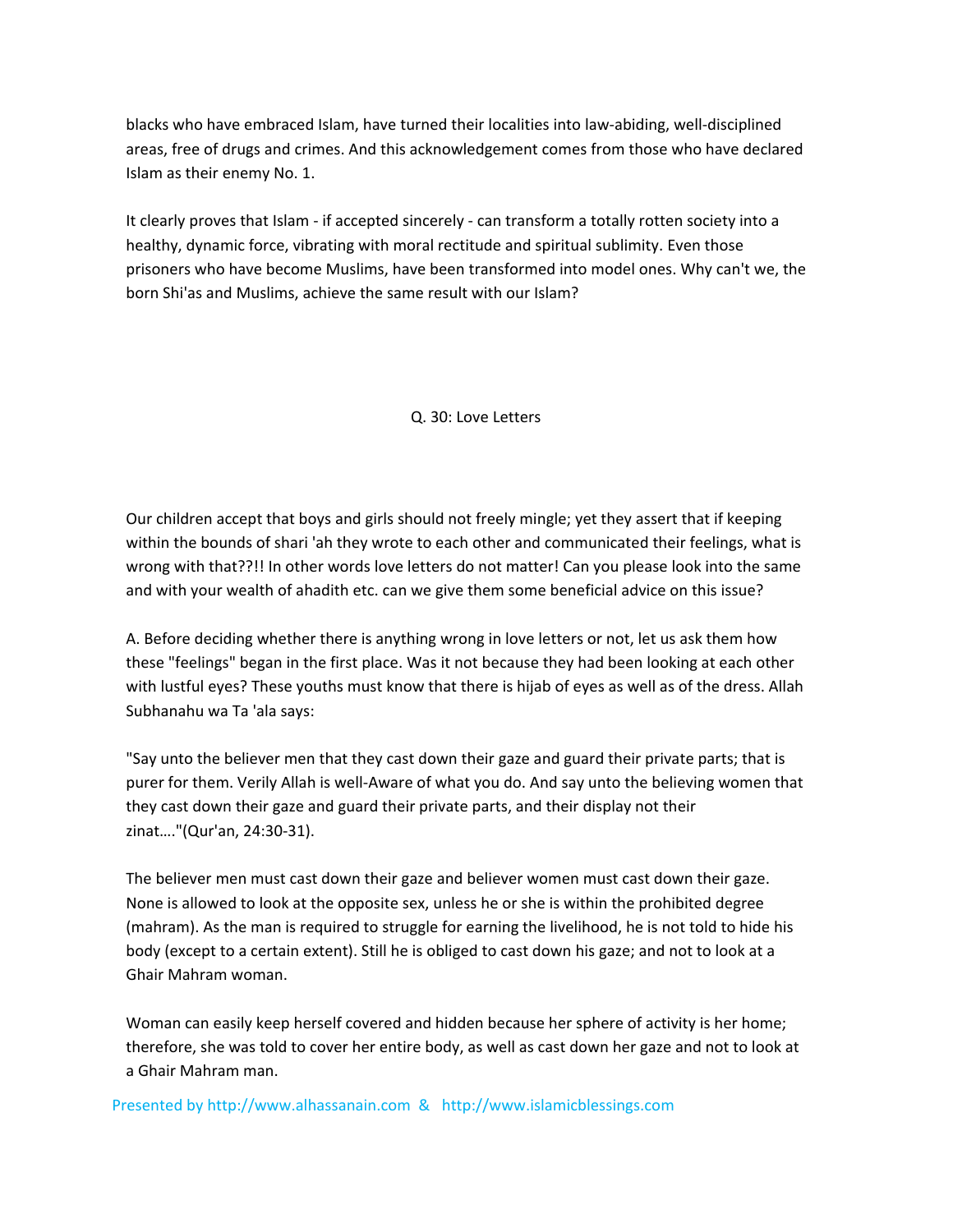blacks who have embraced Islam, have turned their localities into law-abiding, well-disciplined areas, free of drugs and crimes. And this acknowledgement comes from those who have declared Islam as their enemy No. 1.

It clearly proves that Islam - if accepted sincerely - can transform a totally rotten society into a healthy, dynamic force, vibrating with moral rectitude and spiritual sublimity. Even those prisoners who have become Muslims, have been transformed into model ones. Why can't we, the born Shi'as and Muslims, achieve the same result with our Islam?

## Q. 30: Love Letters

Our children accept that boys and girls should not freely mingle; yet they assert that if keeping within the bounds of shari 'ah they wrote to each other and communicated their feelings, what is wrong with that??!! In other words love letters do not matter! Can you please look into the same and with your wealth of ahadith etc. can we give them some beneficial advice on this issue?

A. Before deciding whether there is anything wrong in love letters or not, let us ask them how these "feelings" began in the first place. Was it not because they had been looking at each other with lustful eyes? These youths must know that there is hijab of eyes as well as of the dress. Allah Subhanahu wa Ta 'ala says:

"Say unto the believer men that they cast down their gaze and guard their private parts; that is purer for them. Verily Allah is well-Aware of what you do. And say unto the believing women that they cast down their gaze and guard their private parts, and their display not their zinat…."(Qur'an, 24:30-31).

The believer men must cast down their gaze and believer women must cast down their gaze. None is allowed to look at the opposite sex, unless he or she is within the prohibited degree (mahram). As the man is required to struggle for earning the livelihood, he is not told to hide his body (except to a certain extent). Still he is obliged to cast down his gaze; and not to look at a Ghair Mahram woman.

Woman can easily keep herself covered and hidden because her sphere of activity is her home; therefore, she was told to cover her entire body, as well as cast down her gaze and not to look at a Ghair Mahram man.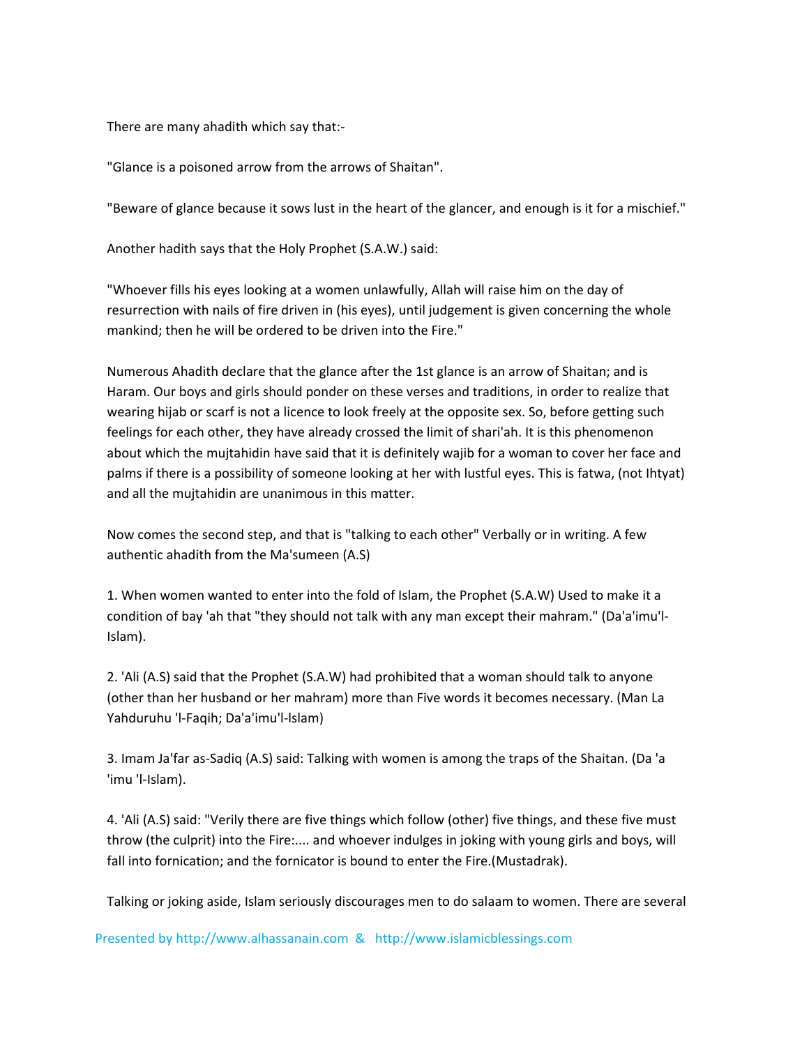There are many ahadith which say that:-

"Glance is a poisoned arrow from the arrows of Shaitan".

"Beware of glance because it sows lust in the heart of the glancer, and enough is it for a mischief."

Another hadith says that the Holy Prophet (S.A.W.) said:

"Whoever fills his eyes looking at a women unlawfully, Allah will raise him on the day of resurrection with nails of fire driven in (his eyes), until judgement is given concerning the whole mankind; then he will be ordered to be driven into the Fire."

Numerous Ahadith declare that the glance after the 1st glance is an arrow of Shaitan; and is Haram. Our boys and girls should ponder on these verses and traditions, in order to realize that wearing hijab or scarf is not a licence to look freely at the opposite sex. So, before getting such feelings for each other, they have already crossed the limit of shari'ah. It is this phenomenon about which the mujtahidin have said that it is definitely wajib for a woman to cover her face and palms if there is a possibility of someone looking at her with lustful eyes. This is fatwa, (not Ihtyat) and all the mujtahidin are unanimous in this matter.

Now comes the second step, and that is "talking to each other" Verbally or in writing. A few authentic ahadith from the Ma'sumeen (A.S)

1. When women wanted to enter into the fold of Islam, the Prophet (S.A.W) Used to make it a condition of bay 'ah that "they should not talk with any man except their mahram." (Da'a'imu'l-Islam).

2. 'Ali (A.S) said that the Prophet (S.A.W) had prohibited that a woman should talk to anyone (other than her husband or her mahram) more than Five words it becomes necessary. (Man La Yahduruhu 'l-Faqih; Da'a'imu'l-lslam)

3. Imam Ja'far as-Sadiq (A.S) said: Talking with women is among the traps of the Shaitan. (Da 'a 'imu 'l-Islam).

4. 'Ali (A.S) said: "Verily there are five things which follow (other) five things, and these five must throw (the culprit) into the Fire:.... and whoever indulges in joking with young girls and boys, will fall into fornication; and the fornicator is bound to enter the Fire.(Mustadrak).

Talking or joking aside, Islam seriously discourages men to do salaam to women. There are several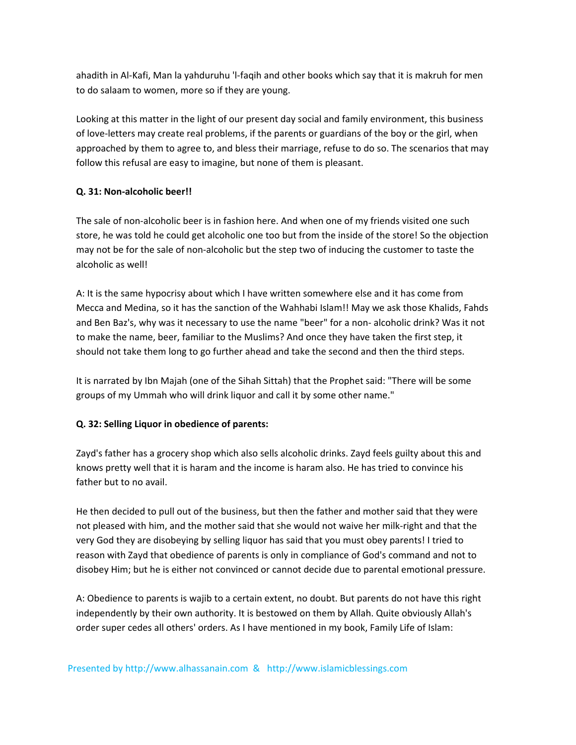ahadith in Al-Kafi, Man la yahduruhu 'l-faqih and other books which say that it is makruh for men to do salaam to women, more so if they are young.

Looking at this matter in the light of our present day social and family environment, this business of love-letters may create real problems, if the parents or guardians of the boy or the girl, when approached by them to agree to, and bless their marriage, refuse to do so. The scenarios that may follow this refusal are easy to imagine, but none of them is pleasant.

**Q. 31: Non-alcoholic beer!!**

The sale of non-alcoholic beer is in fashion here. And when one of my friends visited one such store, he was told he could get alcoholic one too but from the inside of the store! So the objection may not be for the sale of non-alcoholic but the step two of inducing the customer to taste the alcoholic as well!

A: It is the same hypocrisy about which I have written somewhere else and it has come from Mecca and Medina, so it has the sanction of the Wahhabi Islam!! May we ask those Khalids, Fahds and Ben Baz's, why was it necessary to use the name "beer" for a non- alcoholic drink? Was it not to make the name, beer, familiar to the Muslims? And once they have taken the first step, it should not take them long to go further ahead and take the second and then the third steps.

It is narrated by Ibn Majah (one of the Sihah Sittah) that the Prophet said: "There will be some groups of my Ummah who will drink liquor and call it by some other name."

**Q. 32: Selling Liquor in obedience of parents:**

Zayd's father has a grocery shop which also sells alcoholic drinks. Zayd feels guilty about this and knows pretty well that it is haram and the income is haram also. He has tried to convince his father but to no avail.

He then decided to pull out of the business, but then the father and mother said that they were not pleased with him, and the mother said that she would not waive her milk-right and that the very God they are disobeying by selling liquor has said that you must obey parents! I tried to reason with Zayd that obedience of parents is only in compliance of God's command and not to disobey Him; but he is either not convinced or cannot decide due to parental emotional pressure.

A: Obedience to parents is wajib to a certain extent, no doubt. But parents do not have this right independently by their own authority. It is bestowed on them by Allah. Quite obviously Allah's order super cedes all others' orders. As I have mentioned in my book, Family Life of Islam: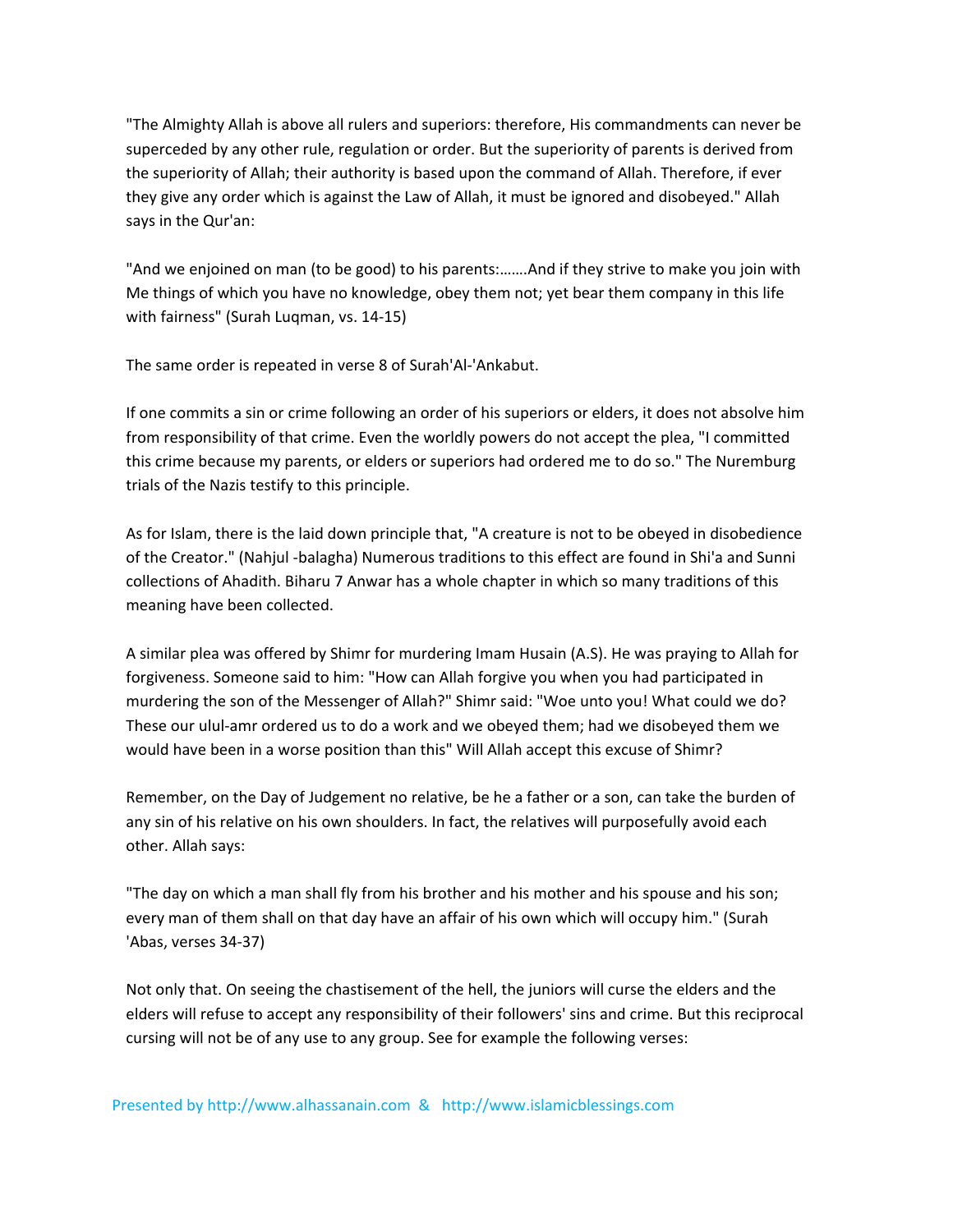"The Almighty Allah is above all rulers and superiors: therefore, His commandments can never be superceded by any other rule, regulation or order. But the superiority of parents is derived from the superiority of Allah; their authority is based upon the command of Allah. Therefore, if ever they give any order which is against the Law of Allah, it must be ignored and disobeyed." Allah says in the Qur'an:

"And we enjoined on man (to be good) to his parents:…….And if they strive to make you join with Me things of which you have no knowledge, obey them not; yet bear them company in this life with fairness" (Surah Luqman, vs. 14-15)

The same order is repeated in verse 8 of Surah'Al-'Ankabut.

If one commits a sin or crime following an order of his superiors or elders, it does not absolve him from responsibility of that crime. Even the worldly powers do not accept the plea, "I committed this crime because my parents, or elders or superiors had ordered me to do so." The Nuremburg trials of the Nazis testify to this principle.

As for Islam, there is the laid down principle that, "A creature is not to be obeyed in disobedience of the Creator." (Nahjul -balagha) Numerous traditions to this effect are found in Shi'a and Sunni collections of Ahadith. Biharu 7 Anwar has a whole chapter in which so many traditions of this meaning have been collected.

A similar plea was offered by Shimr for murdering Imam Husain (A.S). He was praying to Allah for forgiveness. Someone said to him: "How can Allah forgive you when you had participated in murdering the son of the Messenger of Allah?" Shimr said: "Woe unto you! What could we do? These our ulul-amr ordered us to do a work and we obeyed them; had we disobeyed them we would have been in a worse position than this" Will Allah accept this excuse of Shimr?

Remember, on the Day of Judgement no relative, be he a father or a son, can take the burden of any sin of his relative on his own shoulders. In fact, the relatives will purposefully avoid each other. Allah says:

"The day on which a man shall fly from his brother and his mother and his spouse and his son; every man of them shall on that day have an affair of his own which will occupy him." (Surah 'Abas, verses 34-37)

Not only that. On seeing the chastisement of the hell, the juniors will curse the elders and the elders will refuse to accept any responsibility of their followers' sins and crime. But this reciprocal cursing will not be of any use to any group. See for example the following verses: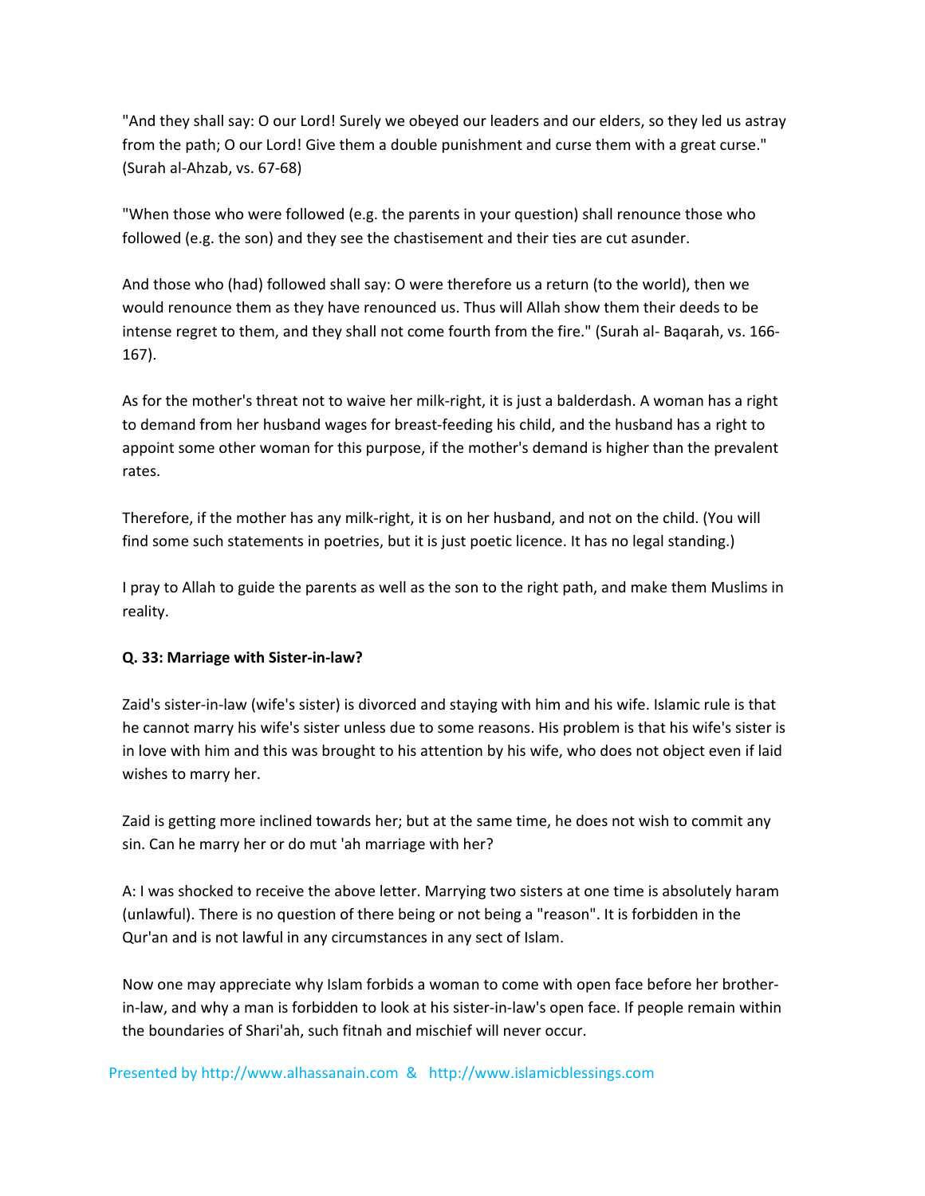"And they shall say: O our Lord! Surely we obeyed our leaders and our elders, so they led us astray from the path; O our Lord! Give them a double punishment and curse them with a great curse." (Surah al-Ahzab, vs. 67-68)

"When those who were followed (e.g. the parents in your question) shall renounce those who followed (e.g. the son) and they see the chastisement and their ties are cut asunder.

And those who (had) followed shall say: O were therefore us a return (to the world), then we would renounce them as they have renounced us. Thus will Allah show them their deeds to be intense regret to them, and they shall not come fourth from the fire." (Surah al- Baqarah, vs. 166-167).

As for the mother's threat not to waive her milk-right, it is just a balderdash. A woman has a right to demand from her husband wages for breast-feeding his child, and the husband has a right to appoint some other woman for this purpose, if the mother's demand is higher than the prevalent rates.

Therefore, if the mother has any milk-right, it is on her husband, and not on the child. (You will find some such statements in poetries, but it is just poetic licence. It has no legal standing.)

I pray to Allah to guide the parents as well as the son to the right path, and make them Muslims in reality.

**Q. 33: Marriage with Sister-in-law?**

Zaid's sister-in-law (wife's sister) is divorced and staying with him and his wife. Islamic rule is that he cannot marry his wife's sister unless due to some reasons. His problem is that his wife's sister is in love with him and this was brought to his attention by his wife, who does not object even if laid wishes to marry her.

Zaid is getting more inclined towards her; but at the same time, he does not wish to commit any sin. Can he marry her or do mut 'ah marriage with her?

A: I was shocked to receive the above letter. Marrying two sisters at one time is absolutely haram (unlawful). There is no question of there being or not being a "reason". It is forbidden in the Qur'an and is not lawful in any circumstances in any sect of Islam.

Now one may appreciate why Islam forbids a woman to come with open face before her brother-in-law, and why a man is forbidden to look at his sister-in-law's open face. If people remain within the boundaries of Shari'ah, such fitnah and mischief will never occur.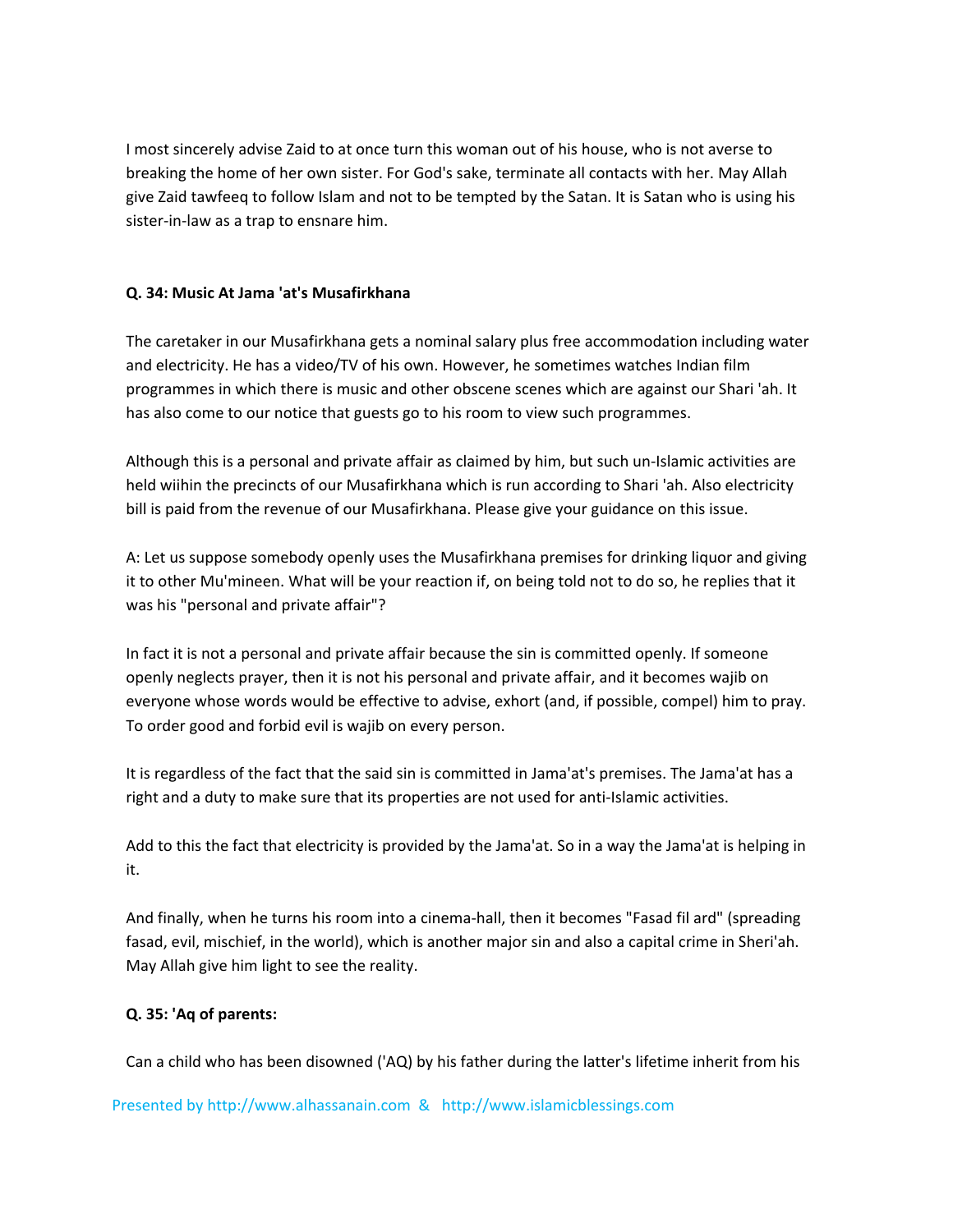I most sincerely advise Zaid to at once turn this woman out of his house, who is not averse to breaking the home of her own sister. For God's sake, terminate all contacts with her. May Allah give Zaid tawfeeq to follow Islam and not to be tempted by the Satan. It is Satan who is using his sister-in-law as a trap to ensnare him.

### Q. 34: Music At Jama 'at's Musafirkhana

The caretaker in our Musafirkhana gets a nominal salary plus free accommodation including water and electricity. He has a video/TV of his own. However, he sometimes watches Indian film programmes in which there is music and other obscene scenes which are against our Shari 'ah. It has also come to our notice that guests go to his room to view such programmes.

Although this is a personal and private affair as claimed by him, but such un-Islamic activities are held wiihin the precincts of our Musafirkhana which is run according to Shari 'ah. Also electricity bill is paid from the revenue of our Musafirkhana. Please give your guidance on this issue.

A: Let us suppose somebody openly uses the Musafirkhana premises for drinking liquor and giving it to other Mu'mineen. What will be your reaction if, on being told not to do so, he replies that it was his "personal and private affair"?

In fact it is not a personal and private affair because the sin is committed openly. If someone openly neglects prayer, then it is not his personal and private affair, and it becomes wajib on everyone whose words would be effective to advise, exhort (and, if possible, compel) him to pray. To order good and forbid evil is wajib on every person.

It is regardless of the fact that the said sin is committed in Jama'at's premises. The Jama'at has a right and a duty to make sure that its properties are not used for anti-Islamic activities.

Add to this the fact that electricity is provided by the Jama'at. So in a way the Jama'at is helping in it.

And finally, when he turns his room into a cinema-hall, then it becomes "Fasad fil ard" (spreading fasad, evil, mischief, in the world), which is another major sin and also a capital crime in Sheri'ah. May Allah give him light to see the reality.

### Q. 35: 'Aq of parents:

Can a child who has been disowned ('AQ) by his father during the latter's lifetime inherit from his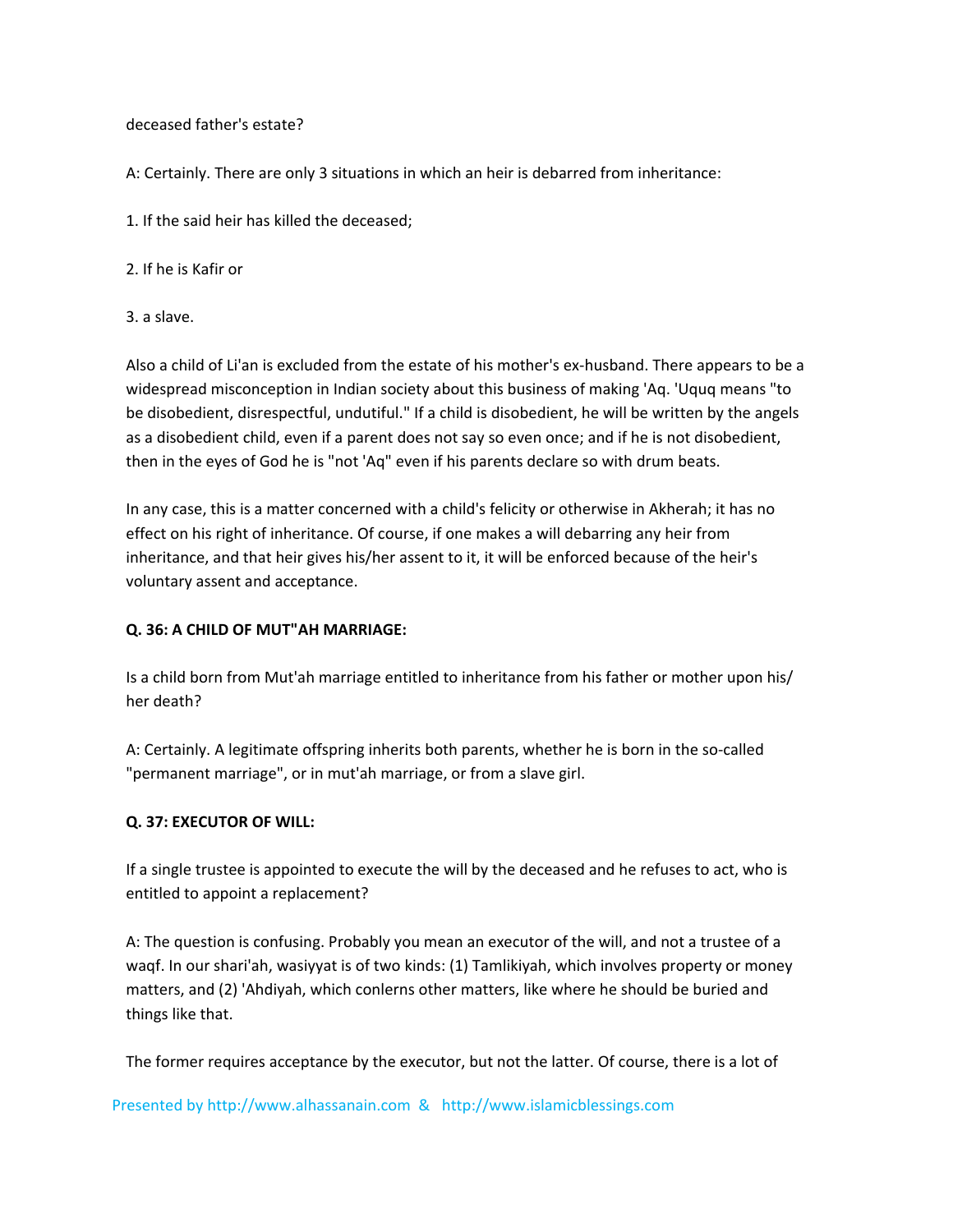deceased father's estate?

A: Certainly. There are only 3 situations in which an heir is debarred from inheritance:

1. If the said heir has killed the deceased;

2. If he is Kafir or

3. a slave.

Also a child of Li'an is excluded from the estate of his mother's ex-husband. There appears to be a widespread misconception in Indian society about this business of making 'Aq. 'Uquq means "to be disobedient, disrespectful, undutiful." If a child is disobedient, he will be written by the angels as a disobedient child, even if a parent does not say so even once; and if he is not disobedient, then in the eyes of God he is "not 'Aq" even if his parents declare so with drum beats.

In any case, this is a matter concerned with a child's felicity or otherwise in Akherah; it has no effect on his right of inheritance. Of course, if one makes a will debarring any heir from inheritance, and that heir gives his/her assent to it, it will be enforced because of the heir's voluntary assent and acceptance.

**Q. 36: A CHILD OF MUT"AH MARRIAGE:**

Is a child born from Mut'ah marriage entitled to inheritance from his father or mother upon his/her death?

A: Certainly. A legitimate offspring inherits both parents, whether he is born in the so-called "permanent marriage", or in mut'ah marriage, or from a slave girl.

**Q. 37: EXECUTOR OF WILL:**

If a single trustee is appointed to execute the will by the deceased and he refuses to act, who is entitled to appoint a replacement?

A: The question is confusing. Probably you mean an executor of the will, and not a trustee of a waqf. In our shari'ah, wasiyyat is of two kinds: (1) Tamlikiyah, which involves property or money matters, and (2) 'Ahdiyah, which conlerns other matters, like where he should be buried and things like that.

The former requires acceptance by the executor, but not the latter. Of course, there is a lot of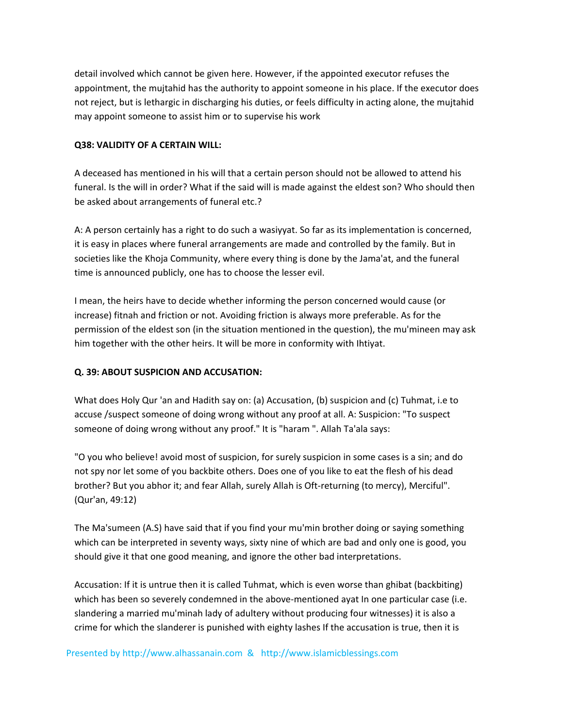detail involved which cannot be given here. However, if the appointed executor refuses the appointment, the mujtahid has the authority to appoint someone in his place. If the executor does not reject, but is lethargic in discharging his duties, or feels difficulty in acting alone, the mujtahid may appoint someone to assist him or to supervise his work

**Q38: VALIDITY OF A CERTAIN WILL:**

A deceased has mentioned in his will that a certain person should not be allowed to attend his funeral. Is the will in order? What if the said will is made against the eldest son? Who should then be asked about arrangements of funeral etc.?

A: A person certainly has a right to do such a wasiyyat. So far as its implementation is concerned, it is easy in places where funeral arrangements are made and controlled by the family. But in societies like the Khoja Community, where every thing is done by the Jama'at, and the funeral time is announced publicly, one has to choose the lesser evil.

I mean, the heirs have to decide whether informing the person concerned would cause (or increase) fitnah and friction or not. Avoiding friction is always more preferable. As for the permission of the eldest son (in the situation mentioned in the question), the mu'mineen may ask him together with the other heirs. It will be more in conformity with Ihtiyat.

**Q. 39: ABOUT SUSPICION AND ACCUSATION:**

What does Holy Qur 'an and Hadith say on: (a) Accusation, (b) suspicion and (c) Tuhmat, i.e to accuse /suspect someone of doing wrong without any proof at all. A: Suspicion: "To suspect someone of doing wrong without any proof." It is "haram ". Allah Ta'ala says:

"O you who believe! avoid most of suspicion, for surely suspicion in some cases is a sin; and do not spy nor let some of you backbite others. Does one of you like to eat the flesh of his dead brother? But you abhor it; and fear Allah, surely Allah is Oft-returning (to mercy), Merciful". (Qur'an, 49:12)

The Ma'sumeen (A.S) have said that if you find your mu'min brother doing or saying something which can be interpreted in seventy ways, sixty nine of which are bad and only one is good, you should give it that one good meaning, and ignore the other bad interpretations.

Accusation: If it is untrue then it is called Tuhmat, which is even worse than ghibat (backbiting) which has been so severely condemned in the above-mentioned ayat In one particular case (i.e. slandering a married mu'minah lady of adultery without producing four witnesses) it is also a crime for which the slanderer is punished with eighty lashes If the accusation is true, then it is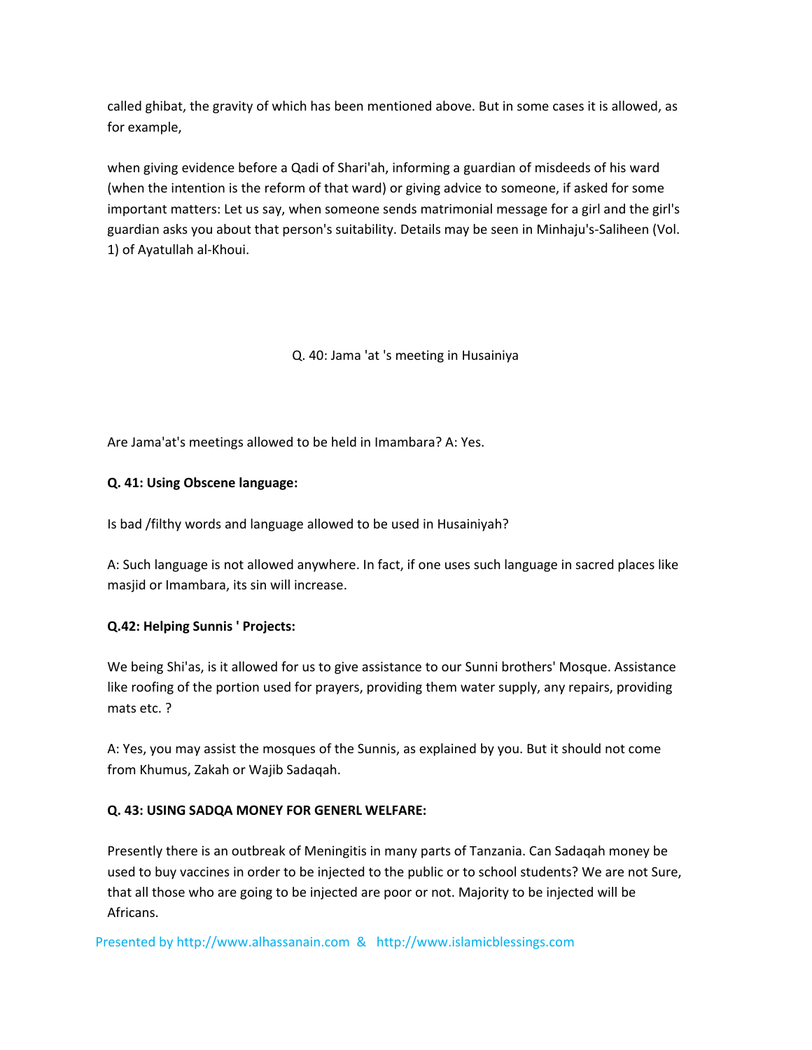called ghibat, the gravity of which has been mentioned above. But in some cases it is allowed, as for example,

when giving evidence before a Qadi of Shari'ah, informing a guardian of misdeeds of his ward (when the intention is the reform of that ward) or giving advice to someone, if asked for some important matters: Let us say, when someone sends matrimonial message for a girl and the girl's guardian asks you about that person's suitability. Details may be seen in Minhaju's-Saliheen (Vol. 1) of Ayatullah al-Khoui.

Q. 40: Jama 'at 's meeting in Husainiya

Are Jama'at's meetings allowed to be held in Imambara? A: Yes.

**Q. 41: Using Obscene language:**

Is bad /filthy words and language allowed to be used in Husainiyah?

A: Such language is not allowed anywhere. In fact, if one uses such language in sacred places like masjid or Imambara, its sin will increase.

**Q.42: Helping Sunnis ' Projects:**

We being Shi'as, is it allowed for us to give assistance to our Sunni brothers' Mosque. Assistance like roofing of the portion used for prayers, providing them water supply, any repairs, providing mats etc. ?

A: Yes, you may assist the mosques of the Sunnis, as explained by you. But it should not come from Khumus, Zakah or Wajib Sadaqah.

**Q. 43: USING SADQA MONEY FOR GENERL WELFARE:**

Presently there is an outbreak of Meningitis in many parts of Tanzania. Can Sadaqah money be used to buy vaccines in order to be injected to the public or to school students? We are not Sure, that all those who are going to be injected are poor or not. Majority to be injected will be Africans.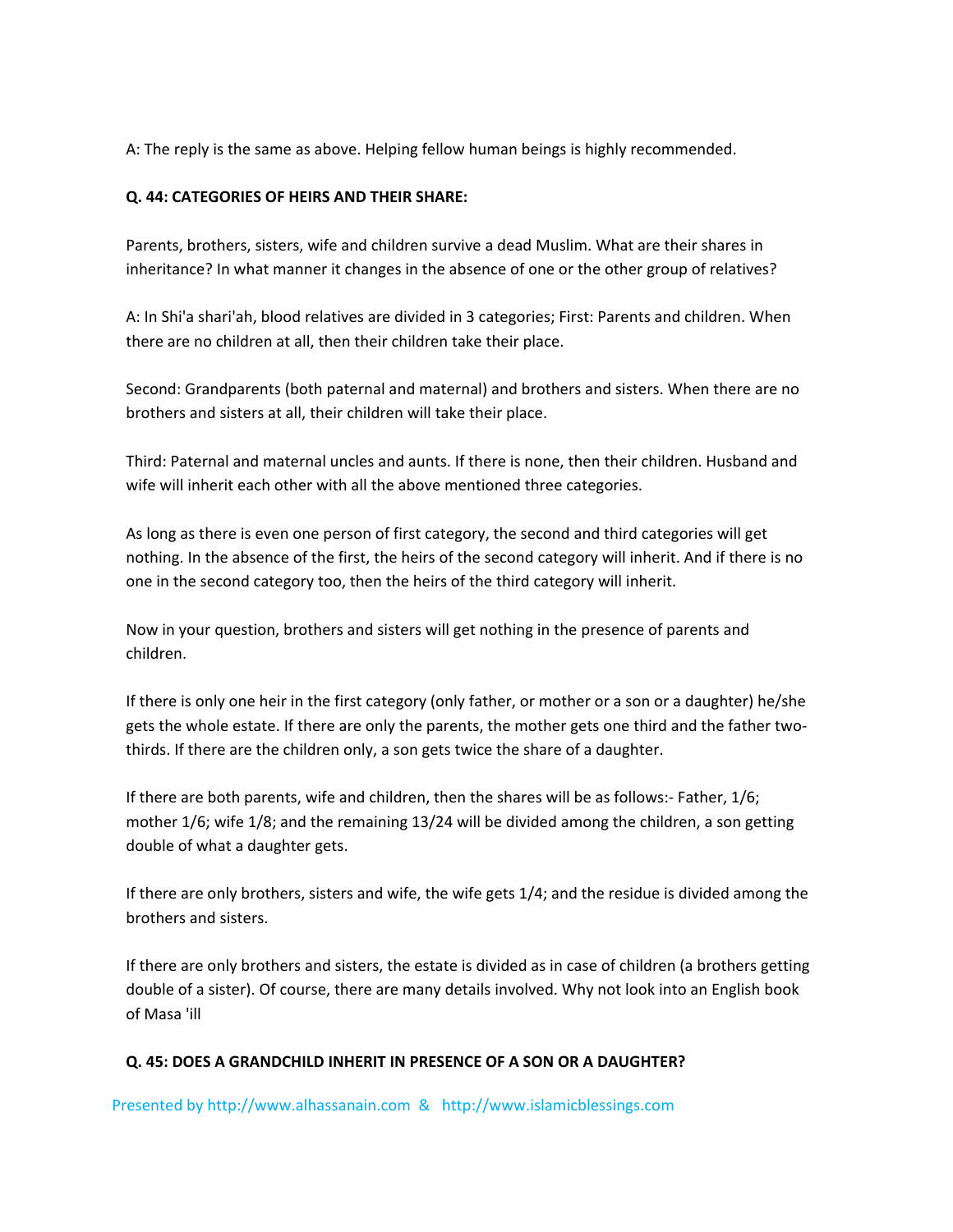A: The reply is the same as above. Helping fellow human beings is highly recommended.

**Q. 44: CATEGORIES OF HEIRS AND THEIR SHARE:**

Parents, brothers, sisters, wife and children survive a dead Muslim. What are their shares in inheritance? In what manner it changes in the absence of one or the other group of relatives?

A: In Shi'a shari'ah, blood relatives are divided in 3 categories; First: Parents and children. When there are no children at all, then their children take their place.

Second: Grandparents (both paternal and maternal) and brothers and sisters. When there are no brothers and sisters at all, their children will take their place.

Third: Paternal and maternal uncles and aunts. If there is none, then their children. Husband and wife will inherit each other with all the above mentioned three categories.

As long as there is even one person of first category, the second and third categories will get nothing. In the absence of the first, the heirs of the second category will inherit. And if there is no one in the second category too, then the heirs of the third category will inherit.

Now in your question, brothers and sisters will get nothing in the presence of parents and children.

If there is only one heir in the first category (only father, or mother or a son or a daughter) he/she gets the whole estate. If there are only the parents, the mother gets one third and the father two-thirds. If there are the children only, a son gets twice the share of a daughter.

If there are both parents, wife and children, then the shares will be as follows:- Father, 1/6; mother 1/6; wife 1/8; and the remaining 13/24 will be divided among the children, a son getting double of what a daughter gets.

If there are only brothers, sisters and wife, the wife gets 1/4; and the residue is divided among the brothers and sisters.

If there are only brothers and sisters, the estate is divided as in case of children (a brothers getting double of a sister). Of course, there are many details involved. Why not look into an English book of Masa 'ill

**Q. 45: DOES A GRANDCHILD INHERIT IN PRESENCE OF A SON OR A DAUGHTER?**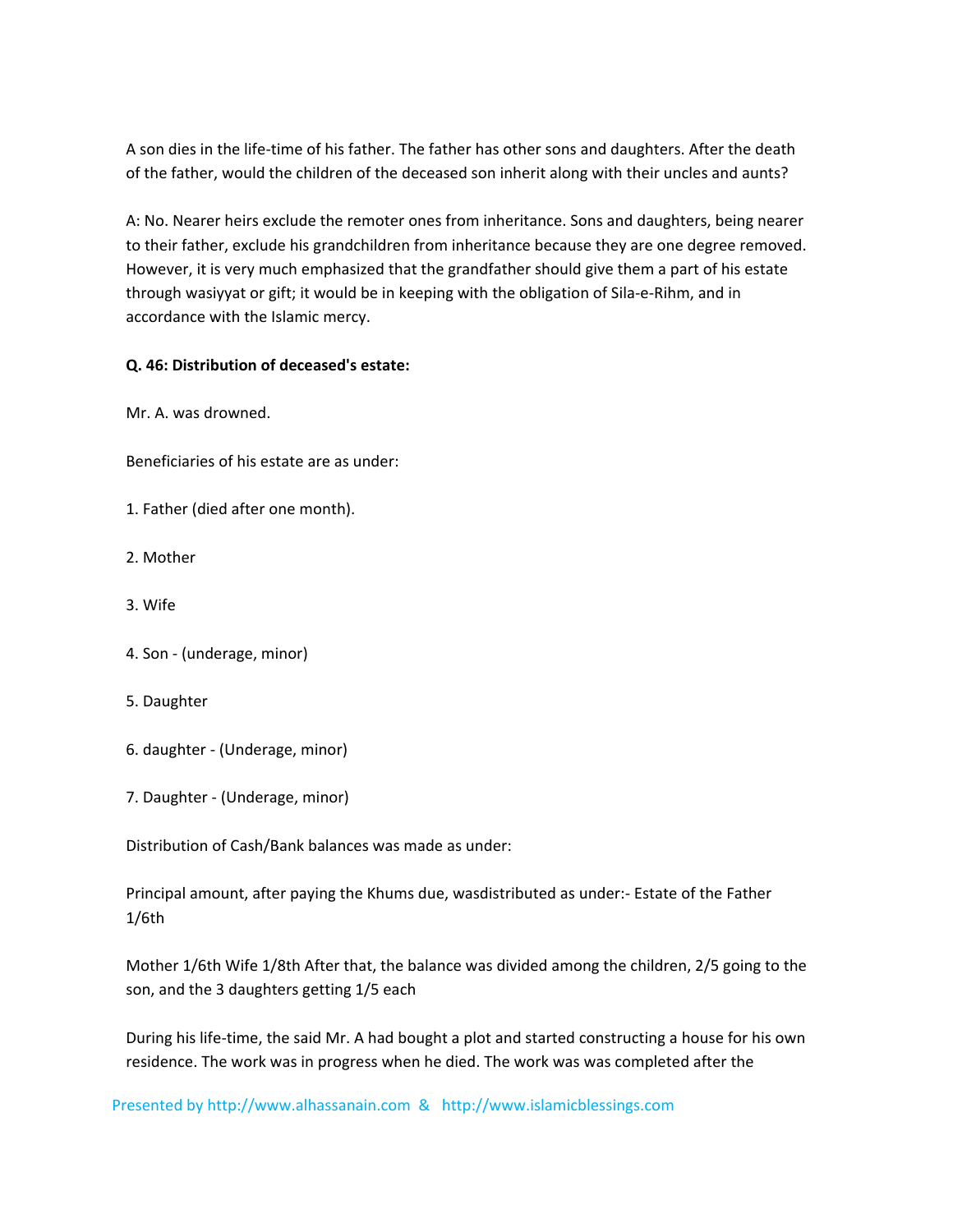A son dies in the life-time of his father. The father has other sons and daughters. After the death of the father, would the children of the deceased son inherit along with their uncles and aunts?

A: No. Nearer heirs exclude the remoter ones from inheritance. Sons and daughters, being nearer to their father, exclude his grandchildren from inheritance because they are one degree removed. However, it is very much emphasized that the grandfather should give them a part of his estate through wasiyyat or gift; it would be in keeping with the obligation of Sila-e-Rihm, and in accordance with the Islamic mercy.

**Q. 46: Distribution of deceased's estate:**

Mr. A. was drowned.

Beneficiaries of his estate are as under:

1. Father (died after one month).

2. Mother

3. Wife

4. Son - (underage, minor)

5. Daughter

6. daughter - (Underage, minor)

7. Daughter - (Underage, minor)

Distribution of Cash/Bank balances was made as under:

Principal amount, after paying the Khums due, wasdistributed as under:- Estate of the Father 1/6th

Mother 1/6th Wife 1/8th After that, the balance was divided among the children, 2/5 going to the son, and the 3 daughters getting 1/5 each

During his life-time, the said Mr. A had bought a plot and started constructing a house for his own residence. The work was in progress when he died. The work was was completed after the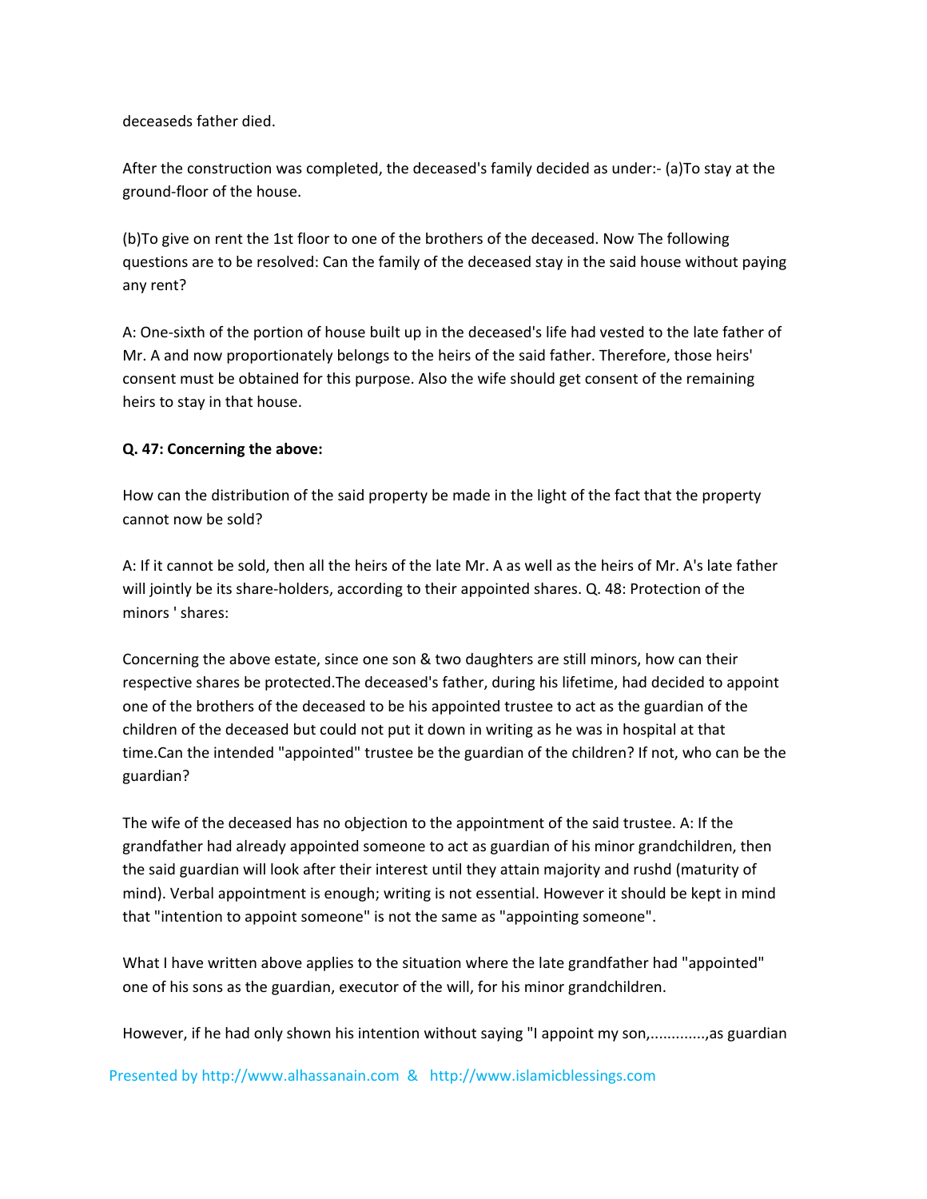deceaseds father died.

After the construction was completed, the deceased's family decided as under:- (a)To stay at the ground-floor of the house.

(b)To give on rent the 1st floor to one of the brothers of the deceased. Now The following questions are to be resolved: Can the family of the deceased stay in the said house without paying any rent?

A: One-sixth of the portion of house built up in the deceased's life had vested to the late father of Mr. A and now proportionately belongs to the heirs of the said father. Therefore, those heirs' consent must be obtained for this purpose. Also the wife should get consent of the remaining heirs to stay in that house.

**Q. 47: Concerning the above:**

How can the distribution of the said property be made in the light of the fact that the property cannot now be sold?

A: If it cannot be sold, then all the heirs of the late Mr. A as well as the heirs of Mr. A's late father will jointly be its share-holders, according to their appointed shares. Q. 48: Protection of the minors ' shares:

Concerning the above estate, since one son & two daughters are still minors, how can their respective shares be protected.The deceased's father, during his lifetime, had decided to appoint one of the brothers of the deceased to be his appointed trustee to act as the guardian of the children of the deceased but could not put it down in writing as he was in hospital at that time.Can the intended "appointed" trustee be the guardian of the children? If not, who can be the guardian?

The wife of the deceased has no objection to the appointment of the said trustee. A: If the grandfather had already appointed someone to act as guardian of his minor grandchildren, then the said guardian will look after their interest until they attain majority and rushd (maturity of mind). Verbal appointment is enough; writing is not essential. However it should be kept in mind that "intention to appoint someone" is not the same as "appointing someone".

What I have written above applies to the situation where the late grandfather had "appointed" one of his sons as the guardian, executor of the will, for his minor grandchildren.

However, if he had only shown his intention without saying "I appoint my son,.............,as guardian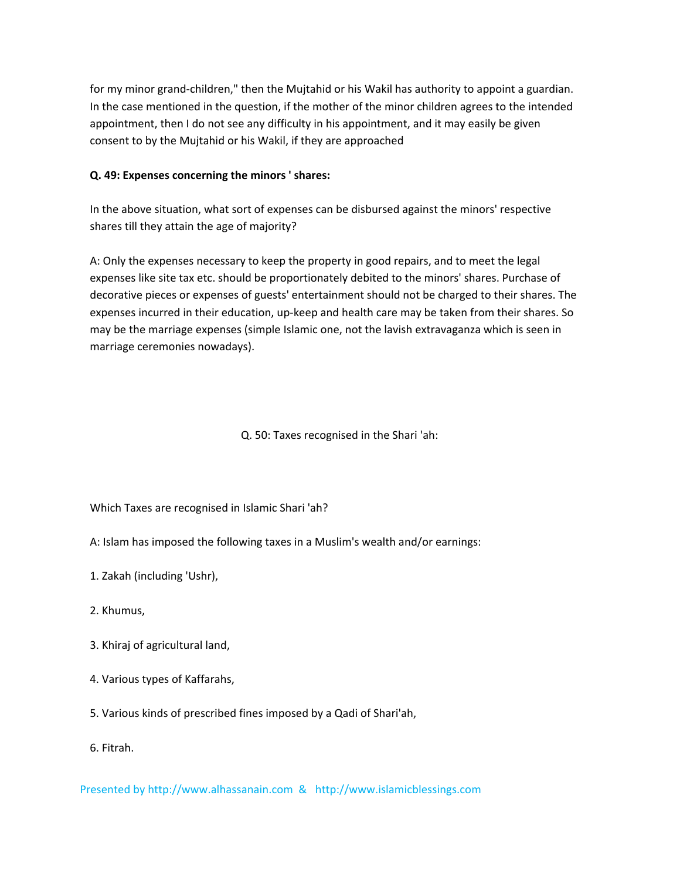for my minor grand-children," then the Mujtahid or his Wakil has authority to appoint a guardian. In the case mentioned in the question, if the mother of the minor children agrees to the intended appointment, then I do not see any difficulty in his appointment, and it may easily be given consent to by the Mujtahid or his Wakil, if they are approached

**Q. 49: Expenses concerning the minors ' shares:**

In the above situation, what sort of expenses can be disbursed against the minors' respective shares till they attain the age of majority?

A: Only the expenses necessary to keep the property in good repairs, and to meet the legal expenses like site tax etc. should be proportionately debited to the minors' shares. Purchase of decorative pieces or expenses of guests' entertainment should not be charged to their shares. The expenses incurred in their education, up-keep and health care may be taken from their shares. So may be the marriage expenses (simple Islamic one, not the lavish extravaganza which is seen in marriage ceremonies nowadays).

Q. 50: Taxes recognised in the Shari 'ah:

Which Taxes are recognised in Islamic Shari 'ah?

A: Islam has imposed the following taxes in a Muslim's wealth and/or earnings:

1. Zakah (including 'Ushr),

2. Khumus,

3. Khiraj of agricultural land,

4. Various types of Kaffarahs,

5. Various kinds of prescribed fines imposed by a Qadi of Shari'ah,

6. Fitrah.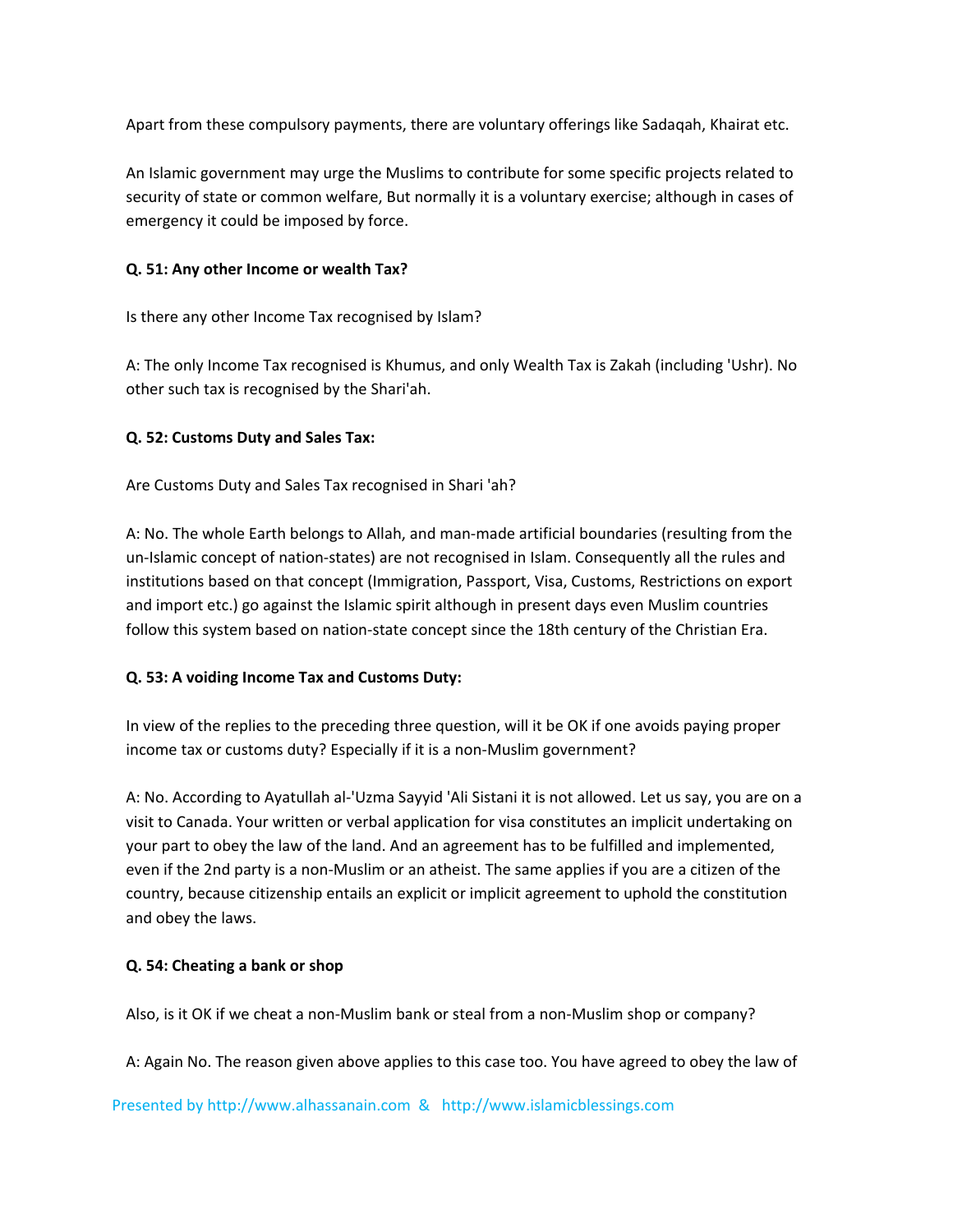Apart from these compulsory payments, there are voluntary offerings like Sadaqah, Khairat etc.

An Islamic government may urge the Muslims to contribute for some specific projects related to security of state or common welfare, But normally it is a voluntary exercise; although in cases of emergency it could be imposed by force.

**Q. 51: Any other Income or wealth Tax?**

Is there any other Income Tax recognised by Islam?

A: The only Income Tax recognised is Khumus, and only Wealth Tax is Zakah (including 'Ushr). No other such tax is recognised by the Shari'ah.

**Q. 52: Customs Duty and Sales Tax:**

Are Customs Duty and Sales Tax recognised in Shari 'ah?

A: No. The whole Earth belongs to Allah, and man-made artificial boundaries (resulting from the un-Islamic concept of nation-states) are not recognised in Islam. Consequently all the rules and institutions based on that concept (Immigration, Passport, Visa, Customs, Restrictions on export and import etc.) go against the Islamic spirit although in present days even Muslim countries follow this system based on nation-state concept since the 18th century of the Christian Era.

**Q. 53: A voiding Income Tax and Customs Duty:**

In view of the replies to the preceding three question, will it be OK if one avoids paying proper income tax or customs duty? Especially if it is a non-Muslim government?

A: No. According to Ayatullah al-'Uzma Sayyid 'Ali Sistani it is not allowed. Let us say, you are on a visit to Canada. Your written or verbal application for visa constitutes an implicit undertaking on your part to obey the law of the land. And an agreement has to be fulfilled and implemented, even if the 2nd party is a non-Muslim or an atheist. The same applies if you are a citizen of the country, because citizenship entails an explicit or implicit agreement to uphold the constitution and obey the laws.

**Q. 54: Cheating a bank or shop**

Also, is it OK if we cheat a non-Muslim bank or steal from a non-Muslim shop or company?

A: Again No. The reason given above applies to this case too. You have agreed to obey the law of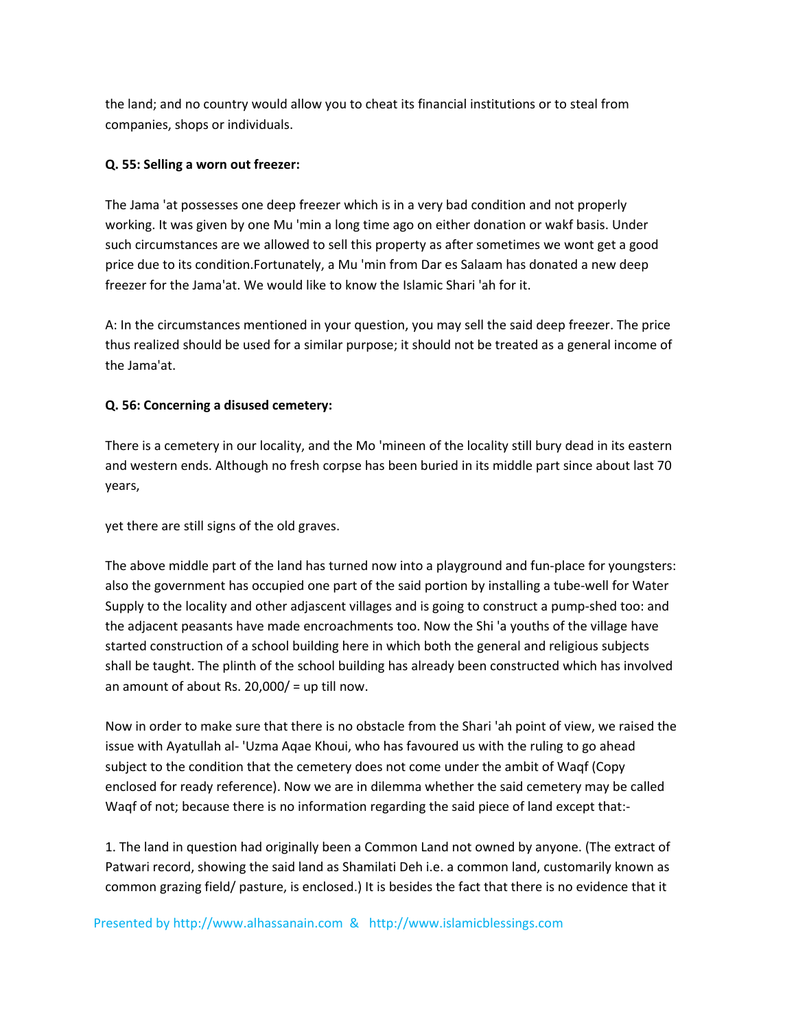the land; and no country would allow you to cheat its financial institutions or to steal from companies, shops or individuals.

**Q. 55: Selling a worn out freezer:**

The Jama 'at possesses one deep freezer which is in a very bad condition and not properly working. It was given by one Mu 'min a long time ago on either donation or wakf basis. Under such circumstances are we allowed to sell this property as after sometimes we wont get a good price due to its condition.Fortunately, a Mu 'min from Dar es Salaam has donated a new deep freezer for the Jama'at. We would like to know the Islamic Shari 'ah for it.

A: In the circumstances mentioned in your question, you may sell the said deep freezer. The price thus realized should be used for a similar purpose; it should not be treated as a general income of the Jama'at.

**Q. 56: Concerning a disused cemetery:**

There is a cemetery in our locality, and the Mo 'mineen of the locality still bury dead in its eastern and western ends. Although no fresh corpse has been buried in its middle part since about last 70 years,

yet there are still signs of the old graves.

The above middle part of the land has turned now into a playground and fun-place for youngsters: also the government has occupied one part of the said portion by installing a tube-well for Water Supply to the locality and other adjascent villages and is going to construct a pump-shed too: and the adjacent peasants have made encroachments too. Now the Shi 'a youths of the village have started construction of a school building here in which both the general and religious subjects shall be taught. The plinth of the school building has already been constructed which has involved an amount of about Rs. 20,000/ = up till now.

Now in order to make sure that there is no obstacle from the Shari 'ah point of view, we raised the issue with Ayatullah al- 'Uzma Aqae Khoui, who has favoured us with the ruling to go ahead subject to the condition that the cemetery does not come under the ambit of Waqf (Copy enclosed for ready reference). Now we are in dilemma whether the said cemetery may be called Waqf of not; because there is no information regarding the said piece of land except that:-

1. The land in question had originally been a Common Land not owned by anyone. (The extract of Patwari record, showing the said land as Shamilati Deh i.e. a common land, customarily known as common grazing field/ pasture, is enclosed.) It is besides the fact that there is no evidence that it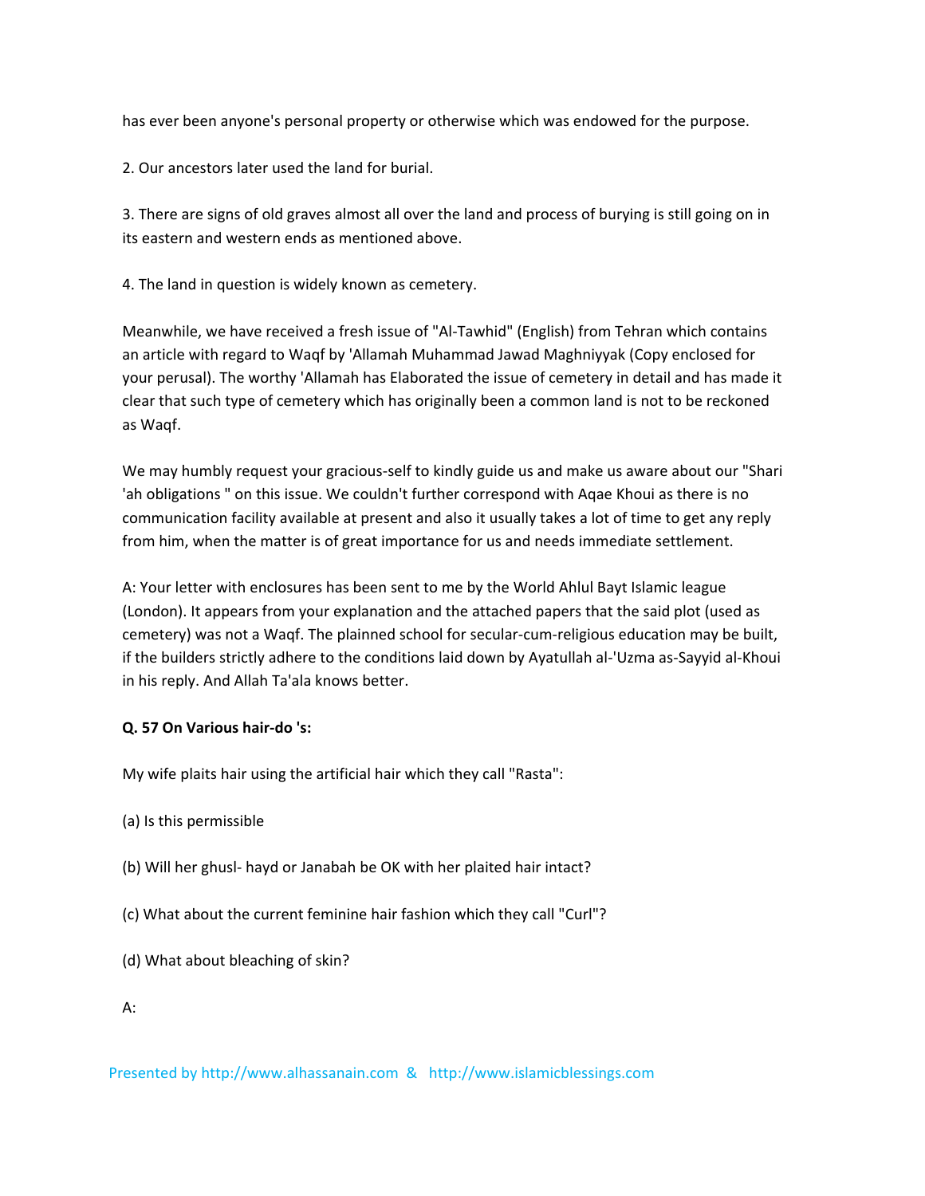has ever been anyone's personal property or otherwise which was endowed for the purpose.

2. Our ancestors later used the land for burial.

3. There are signs of old graves almost all over the land and process of burying is still going on in its eastern and western ends as mentioned above.

4. The land in question is widely known as cemetery.

Meanwhile, we have received a fresh issue of "Al-Tawhid" (English) from Tehran which contains an article with regard to Waqf by 'Allamah Muhammad Jawad Maghniyyak (Copy enclosed for your perusal). The worthy 'Allamah has Elaborated the issue of cemetery in detail and has made it clear that such type of cemetery which has originally been a common land is not to be reckoned as Waqf.

We may humbly request your gracious-self to kindly guide us and make us aware about our "Shari 'ah obligations " on this issue. We couldn't further correspond with Aqae Khoui as there is no communication facility available at present and also it usually takes a lot of time to get any reply from him, when the matter is of great importance for us and needs immediate settlement.

A: Your letter with enclosures has been sent to me by the World Ahlul Bayt Islamic league (London). It appears from your explanation and the attached papers that the said plot (used as cemetery) was not a Waqf. The plainned school for secular-cum-religious education may be built, if the builders strictly adhere to the conditions laid down by Ayatullah al-'Uzma as-Sayyid al-Khoui in his reply. And Allah Ta'ala knows better.

**Q. 57 On Various hair-do 's:**

My wife plaits hair using the artificial hair which they call "Rasta":

(a) Is this permissible

(b) Will her ghusl- hayd or Janabah be OK with her plaited hair intact?

(c) What about the current feminine hair fashion which they call "Curl"?

(d) What about bleaching of skin?

A: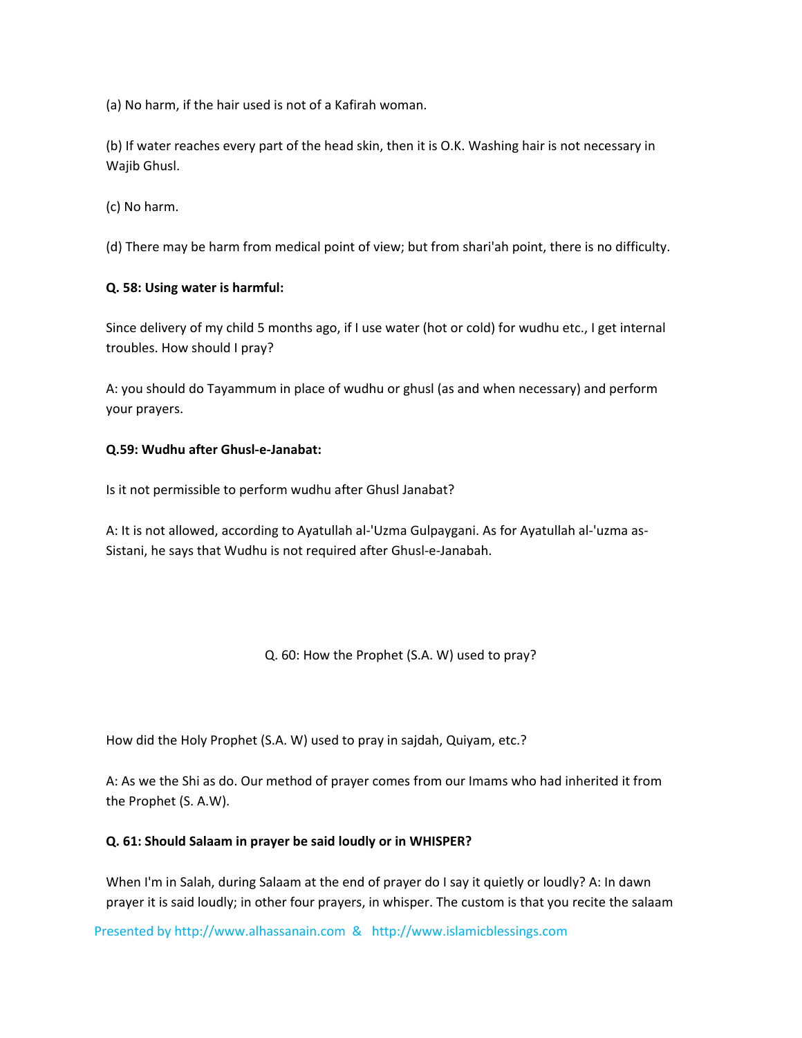(a) No harm, if the hair used is not of a Kafirah woman.

(b) If water reaches every part of the head skin, then it is O.K. Washing hair is not necessary in Wajib Ghusl.

(c) No harm.

(d) There may be harm from medical point of view; but from shari'ah point, there is no difficulty.

**Q. 58: Using water is harmful:**

Since delivery of my child 5 months ago, if I use water (hot or cold) for wudhu etc., I get internal troubles. How should I pray?

A: you should do Tayammum in place of wudhu or ghusl (as and when necessary) and perform your prayers.

**Q.59: Wudhu after Ghusl-e-Janabat:**

Is it not permissible to perform wudhu after Ghusl Janabat?

A: It is not allowed, according to Ayatullah al-'Uzma Gulpaygani. As for Ayatullah al-'uzma as-Sistani, he says that Wudhu is not required after Ghusl-e-Janabah.

Q. 60: How the Prophet (S.A. W) used to pray?

How did the Holy Prophet (S.A. W) used to pray in sajdah, Quiyam, etc.?

A: As we the Shi as do. Our method of prayer comes from our Imams who had inherited it from the Prophet (S. A.W).

**Q. 61: Should Salaam in prayer be said loudly or in WHISPER?**

When I'm in Salah, during Salaam at the end of prayer do I say it quietly or loudly? A: In dawn prayer it is said loudly; in other four prayers, in whisper. The custom is that you recite the salaam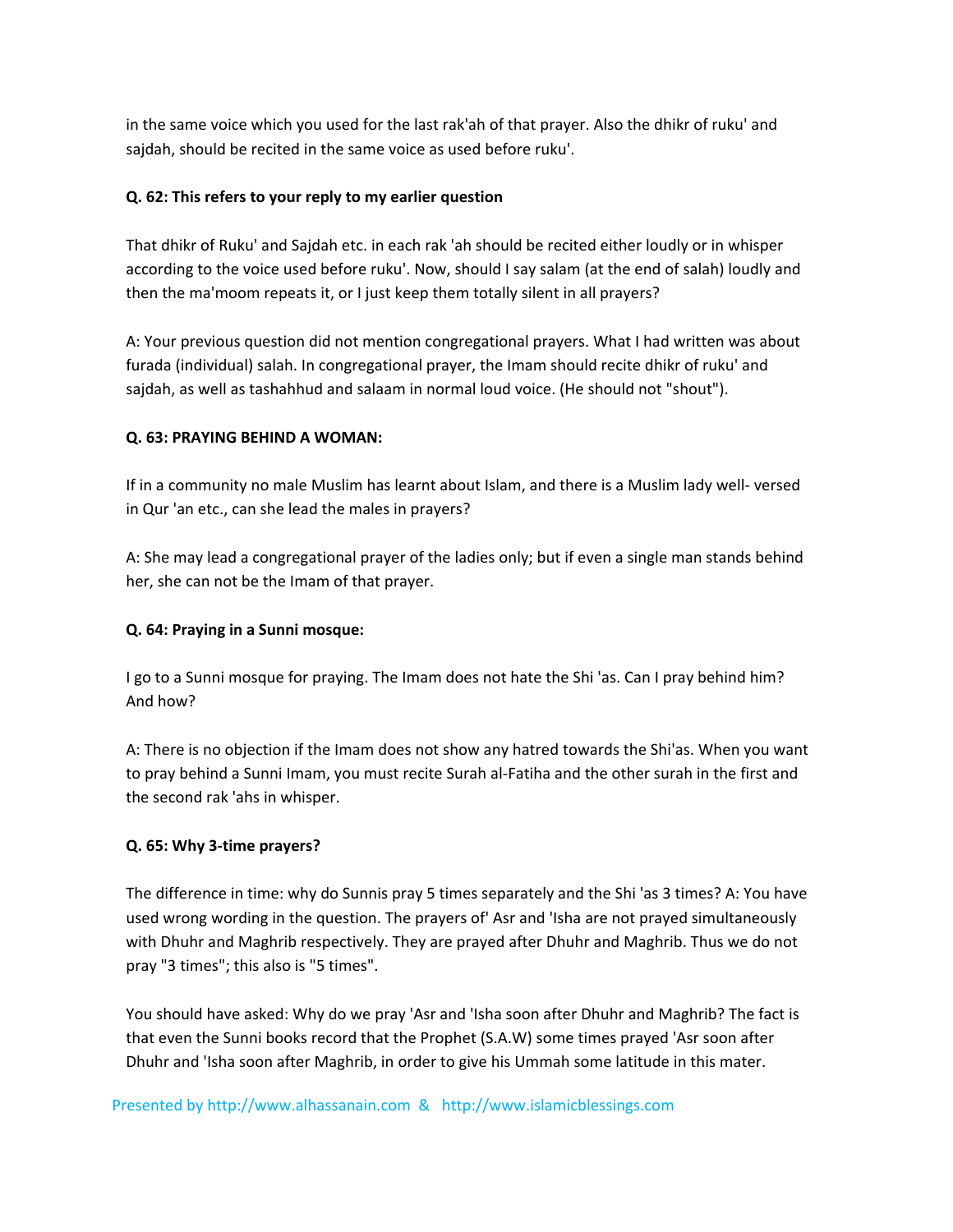in the same voice which you used for the last rak'ah of that prayer. Also the dhikr of ruku' and sajdah, should be recited in the same voice as used before ruku'.

**Q. 62: This refers to your reply to my earlier question**

That dhikr of Ruku' and Sajdah etc. in each rak 'ah should be recited either loudly or in whisper according to the voice used before ruku'. Now, should I say salam (at the end of salah) loudly and then the ma'moom repeats it, or I just keep them totally silent in all prayers?

A: Your previous question did not mention congregational prayers. What I had written was about furada (individual) salah. In congregational prayer, the Imam should recite dhikr of ruku' and sajdah, as well as tashahhud and salaam in normal loud voice. (He should not "shout").

**Q. 63: PRAYING BEHIND A WOMAN:**

If in a community no male Muslim has learnt about Islam, and there is a Muslim lady well- versed in Qur 'an etc., can she lead the males in prayers?

A: She may lead a congregational prayer of the ladies only; but if even a single man stands behind her, she can not be the Imam of that prayer.

**Q. 64: Praying in a Sunni mosque:**

I go to a Sunni mosque for praying. The Imam does not hate the Shi 'as. Can I pray behind him? And how?

A: There is no objection if the Imam does not show any hatred towards the Shi'as. When you want to pray behind a Sunni Imam, you must recite Surah al-Fatiha and the other surah in the first and the second rak 'ahs in whisper.

**Q. 65: Why 3-time prayers?**

The difference in time: why do Sunnis pray 5 times separately and the Shi 'as 3 times? A: You have used wrong wording in the question. The prayers of' Asr and 'Isha are not prayed simultaneously with Dhuhr and Maghrib respectively. They are prayed after Dhuhr and Maghrib. Thus we do not pray "3 times"; this also is "5 times".

You should have asked: Why do we pray 'Asr and 'Isha soon after Dhuhr and Maghrib? The fact is that even the Sunni books record that the Prophet (S.A.W) some times prayed 'Asr soon after Dhuhr and 'Isha soon after Maghrib, in order to give his Ummah some latitude in this mater.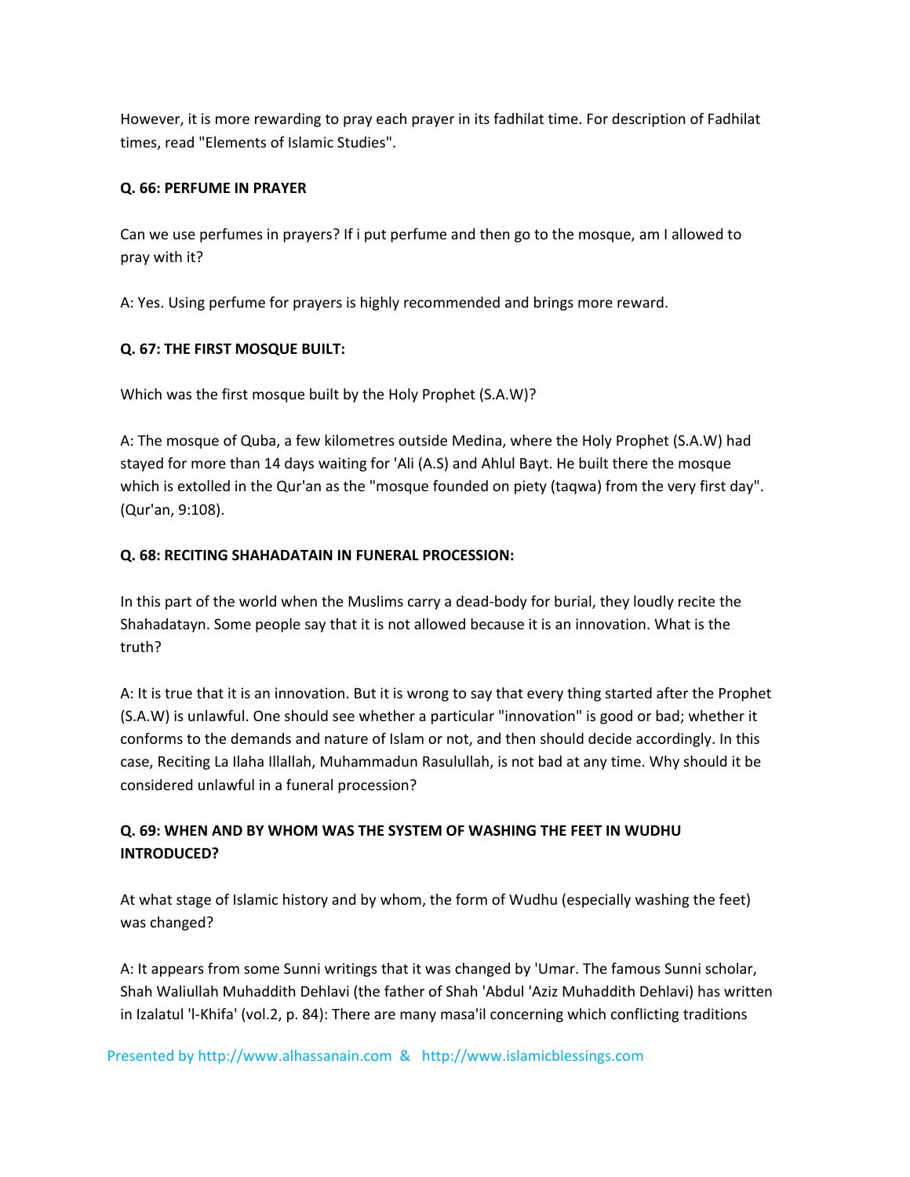However, it is more rewarding to pray each prayer in its fadhilat time. For description of Fadhilat times, read "Elements of Islamic Studies".

**Q. 66: PERFUME IN PRAYER**

Can we use perfumes in prayers? If i put perfume and then go to the mosque, am I allowed to pray with it?

A: Yes. Using perfume for prayers is highly recommended and brings more reward.

**Q. 67: THE FIRST MOSQUE BUILT:**

Which was the first mosque built by the Holy Prophet (S.A.W)?

A: The mosque of Quba, a few kilometres outside Medina, where the Holy Prophet (S.A.W) had stayed for more than 14 days waiting for 'Ali (A.S) and Ahlul Bayt. He built there the mosque which is extolled in the Qur'an as the "mosque founded on piety (taqwa) from the very first day". (Qur'an, 9:108).

**Q. 68: RECITING SHAHADATAIN IN FUNERAL PROCESSION:**

In this part of the world when the Muslims carry a dead-body for burial, they loudly recite the Shahadatayn. Some people say that it is not allowed because it is an innovation. What is the truth?

A: It is true that it is an innovation. But it is wrong to say that every thing started after the Prophet (S.A.W) is unlawful. One should see whether a particular "innovation" is good or bad; whether it conforms to the demands and nature of Islam or not, and then should decide accordingly. In this case, Reciting La Ilaha Illallah, Muhammadun Rasulullah, is not bad at any time. Why should it be considered unlawful in a funeral procession?

**Q. 69: WHEN AND BY WHOM WAS THE SYSTEM OF WASHING THE FEET IN WUDHU INTRODUCED?**

At what stage of Islamic history and by whom, the form of Wudhu (especially washing the feet) was changed?

A: It appears from some Sunni writings that it was changed by 'Umar. The famous Sunni scholar, Shah Waliullah Muhaddith Dehlavi (the father of Shah 'Abdul 'Aziz Muhaddith Dehlavi) has written in Izalatul 'l-Khifa' (vol.2, p. 84): There are many masa'il concerning which conflicting traditions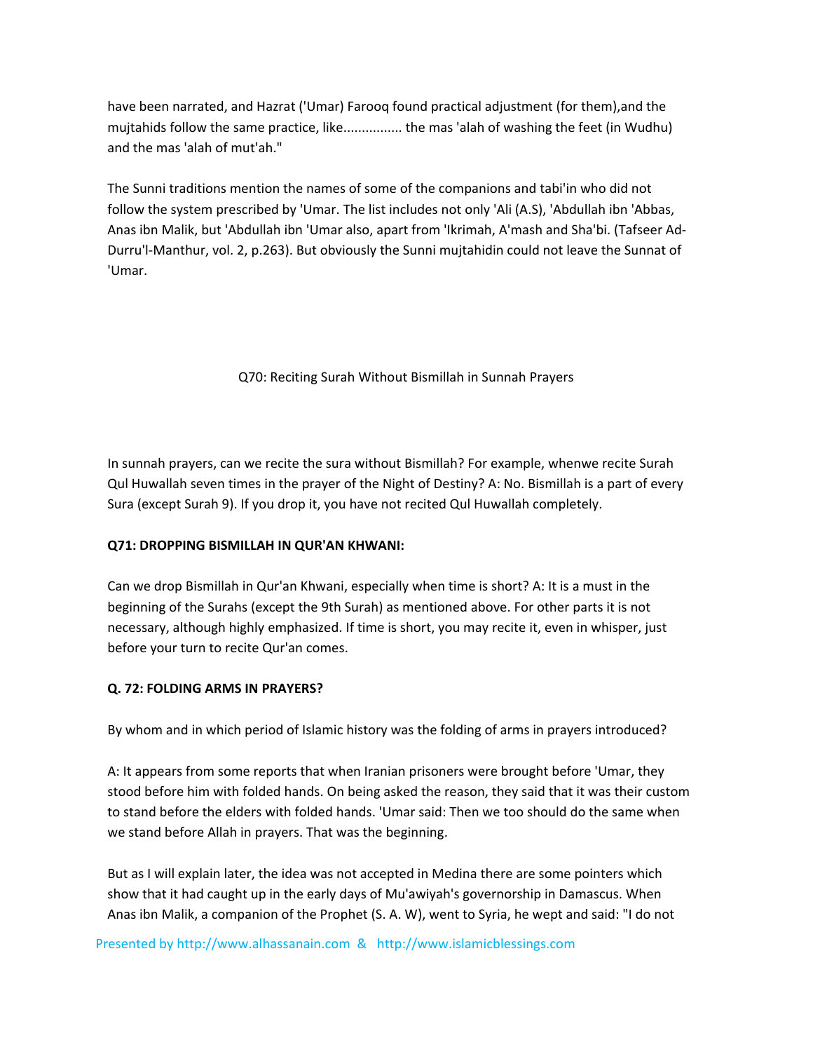have been narrated, and Hazrat ('Umar) Farooq found practical adjustment (for them),and the mujtahids follow the same practice, like................ the mas 'alah of washing the feet (in Wudhu) and the mas 'alah of mut'ah."

The Sunni traditions mention the names of some of the companions and tabi'in who did not follow the system prescribed by 'Umar. The list includes not only 'Ali (A.S), 'Abdullah ibn 'Abbas, Anas ibn Malik, but 'Abdullah ibn 'Umar also, apart from 'Ikrimah, A'mash and Sha'bi. (Tafseer Ad-Durru'l-Manthur, vol. 2, p.263). But obviously the Sunni mujtahidin could not leave the Sunnat of 'Umar.

Q70: Reciting Surah Without Bismillah in Sunnah Prayers

In sunnah prayers, can we recite the sura without Bismillah? For example, whenwe recite Surah Qul Huwallah seven times in the prayer of the Night of Destiny? A: No. Bismillah is a part of every Sura (except Surah 9). If you drop it, you have not recited Qul Huwallah completely.

**Q71: DROPPING BISMILLAH IN QUR'AN KHWANI:**

Can we drop Bismillah in Qur'an Khwani, especially when time is short? A: It is a must in the beginning of the Surahs (except the 9th Surah) as mentioned above. For other parts it is not necessary, although highly emphasized. If time is short, you may recite it, even in whisper, just before your turn to recite Qur'an comes.

**Q. 72: FOLDING ARMS IN PRAYERS?**

By whom and in which period of Islamic history was the folding of arms in prayers introduced?

A: It appears from some reports that when Iranian prisoners were brought before 'Umar, they stood before him with folded hands. On being asked the reason, they said that it was their custom to stand before the elders with folded hands. 'Umar said: Then we too should do the same when we stand before Allah in prayers. That was the beginning.

But as I will explain later, the idea was not accepted in Medina there are some pointers which show that it had caught up in the early days of Mu'awiyah's governorship in Damascus. When Anas ibn Malik, a companion of the Prophet (S. A. W), went to Syria, he wept and said: "I do not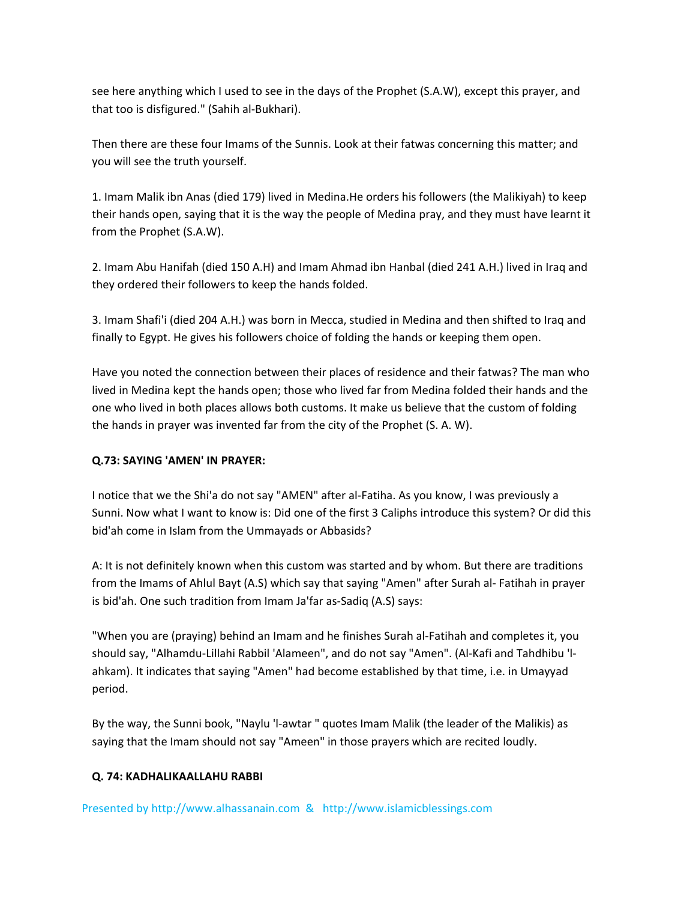see here anything which I used to see in the days of the Prophet (S.A.W), except this prayer, and that too is disfigured." (Sahih al-Bukhari).

Then there are these four Imams of the Sunnis. Look at their fatwas concerning this matter; and you will see the truth yourself.

1. Imam Malik ibn Anas (died 179) lived in Medina.He orders his followers (the Malikiyah) to keep their hands open, saying that it is the way the people of Medina pray, and they must have learnt it from the Prophet (S.A.W).

2. Imam Abu Hanifah (died 150 A.H) and Imam Ahmad ibn Hanbal (died 241 A.H.) lived in Iraq and they ordered their followers to keep the hands folded.

3. Imam Shafi'i (died 204 A.H.) was born in Mecca, studied in Medina and then shifted to Iraq and finally to Egypt. He gives his followers choice of folding the hands or keeping them open.

Have you noted the connection between their places of residence and their fatwas? The man who lived in Medina kept the hands open; those who lived far from Medina folded their hands and the one who lived in both places allows both customs. It make us believe that the custom of folding the hands in prayer was invented far from the city of the Prophet (S. A. W).

**Q.73: SAYING 'AMEN' IN PRAYER:**

I notice that we the Shi'a do not say "AMEN" after al-Fatiha. As you know, I was previously a Sunni. Now what I want to know is: Did one of the first 3 Caliphs introduce this system? Or did this bid'ah come in Islam from the Ummayads or Abbasids?

A: It is not definitely known when this custom was started and by whom. But there are traditions from the Imams of Ahlul Bayt (A.S) which say that saying "Amen" after Surah al- Fatihah in prayer is bid'ah. One such tradition from Imam Ja'far as-Sadiq (A.S) says:

"When you are (praying) behind an Imam and he finishes Surah al-Fatihah and completes it, you should say, "Alhamdu-Lillahi Rabbil 'Alameen", and do not say "Amen". (Al-Kafi and Tahdhibu 'l-ahkam). It indicates that saying "Amen" had become established by that time, i.e. in Umayyad period.

By the way, the Sunni book, "Naylu 'l-awtar " quotes Imam Malik (the leader of the Malikis) as saying that the Imam should not say "Ameen" in those prayers which are recited loudly.

**Q. 74: KADHALIKAALLAHU RABBI**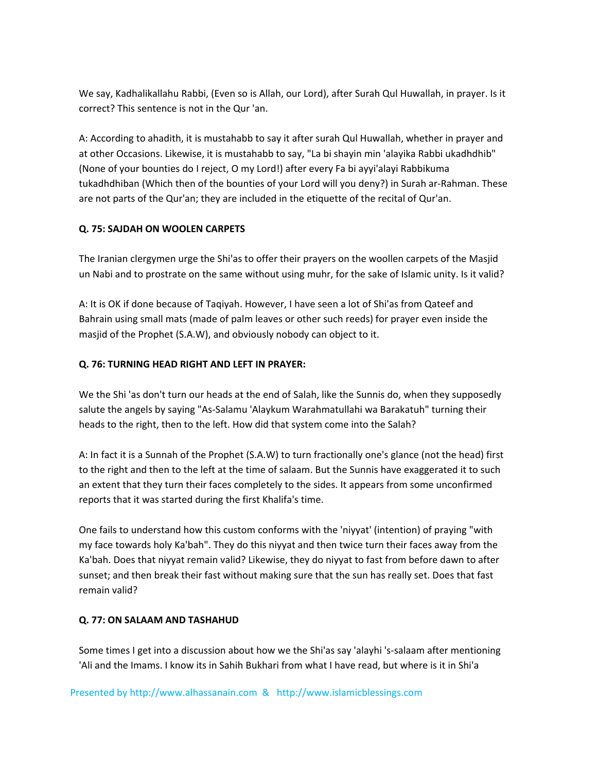We say, Kadhalikallahu Rabbi, (Even so is Allah, our Lord), after Surah Qul Huwallah, in prayer. Is it correct? This sentence is not in the Qur 'an.

A: According to ahadith, it is mustahabb to say it after surah Qul Huwallah, whether in prayer and at other Occasions. Likewise, it is mustahabb to say, "La bi shayin min 'alayika Rabbi ukadhdhib" (None of your bounties do I reject, O my Lord!) after every Fa bi ayyi'alayi Rabbikuma tukadhdhiban (Which then of the bounties of your Lord will you deny?) in Surah ar-Rahman. These are not parts of the Qur'an; they are included in the etiquette of the recital of Qur'an.

**Q. 75: SAJDAH ON WOOLEN CARPETS**

The Iranian clergymen urge the Shi'as to offer their prayers on the woollen carpets of the Masjid un Nabi and to prostrate on the same without using muhr, for the sake of Islamic unity. Is it valid?

A: It is OK if done because of Taqiyah. However, I have seen a lot of Shi'as from Qateef and Bahrain using small mats (made of palm leaves or other such reeds) for prayer even inside the masjid of the Prophet (S.A.W), and obviously nobody can object to it.

**Q. 76: TURNING HEAD RIGHT AND LEFT IN PRAYER:**

We the Shi 'as don't turn our heads at the end of Salah, like the Sunnis do, when they supposedly salute the angels by saying "As-Salamu 'Alaykum Warahmatullahi wa Barakatuh" turning their heads to the right, then to the left. How did that system come into the Salah?

A: In fact it is a Sunnah of the Prophet (S.A.W) to turn fractionally one's glance (not the head) first to the right and then to the left at the time of salaam. But the Sunnis have exaggerated it to such an extent that they turn their faces completely to the sides. It appears from some unconfirmed reports that it was started during the first Khalifa's time.

One fails to understand how this custom conforms with the 'niyyat' (intention) of praying "with my face towards holy Ka'bah". They do this niyyat and then twice turn their faces away from the Ka'bah. Does that niyyat remain valid? Likewise, they do niyyat to fast from before dawn to after sunset; and then break their fast without making sure that the sun has really set. Does that fast remain valid?

**Q. 77: ON SALAAM AND TASHAHUD**

Some times I get into a discussion about how we the Shi'as say 'alayhi 's-salaam after mentioning 'Ali and the Imams. I know its in Sahih Bukhari from what I have read, but where is it in Shi'a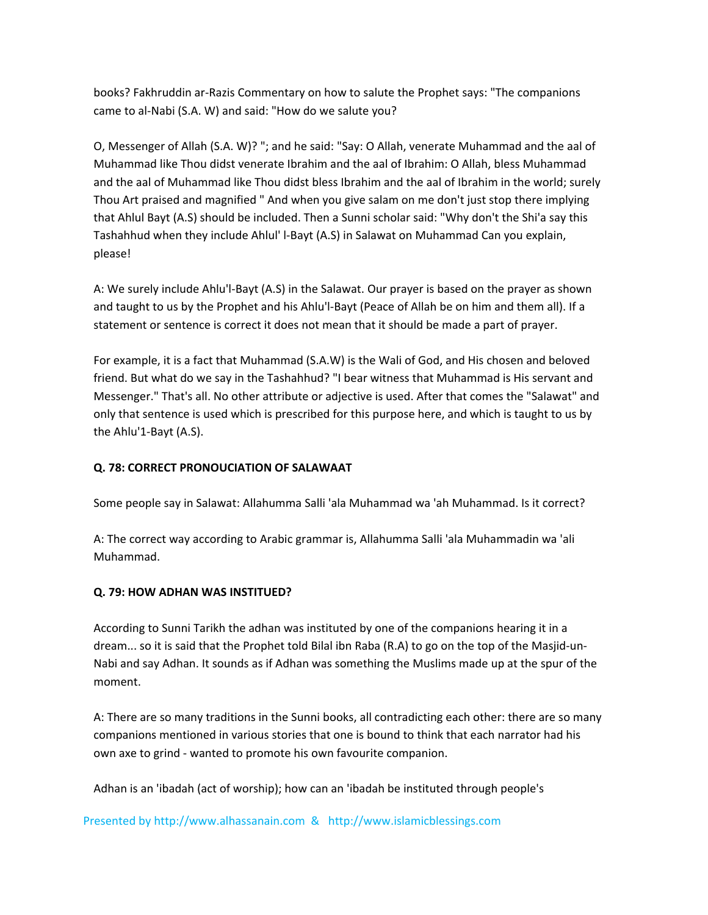books? Fakhruddin ar-Razis Commentary on how to salute the Prophet says: "The companions came to al-Nabi (S.A. W) and said: "How do we salute you?

O, Messenger of Allah (S.A. W)? "; and he said: "Say: O Allah, venerate Muhammad and the aal of Muhammad like Thou didst venerate Ibrahim and the aal of Ibrahim: O Allah, bless Muhammad and the aal of Muhammad like Thou didst bless Ibrahim and the aal of Ibrahim in the world; surely Thou Art praised and magnified " And when you give salam on me don't just stop there implying that Ahlul Bayt (A.S) should be included. Then a Sunni scholar said: "Why don't the Shi'a say this Tashahhud when they include Ahlul' l-Bayt (A.S) in Salawat on Muhammad Can you explain, please!

A: We surely include Ahlu'l-Bayt (A.S) in the Salawat. Our prayer is based on the prayer as shown and taught to us by the Prophet and his Ahlu'l-Bayt (Peace of Allah be on him and them all). If a statement or sentence is correct it does not mean that it should be made a part of prayer.

For example, it is a fact that Muhammad (S.A.W) is the Wali of God, and His chosen and beloved friend. But what do we say in the Tashahhud? "I bear witness that Muhammad is His servant and Messenger." That's all. No other attribute or adjective is used. After that comes the "Salawat" and only that sentence is used which is prescribed for this purpose here, and which is taught to us by the Ahlu'1-Bayt (A.S).

**Q. 78: CORRECT PRONOUCIATION OF SALAWAAT**

Some people say in Salawat: Allahumma Salli 'ala Muhammad wa 'ah Muhammad. Is it correct?

A: The correct way according to Arabic grammar is, Allahumma Salli 'ala Muhammadin wa 'ali Muhammad.

**Q. 79: HOW ADHAN WAS INSTITUED?**

According to Sunni Tarikh the adhan was instituted by one of the companions hearing it in a dream... so it is said that the Prophet told Bilal ibn Raba (R.A) to go on the top of the Masjid-un-Nabi and say Adhan. It sounds as if Adhan was something the Muslims made up at the spur of the moment.

A: There are so many traditions in the Sunni books, all contradicting each other: there are so many companions mentioned in various stories that one is bound to think that each narrator had his own axe to grind - wanted to promote his own favourite companion.

Adhan is an 'ibadah (act of worship); how can an 'ibadah be instituted through people's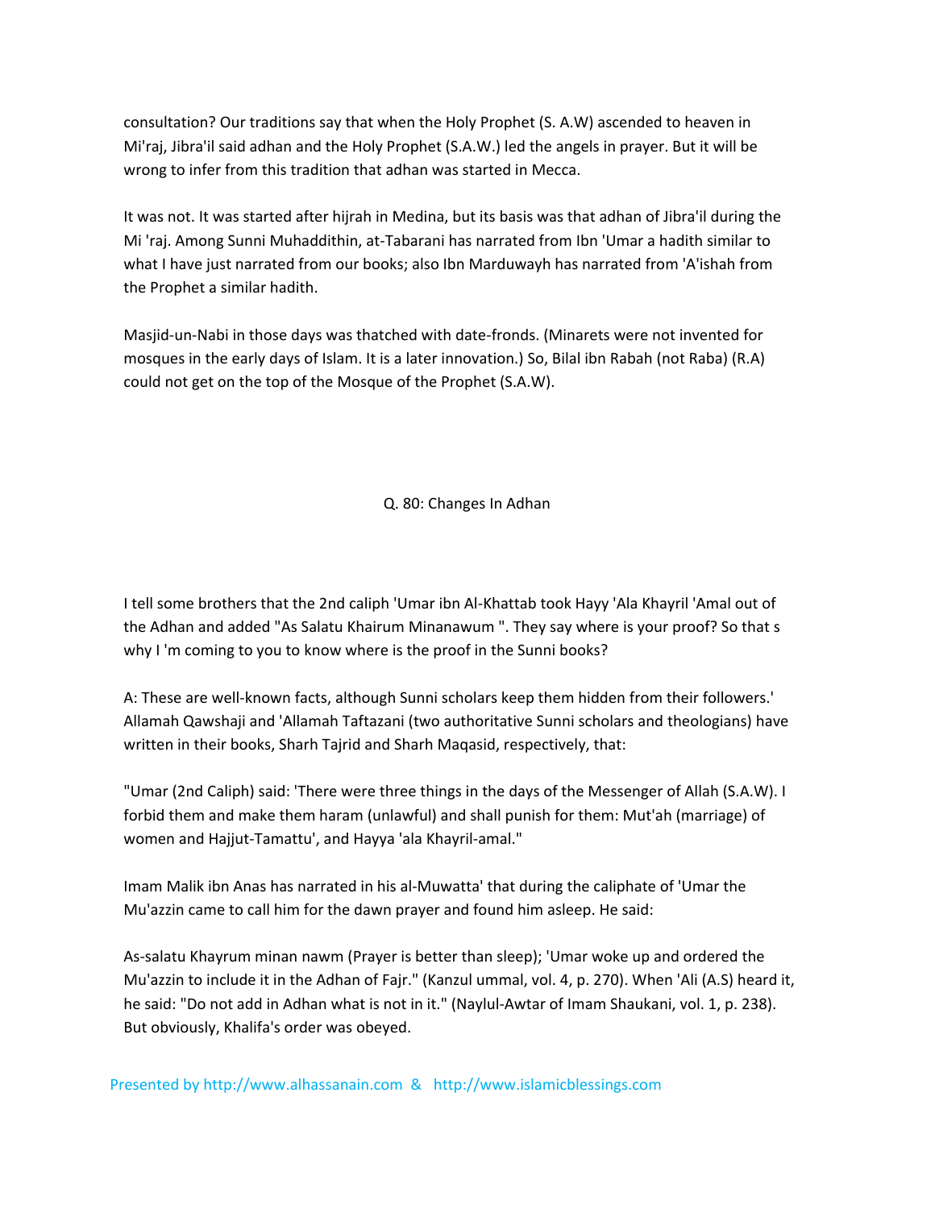consultation? Our traditions say that when the Holy Prophet (S. A.W) ascended to heaven in Mi'raj, Jibra'il said adhan and the Holy Prophet (S.A.W.) led the angels in prayer. But it will be wrong to infer from this tradition that adhan was started in Mecca.

It was not. It was started after hijrah in Medina, but its basis was that adhan of Jibra'il during the Mi 'raj. Among Sunni Muhaddithin, at-Tabarani has narrated from Ibn 'Umar a hadith similar to what I have just narrated from our books; also Ibn Marduwayh has narrated from 'A'ishah from the Prophet a similar hadith.

Masjid-un-Nabi in those days was thatched with date-fronds. (Minarets were not invented for mosques in the early days of Islam. It is a later innovation.) So, Bilal ibn Rabah (not Raba) (R.A) could not get on the top of the Mosque of the Prophet (S.A.W).

## Q. 80: Changes In Adhan

I tell some brothers that the 2nd caliph 'Umar ibn Al-Khattab took Hayy 'Ala Khayril 'Amal out of the Adhan and added "As Salatu Khairum Minanawum ". They say where is your proof? So that s why I 'm coming to you to know where is the proof in the Sunni books?

A: These are well-known facts, although Sunni scholars keep them hidden from their followers.' Allamah Qawshaji and 'Allamah Taftazani (two authoritative Sunni scholars and theologians) have written in their books, Sharh Tajrid and Sharh Maqasid, respectively, that:

"Umar (2nd Caliph) said: 'There were three things in the days of the Messenger of Allah (S.A.W). I forbid them and make them haram (unlawful) and shall punish for them: Mut'ah (marriage) of women and Hajjut-Tamattu', and Hayya 'ala Khayril-amal."

Imam Malik ibn Anas has narrated in his al-Muwatta' that during the caliphate of 'Umar the Mu'azzin came to call him for the dawn prayer and found him asleep. He said:

As-salatu Khayrum minan nawm (Prayer is better than sleep); 'Umar woke up and ordered the Mu'azzin to include it in the Adhan of Fajr." (Kanzul ummal, vol. 4, p. 270). When 'Ali (A.S) heard it, he said: "Do not add in Adhan what is not in it." (Naylul-Awtar of Imam Shaukani, vol. 1, p. 238). But obviously, Khalifa's order was obeyed.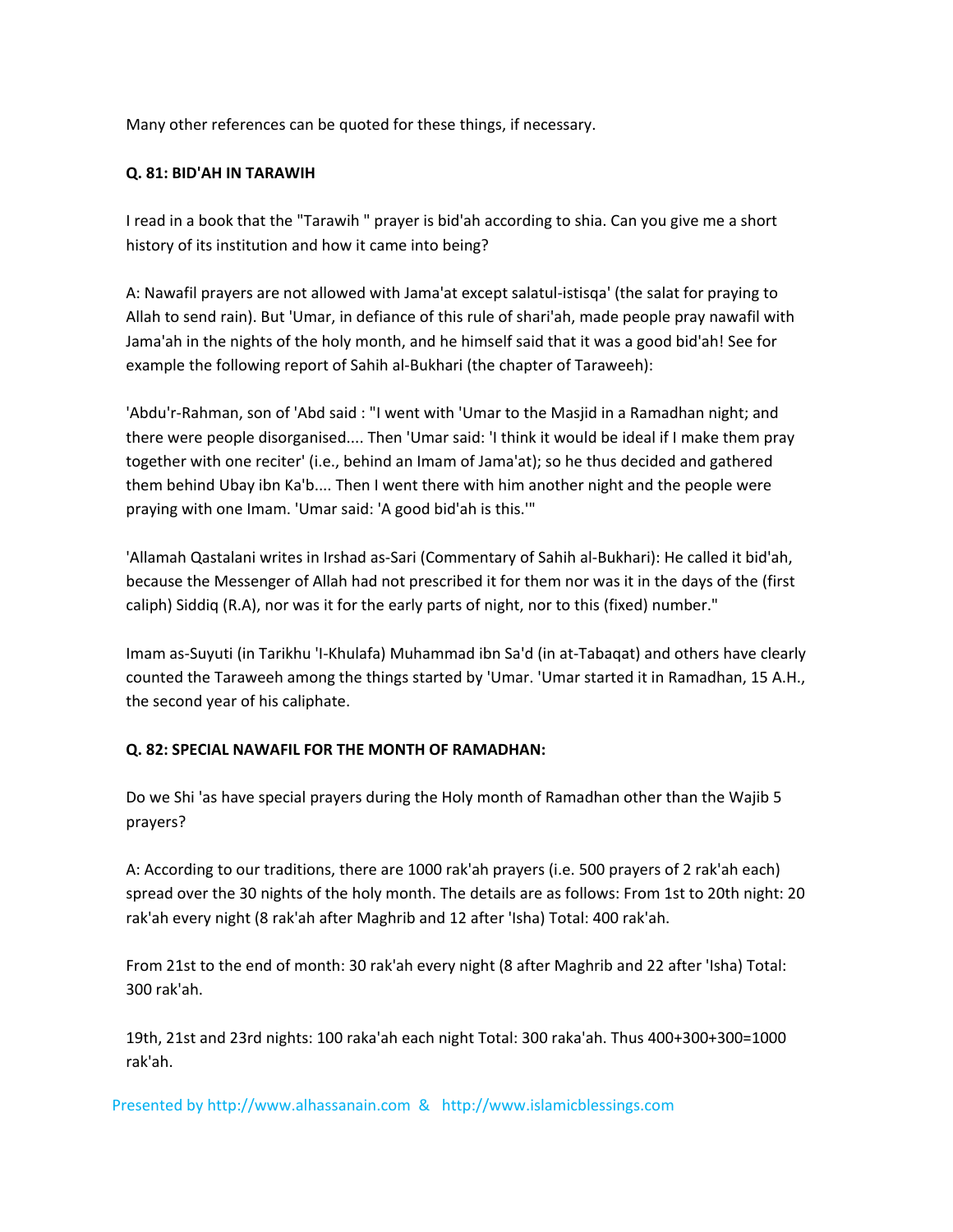Many other references can be quoted for these things, if necessary.

**Q. 81: BID'AH IN TARAWIH**

I read in a book that the "Tarawih " prayer is bid'ah according to shia. Can you give me a short history of its institution and how it came into being?

A: Nawafil prayers are not allowed with Jama'at except salatul-istisqa' (the salat for praying to Allah to send rain). But 'Umar, in defiance of this rule of shari'ah, made people pray nawafil with Jama'ah in the nights of the holy month, and he himself said that it was a good bid'ah! See for example the following report of Sahih al-Bukhari (the chapter of Taraweeh):

'Abdu'r-Rahman, son of 'Abd said : "I went with 'Umar to the Masjid in a Ramadhan night; and there were people disorganised.... Then 'Umar said: 'I think it would be ideal if I make them pray together with one reciter' (i.e., behind an Imam of Jama'at); so he thus decided and gathered them behind Ubay ibn Ka'b.... Then I went there with him another night and the people were praying with one Imam. 'Umar said: 'A good bid'ah is this.'"

'Allamah Qastalani writes in Irshad as-Sari (Commentary of Sahih al-Bukhari): He called it bid'ah, because the Messenger of Allah had not prescribed it for them nor was it in the days of the (first caliph) Siddiq (R.A), nor was it for the early parts of night, nor to this (fixed) number."

Imam as-Suyuti (in Tarikhu 'l-Khulafa) Muhammad ibn Sa'd (in at-Tabaqat) and others have clearly counted the Taraweeh among the things started by 'Umar. 'Umar started it in Ramadhan, 15 A.H., the second year of his caliphate.

**Q. 82: SPECIAL NAWAFIL FOR THE MONTH OF RAMADHAN:**

Do we Shi 'as have special prayers during the Holy month of Ramadhan other than the Wajib 5 prayers?

A: According to our traditions, there are 1000 rak'ah prayers (i.e. 500 prayers of 2 rak'ah each) spread over the 30 nights of the holy month. The details are as follows: From 1st to 20th night: 20 rak'ah every night (8 rak'ah after Maghrib and 12 after 'Isha) Total: 400 rak'ah.

From 21st to the end of month: 30 rak'ah every night (8 after Maghrib and 22 after 'Isha) Total: 300 rak'ah.

19th, 21st and 23rd nights: 100 raka'ah each night Total: 300 raka'ah. Thus 400+300+300=1000 rak'ah.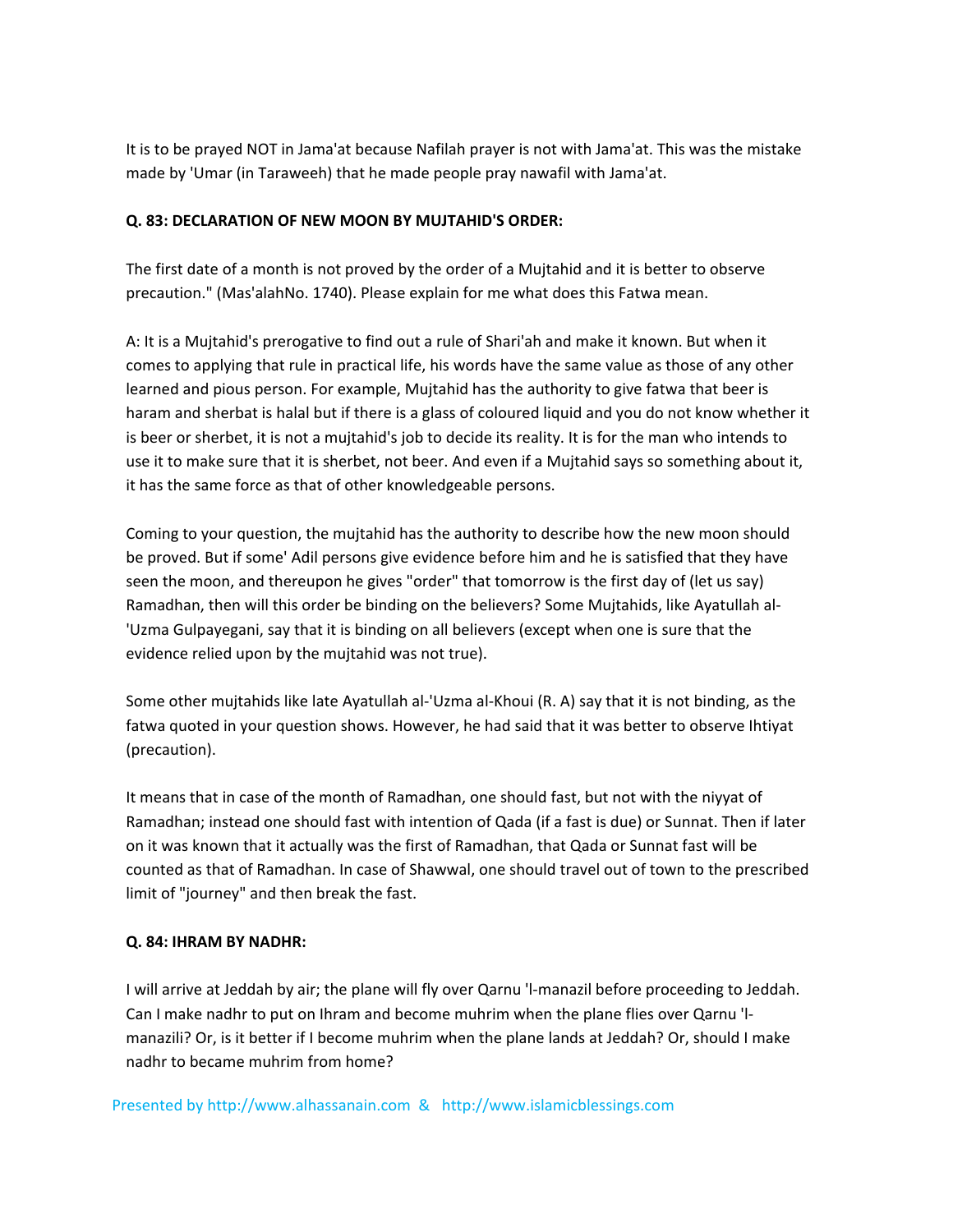It is to be prayed NOT in Jama'at because Nafilah prayer is not with Jama'at. This was the mistake made by 'Umar (in Taraweeh) that he made people pray nawafil with Jama'at.

**Q. 83: DECLARATION OF NEW MOON BY MUJTAHID'S ORDER:**

The first date of a month is not proved by the order of a Mujtahid and it is better to observe precaution." (Mas'alahNo. 1740). Please explain for me what does this Fatwa mean.

A: It is a Mujtahid's prerogative to find out a rule of Shari'ah and make it known. But when it comes to applying that rule in practical life, his words have the same value as those of any other learned and pious person. For example, Mujtahid has the authority to give fatwa that beer is haram and sherbat is halal but if there is a glass of coloured liquid and you do not know whether it is beer or sherbet, it is not a mujtahid's job to decide its reality. It is for the man who intends to use it to make sure that it is sherbet, not beer. And even if a Mujtahid says so something about it, it has the same force as that of other knowledgeable persons.

Coming to your question, the mujtahid has the authority to describe how the new moon should be proved. But if some' Adil persons give evidence before him and he is satisfied that they have seen the moon, and thereupon he gives "order" that tomorrow is the first day of (let us say) Ramadhan, then will this order be binding on the believers? Some Mujtahids, like Ayatullah al-'Uzma Gulpayegani, say that it is binding on all believers (except when one is sure that the evidence relied upon by the mujtahid was not true).

Some other mujtahids like late Ayatullah al-'Uzma al-Khoui (R. A) say that it is not binding, as the fatwa quoted in your question shows. However, he had said that it was better to observe Ihtiyat (precaution).

It means that in case of the month of Ramadhan, one should fast, but not with the niyyat of Ramadhan; instead one should fast with intention of Qada (if a fast is due) or Sunnat. Then if later on it was known that it actually was the first of Ramadhan, that Qada or Sunnat fast will be counted as that of Ramadhan. In case of Shawwal, one should travel out of town to the prescribed limit of "journey" and then break the fast.

**Q. 84: IHRAM BY NADHR:**

I will arrive at Jeddah by air; the plane will fly over Qarnu 'l-manazil before proceeding to Jeddah. Can I make nadhr to put on Ihram and become muhrim when the plane flies over Qarnu 'l-manazili? Or, is it better if I become muhrim when the plane lands at Jeddah? Or, should I make nadhr to became muhrim from home?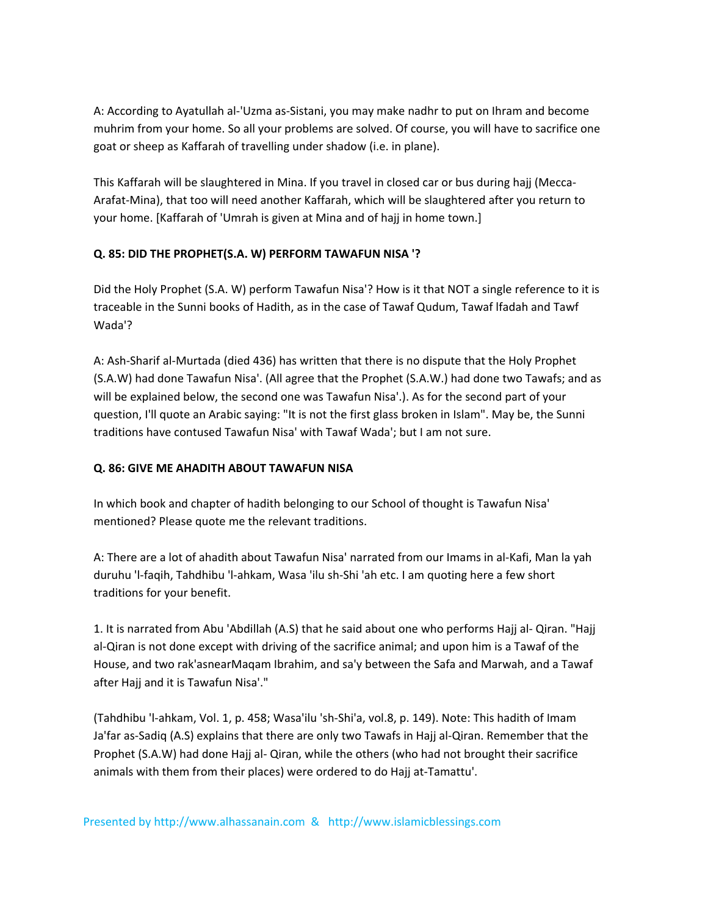A: According to Ayatullah al-'Uzma as-Sistani, you may make nadhr to put on Ihram and become muhrim from your home. So all your problems are solved. Of course, you will have to sacrifice one goat or sheep as Kaffarah of travelling under shadow (i.e. in plane).

This Kaffarah will be slaughtered in Mina. If you travel in closed car or bus during hajj (Mecca-Arafat-Mina), that too will need another Kaffarah, which will be slaughtered after you return to your home. [Kaffarah of 'Umrah is given at Mina and of hajj in home town.]

**Q. 85: DID THE PROPHET(S.A. W) PERFORM TAWAFUN NISA '?**

Did the Holy Prophet (S.A. W) perform Tawafun Nisa'? How is it that NOT a single reference to it is traceable in the Sunni books of Hadith, as in the case of Tawaf Qudum, Tawaf lfadah and Tawf Wada'?

A: Ash-Sharif al-Murtada (died 436) has written that there is no dispute that the Holy Prophet (S.A.W) had done Tawafun Nisa'. (All agree that the Prophet (S.A.W.) had done two Tawafs; and as will be explained below, the second one was Tawafun Nisa'.). As for the second part of your question, I'll quote an Arabic saying: "It is not the first glass broken in Islam". May be, the Sunni traditions have contused Tawafun Nisa' with Tawaf Wada'; but I am not sure.

**Q. 86: GIVE ME AHADITH ABOUT TAWAFUN NISA**

In which book and chapter of hadith belonging to our School of thought is Tawafun Nisa' mentioned? Please quote me the relevant traditions.

A: There are a lot of ahadith about Tawafun Nisa' narrated from our Imams in al-Kafi, Man la yah duruhu 'l-faqih, Tahdhibu 'l-ahkam, Wasa 'ilu sh-Shi 'ah etc. I am quoting here a few short traditions for your benefit.

1. It is narrated from Abu 'Abdillah (A.S) that he said about one who performs Hajj al- Qiran. "Hajj al-Qiran is not done except with driving of the sacrifice animal; and upon him is a Tawaf of the House, and two rak'asnearMaqam Ibrahim, and sa'y between the Safa and Marwah, and a Tawaf after Hajj and it is Tawafun Nisa'."

(Tahdhibu 'l-ahkam, Vol. 1, p. 458; Wasa'ilu 'sh-Shi'a, vol.8, p. 149). Note: This hadith of Imam Ja'far as-Sadiq (A.S) explains that there are only two Tawafs in Hajj al-Qiran. Remember that the Prophet (S.A.W) had done Hajj al- Qiran, while the others (who had not brought their sacrifice animals with them from their places) were ordered to do Hajj at-Tamattu'.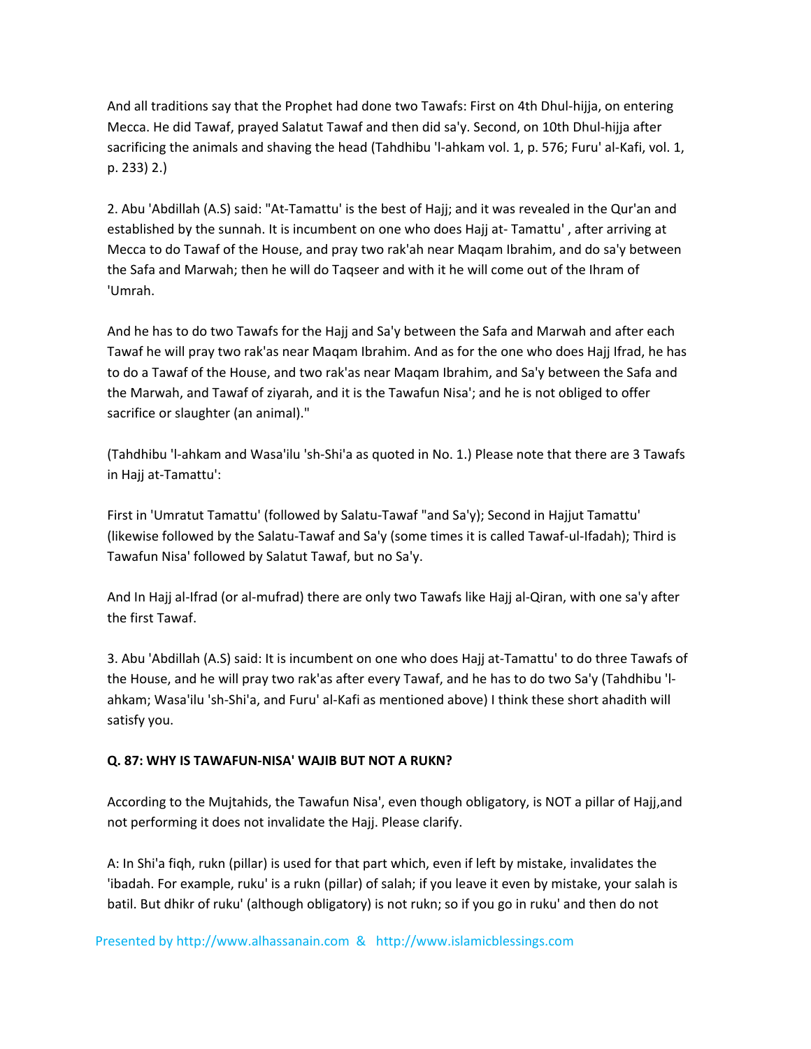And all traditions say that the Prophet had done two Tawafs: First on 4th Dhul-hijja, on entering Mecca. He did Tawaf, prayed Salatut Tawaf and then did sa'y. Second, on 10th Dhul-hijja after sacrificing the animals and shaving the head (Tahdhibu 'l-ahkam vol. 1, p. 576; Furu' al-Kafi, vol. 1, p. 233) 2.)

2. Abu 'Abdillah (A.S) said: "At-Tamattu' is the best of Hajj; and it was revealed in the Qur'an and established by the sunnah. It is incumbent on one who does Hajj at- Tamattu' , after arriving at Mecca to do Tawaf of the House, and pray two rak'ah near Maqam Ibrahim, and do sa'y between the Safa and Marwah; then he will do Taqseer and with it he will come out of the Ihram of 'Umrah.

And he has to do two Tawafs for the Hajj and Sa'y between the Safa and Marwah and after each Tawaf he will pray two rak'as near Maqam Ibrahim. And as for the one who does Hajj Ifrad, he has to do a Tawaf of the House, and two rak'as near Maqam Ibrahim, and Sa'y between the Safa and the Marwah, and Tawaf of ziyarah, and it is the Tawafun Nisa'; and he is not obliged to offer sacrifice or slaughter (an animal)."

(Tahdhibu 'l-ahkam and Wasa'ilu 'sh-Shi'a as quoted in No. 1.) Please note that there are 3 Tawafs in Hajj at-Tamattu':

First in 'Umratut Tamattu' (followed by Salatu-Tawaf "and Sa'y); Second in Hajjut Tamattu' (likewise followed by the Salatu-Tawaf and Sa'y (some times it is called Tawaf-ul-Ifadah); Third is Tawafun Nisa' followed by Salatut Tawaf, but no Sa'y.

And In Hajj al-Ifrad (or al-mufrad) there are only two Tawafs like Hajj al-Qiran, with one sa'y after the first Tawaf.

3. Abu 'Abdillah (A.S) said: It is incumbent on one who does Hajj at-Tamattu' to do three Tawafs of the House, and he will pray two rak'as after every Tawaf, and he has to do two Sa'y (Tahdhibu 'l-ahkam; Wasa'ilu 'sh-Shi'a, and Furu' al-Kafi as mentioned above) I think these short ahadith will satisfy you.

**Q. 87: WHY IS TAWAFUN-NISA' WAJIB BUT NOT A RUKN?**

According to the Mujtahids, the Tawafun Nisa', even though obligatory, is NOT a pillar of Hajj,and not performing it does not invalidate the Hajj. Please clarify.

A: In Shi'a fiqh, rukn (pillar) is used for that part which, even if left by mistake, invalidates the 'ibadah. For example, ruku' is a rukn (pillar) of salah; if you leave it even by mistake, your salah is batil. But dhikr of ruku' (although obligatory) is not rukn; so if you go in ruku' and then do not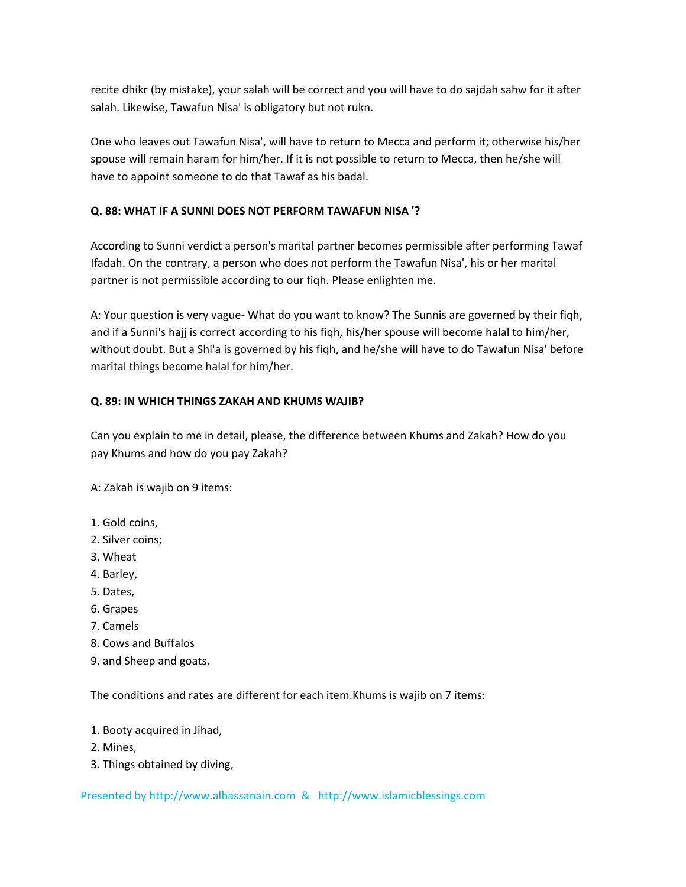recite dhikr (by mistake), your salah will be correct and you will have to do sajdah sahw for it after salah. Likewise, Tawafun Nisa' is obligatory but not rukn.

One who leaves out Tawafun Nisa', will have to return to Mecca and perform it; otherwise his/her spouse will remain haram for him/her. If it is not possible to return to Mecca, then he/she will have to appoint someone to do that Tawaf as his badal.

**Q. 88: WHAT IF A SUNNI DOES NOT PERFORM TAWAFUN NISA '?**

According to Sunni verdict a person's marital partner becomes permissible after performing Tawaf Ifadah. On the contrary, a person who does not perform the Tawafun Nisa', his or her marital partner is not permissible according to our fiqh. Please enlighten me.

A: Your question is very vague- What do you want to know? The Sunnis are governed by their fiqh, and if a Sunni's hajj is correct according to his fiqh, his/her spouse will become halal to him/her, without doubt. But a Shi'a is governed by his fiqh, and he/she will have to do Tawafun Nisa' before marital things become halal for him/her.

**Q. 89: IN WHICH THINGS ZAKAH AND KHUMS WAJIB?**

Can you explain to me in detail, please, the difference between Khums and Zakah? How do you pay Khums and how do you pay Zakah?

A: Zakah is wajib on 9 items:

1. Gold coins,
2. Silver coins;
3. Wheat
4. Barley,
5. Dates,
6. Grapes
7. Camels
8. Cows and Buffalos
9. and Sheep and goats.

The conditions and rates are different for each item.Khums is wajib on 7 items:

1. Booty acquired in Jihad,
2. Mines,
3. Things obtained by diving,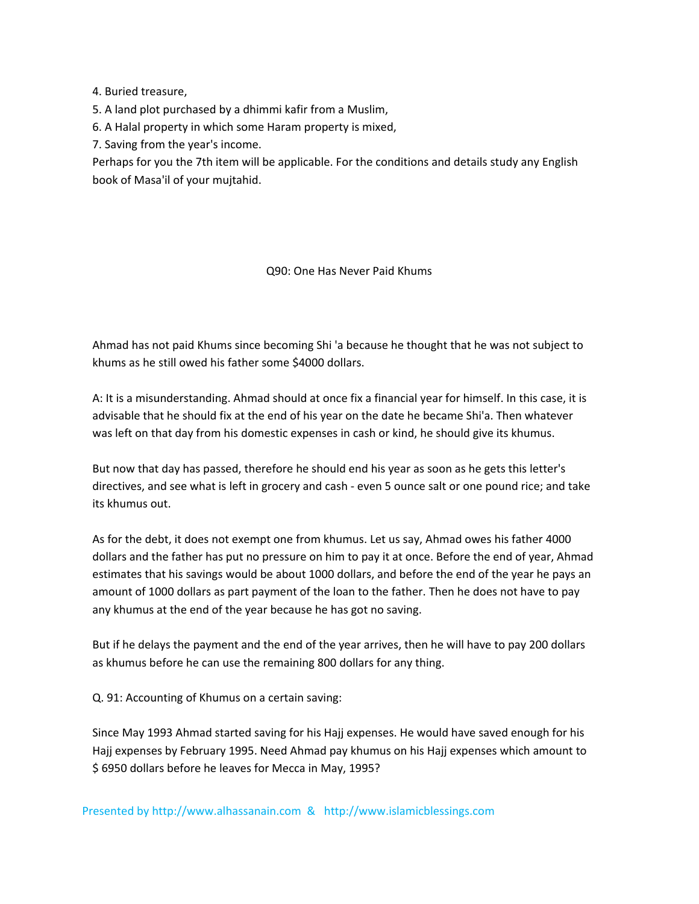4. Buried treasure,
5. A land plot purchased by a dhimmi kafir from a Muslim,
6. A Halal property in which some Haram property is mixed,
7. Saving from the year's income.

Perhaps for you the 7th item will be applicable. For the conditions and details study any English book of Masa'il of your mujtahid.

## Q90: One Has Never Paid Khums

Ahmad has not paid Khums since becoming Shi 'a because he thought that he was not subject to khums as he still owed his father some $4000 dollars.

A: It is a misunderstanding. Ahmad should at once fix a financial year for himself. In this case, it is advisable that he should fix at the end of his year on the date he became Shi'a. Then whatever was left on that day from his domestic expenses in cash or kind, he should give its khumus.

But now that day has passed, therefore he should end his year as soon as he gets this letter's directives, and see what is left in grocery and cash - even 5 ounce salt or one pound rice; and take its khumus out.

As for the debt, it does not exempt one from khumus. Let us say, Ahmad owes his father 4000 dollars and the father has put no pressure on him to pay it at once. Before the end of year, Ahmad estimates that his savings would be about 1000 dollars, and before the end of the year he pays an amount of 1000 dollars as part payment of the loan to the father. Then he does not have to pay any khumus at the end of the year because he has got no saving.

But if he delays the payment and the end of the year arrives, then he will have to pay 200 dollars as khumus before he can use the remaining 800 dollars for any thing.

Q. 91: Accounting of Khumus on a certain saving:

Since May 1993 Ahmad started saving for his Hajj expenses. He would have saved enough for his Hajj expenses by February 1995. Need Ahmad pay khumus on his Hajj expenses which amount to $ 6950 dollars before he leaves for Mecca in May, 1995?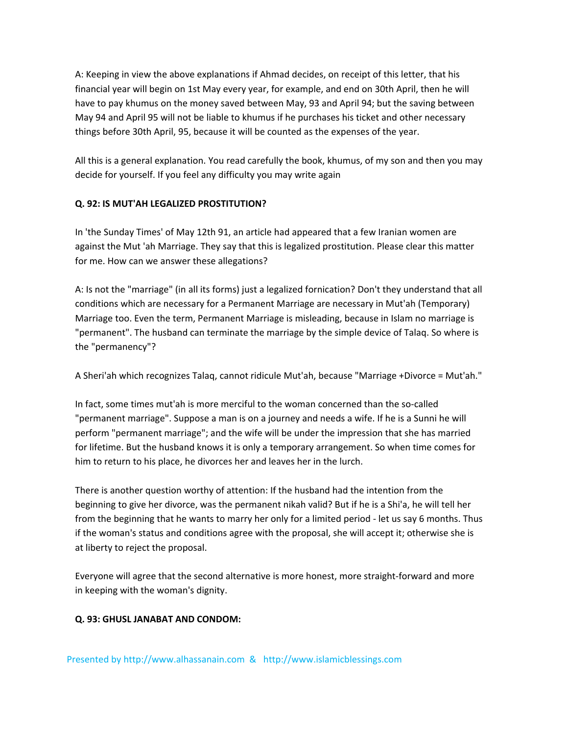A: Keeping in view the above explanations if Ahmad decides, on receipt of this letter, that his financial year will begin on 1st May every year, for example, and end on 30th April, then he will have to pay khumus on the money saved between May, 93 and April 94; but the saving between May 94 and April 95 will not be liable to khumus if he purchases his ticket and other necessary things before 30th April, 95, because it will be counted as the expenses of the year.

All this is a general explanation. You read carefully the book, khumus, of my son and then you may decide for yourself. If you feel any difficulty you may write again

**Q. 92: IS MUT'AH LEGALIZED PROSTITUTION?**

In 'the Sunday Times' of May 12th 91, an article had appeared that a few Iranian women are against the Mut 'ah Marriage. They say that this is legalized prostitution. Please clear this matter for me. How can we answer these allegations?

A: Is not the "marriage" (in all its forms) just a legalized fornication? Don't they understand that all conditions which are necessary for a Permanent Marriage are necessary in Mut'ah (Temporary) Marriage too. Even the term, Permanent Marriage is misleading, because in Islam no marriage is "permanent". The husband can terminate the marriage by the simple device of Talaq. So where is the "permanency"?

A Sheri'ah which recognizes Talaq, cannot ridicule Mut'ah, because "Marriage +Divorce = Mut'ah."

In fact, some times mut'ah is more merciful to the woman concerned than the so-called "permanent marriage". Suppose a man is on a journey and needs a wife. If he is a Sunni he will perform "permanent marriage"; and the wife will be under the impression that she has married for lifetime. But the husband knows it is only a temporary arrangement. So when time comes for him to return to his place, he divorces her and leaves her in the lurch.

There is another question worthy of attention: If the husband had the intention from the beginning to give her divorce, was the permanent nikah valid? But if he is a Shi'a, he will tell her from the beginning that he wants to marry her only for a limited period - let us say 6 months. Thus if the woman's status and conditions agree with the proposal, she will accept it; otherwise she is at liberty to reject the proposal.

Everyone will agree that the second alternative is more honest, more straight-forward and more in keeping with the woman's dignity.

**Q. 93: GHUSL JANABAT AND CONDOM:**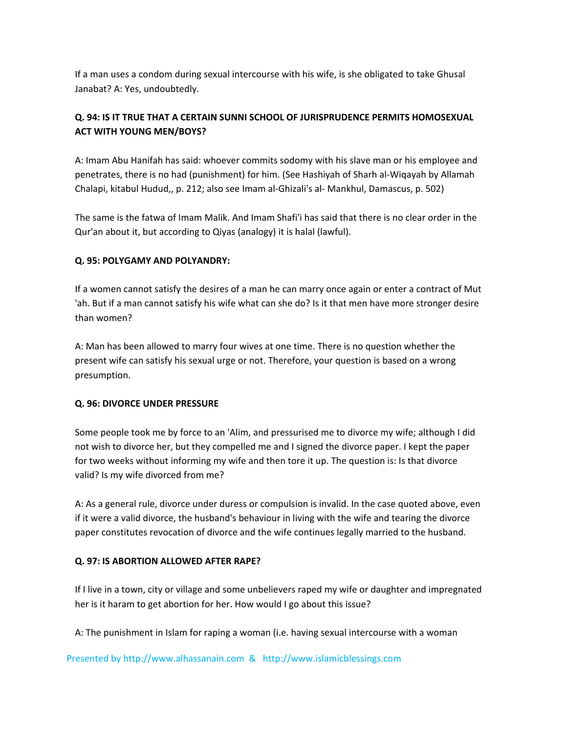If a man uses a condom during sexual intercourse with his wife, is she obligated to take Ghusal Janabat? A: Yes, undoubtedly.

**Q. 94: IS IT TRUE THAT A CERTAIN SUNNI SCHOOL OF JURISPRUDENCE PERMITS HOMOSEXUAL ACT WITH YOUNG MEN/BOYS?**

A: Imam Abu Hanifah has said: whoever commits sodomy with his slave man or his employee and penetrates, there is no had (punishment) for him. (See Hashiyah of Sharh al-Wiqayah by Allamah Chalapi, kitabul Hudud,, p. 212; also see Imam al-Ghizali's al- Mankhul, Damascus, p. 502)

The same is the fatwa of Imam Malik. And Imam Shafi'i has said that there is no clear order in the Qur'an about it, but according to Qiyas (analogy) it is halal (lawful).

**Q. 95: POLYGAMY AND POLYANDRY:**

If a women cannot satisfy the desires of a man he can marry once again or enter a contract of Mut 'ah. But if a man cannot satisfy his wife what can she do? Is it that men have more stronger desire than women?

A: Man has been allowed to marry four wives at one time. There is no question whether the present wife can satisfy his sexual urge or not. Therefore, your question is based on a wrong presumption.

**Q. 96: DIVORCE UNDER PRESSURE**

Some people took me by force to an 'Alim, and pressurised me to divorce my wife; although I did not wish to divorce her, but they compelled me and I signed the divorce paper. I kept the paper for two weeks without informing my wife and then tore it up. The question is: Is that divorce valid? Is my wife divorced from me?

A: As a general rule, divorce under duress or compulsion is invalid. In the case quoted above, even if it were a valid divorce, the husband's behaviour in living with the wife and tearing the divorce paper constitutes revocation of divorce and the wife continues legally married to the husband.

**Q. 97: IS ABORTION ALLOWED AFTER RAPE?**

If I live in a town, city or village and some unbelievers raped my wife or daughter and impregnated her is it haram to get abortion for her. How would I go about this issue?

A: The punishment in Islam for raping a woman (i.e. having sexual intercourse with a woman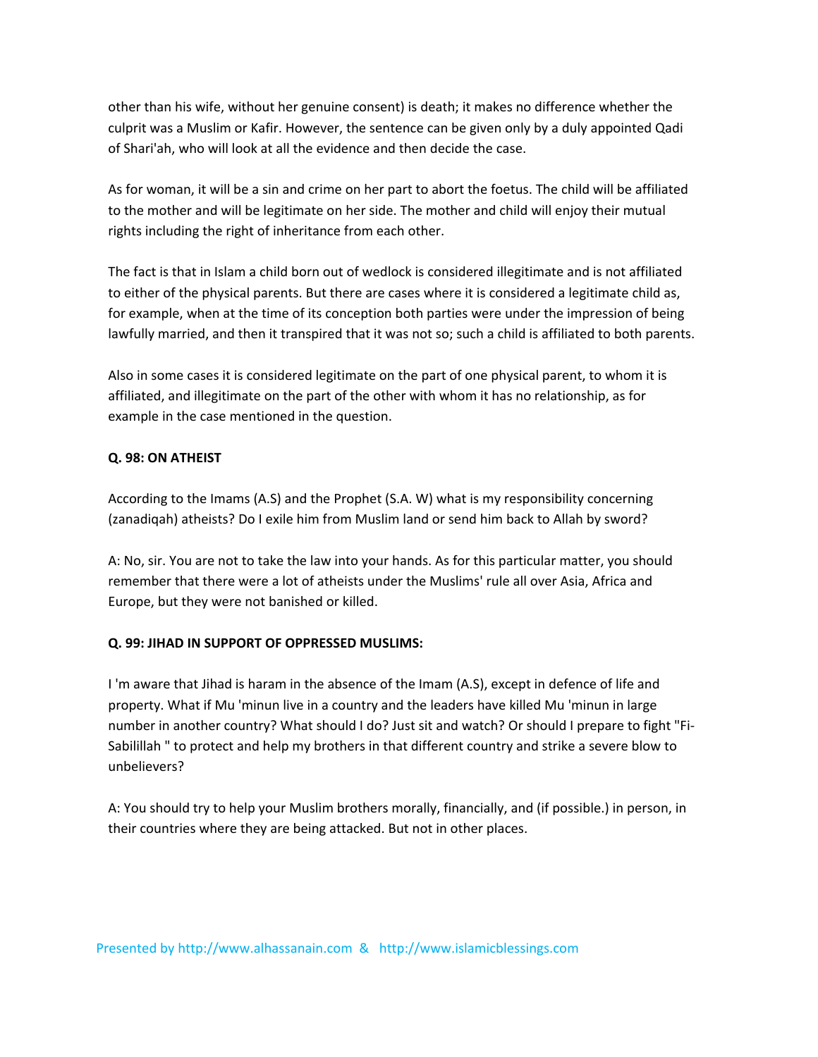other than his wife, without her genuine consent) is death; it makes no difference whether the culprit was a Muslim or Kafir. However, the sentence can be given only by a duly appointed Qadi of Shari'ah, who will look at all the evidence and then decide the case.

As for woman, it will be a sin and crime on her part to abort the foetus. The child will be affiliated to the mother and will be legitimate on her side. The mother and child will enjoy their mutual rights including the right of inheritance from each other.

The fact is that in Islam a child born out of wedlock is considered illegitimate and is not affiliated to either of the physical parents. But there are cases where it is considered a legitimate child as, for example, when at the time of its conception both parties were under the impression of being lawfully married, and then it transpired that it was not so; such a child is affiliated to both parents.

Also in some cases it is considered legitimate on the part of one physical parent, to whom it is affiliated, and illegitimate on the part of the other with whom it has no relationship, as for example in the case mentioned in the question.

**Q. 98: ON ATHEIST**

According to the Imams (A.S) and the Prophet (S.A. W) what is my responsibility concerning (zanadiqah) atheists? Do I exile him from Muslim land or send him back to Allah by sword?

A: No, sir. You are not to take the law into your hands. As for this particular matter, you should remember that there were a lot of atheists under the Muslims' rule all over Asia, Africa and Europe, but they were not banished or killed.

**Q. 99: JIHAD IN SUPPORT OF OPPRESSED MUSLIMS:**

I 'm aware that Jihad is haram in the absence of the Imam (A.S), except in defence of life and property. What if Mu 'minun live in a country and the leaders have killed Mu 'minun in large number in another country? What should I do? Just sit and watch? Or should I prepare to fight "Fi-Sabilillah " to protect and help my brothers in that different country and strike a severe blow to unbelievers?

A: You should try to help your Muslim brothers morally, financially, and (if possible.) in person, in their countries where they are being attacked. But not in other places.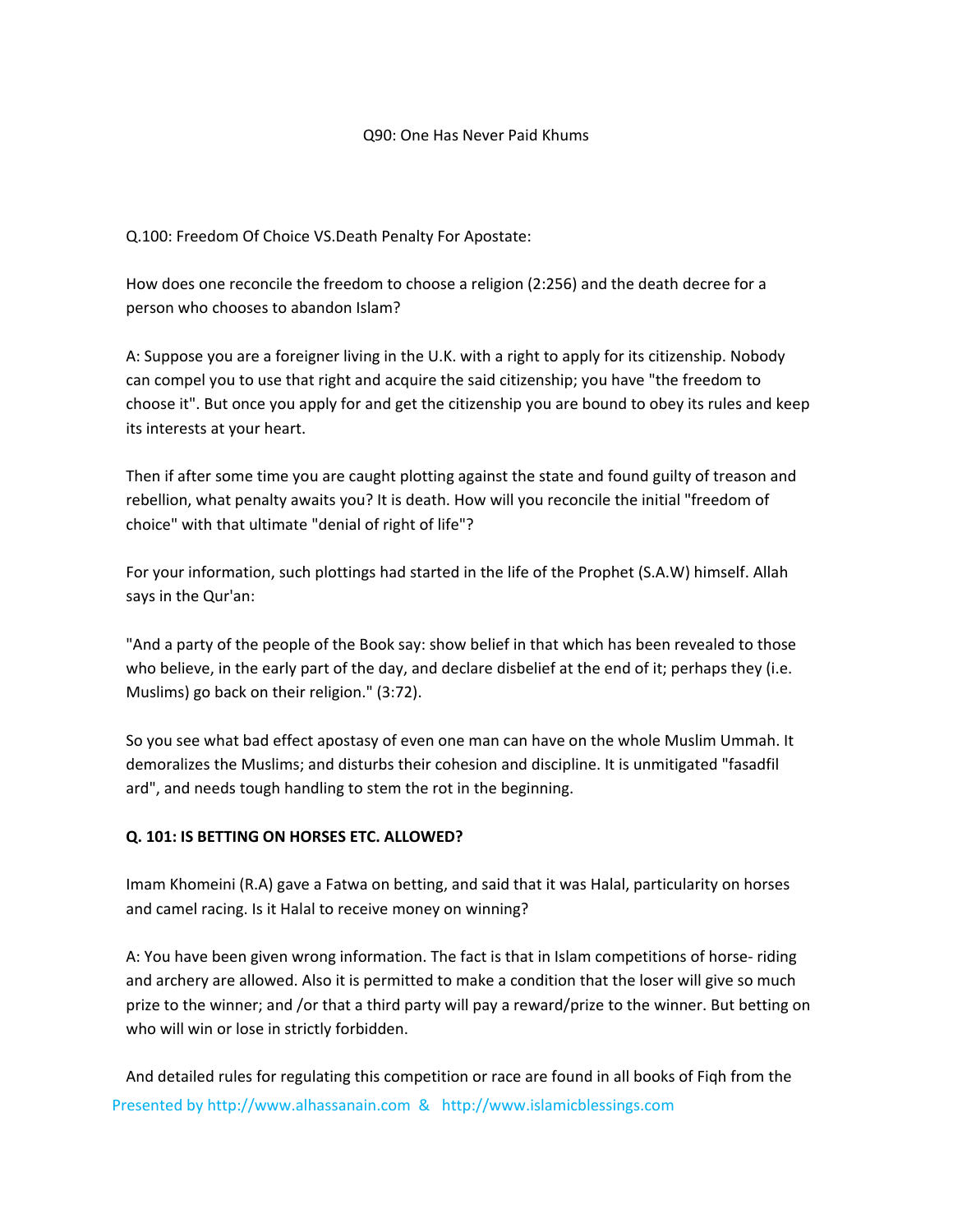Q90: One Has Never Paid Khums

Q.100: Freedom Of Choice VS.Death Penalty For Apostate:

How does one reconcile the freedom to choose a religion (2:256) and the death decree for a person who chooses to abandon Islam?

A: Suppose you are a foreigner living in the U.K. with a right to apply for its citizenship. Nobody can compel you to use that right and acquire the said citizenship; you have "the freedom to choose it". But once you apply for and get the citizenship you are bound to obey its rules and keep its interests at your heart.

Then if after some time you are caught plotting against the state and found guilty of treason and rebellion, what penalty awaits you? It is death. How will you reconcile the initial "freedom of choice" with that ultimate "denial of right of life"?

For your information, such plottings had started in the life of the Prophet (S.A.W) himself. Allah says in the Qur'an:

"And a party of the people of the Book say: show belief in that which has been revealed to those who believe, in the early part of the day, and declare disbelief at the end of it; perhaps they (i.e. Muslims) go back on their religion." (3:72).

So you see what bad effect apostasy of even one man can have on the whole Muslim Ummah. It demoralizes the Muslims; and disturbs their cohesion and discipline. It is unmitigated "fasadfil ard", and needs tough handling to stem the rot in the beginning.

**Q. 101: IS BETTING ON HORSES ETC. ALLOWED?**

Imam Khomeini (R.A) gave a Fatwa on betting, and said that it was Halal, particularity on horses and camel racing. Is it Halal to receive money on winning?

A: You have been given wrong information. The fact is that in Islam competitions of horse- riding and archery are allowed. Also it is permitted to make a condition that the loser will give so much prize to the winner; and /or that a third party will pay a reward/prize to the winner. But betting on who will win or lose in strictly forbidden.

And detailed rules for regulating this competition or race are found in all books of Fiqh from the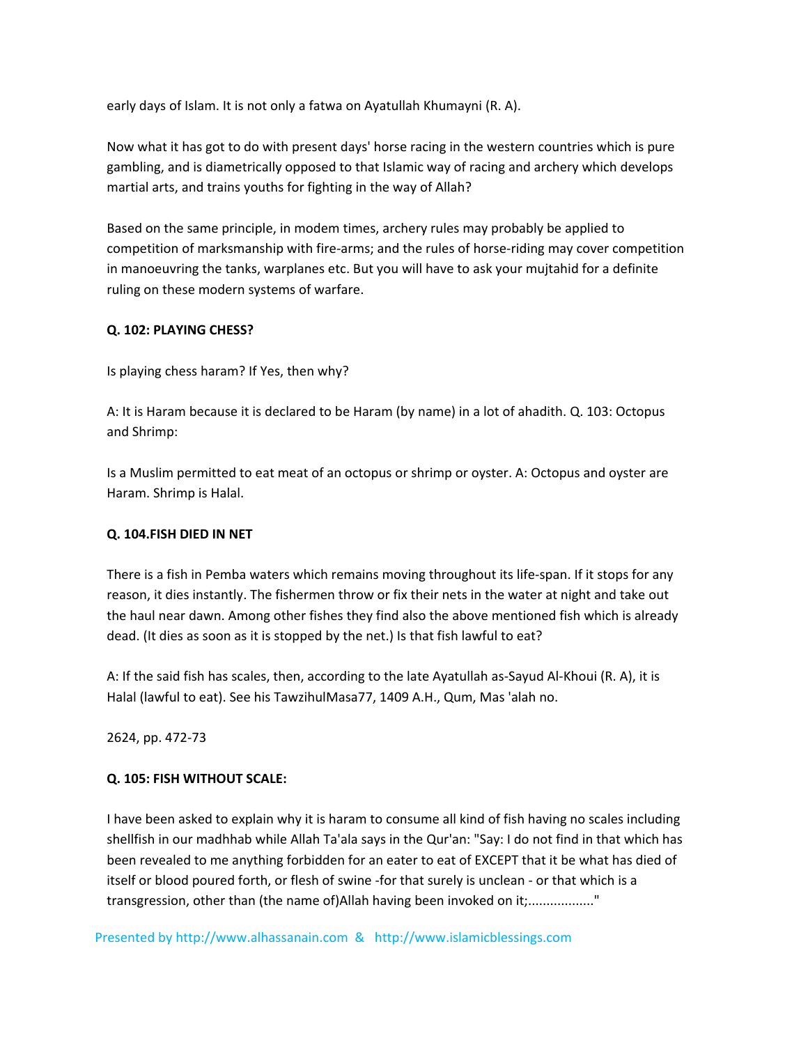early days of Islam. It is not only a fatwa on Ayatullah Khumayni (R. A).

Now what it has got to do with present days' horse racing in the western countries which is pure gambling, and is diametrically opposed to that Islamic way of racing and archery which develops martial arts, and trains youths for fighting in the way of Allah?

Based on the same principle, in modem times, archery rules may probably be applied to competition of marksmanship with fire-arms; and the rules of horse-riding may cover competition in manoeuvring the tanks, warplanes etc. But you will have to ask your mujtahid for a definite ruling on these modern systems of warfare.

**Q. 102: PLAYING CHESS?**

Is playing chess haram? If Yes, then why?

A: It is Haram because it is declared to be Haram (by name) in a lot of ahadith. Q. 103: Octopus and Shrimp:

Is a Muslim permitted to eat meat of an octopus or shrimp or oyster. A: Octopus and oyster are Haram. Shrimp is Halal.

**Q. 104.FISH DIED IN NET**

There is a fish in Pemba waters which remains moving throughout its life-span. If it stops for any reason, it dies instantly. The fishermen throw or fix their nets in the water at night and take out the haul near dawn. Among other fishes they find also the above mentioned fish which is already dead. (It dies as soon as it is stopped by the net.) Is that fish lawful to eat?

A: If the said fish has scales, then, according to the late Ayatullah as-Sayud Al-Khoui (R. A), it is Halal (lawful to eat). See his TawzihulMasa77, 1409 A.H., Qum, Mas 'alah no.

2624, pp. 472-73

**Q. 105: FISH WITHOUT SCALE:**

I have been asked to explain why it is haram to consume all kind of fish having no scales including shellfish in our madhhab while Allah Ta'ala says in the Qur'an: "Say: I do not find in that which has been revealed to me anything forbidden for an eater to eat of EXCEPT that it be what has died of itself or blood poured forth, or flesh of swine -for that surely is unclean - or that which is a transgression, other than (the name of)Allah having been invoked on it;.................."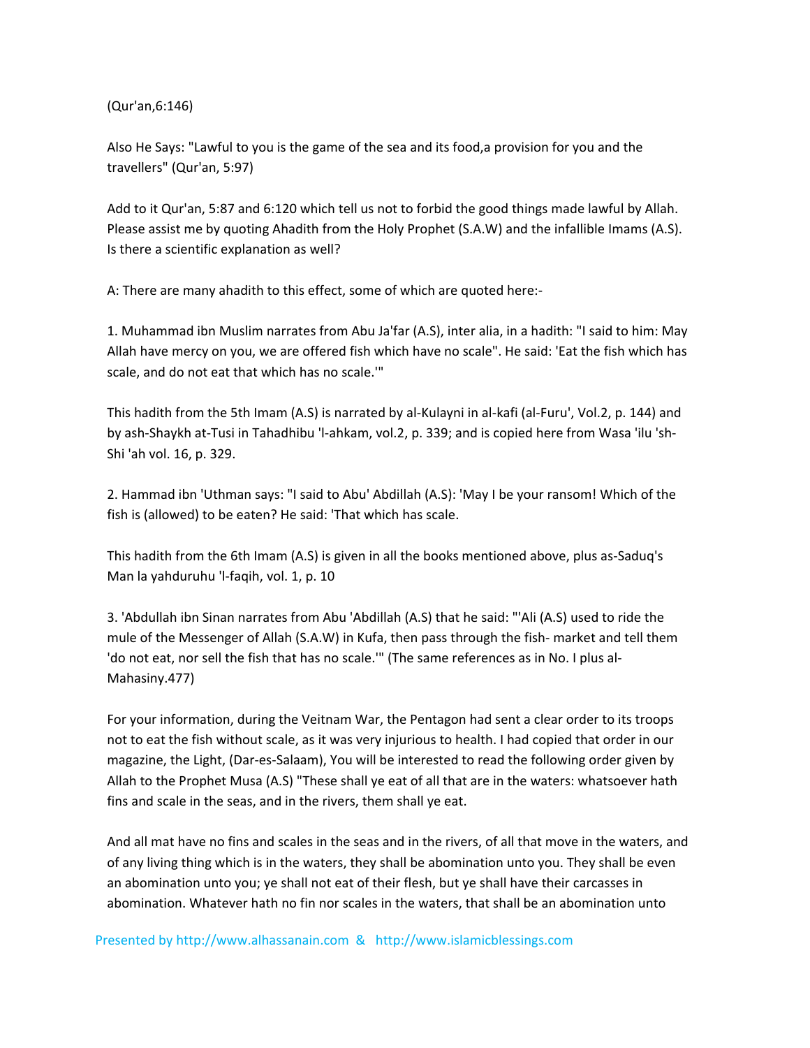(Qur'an,6:146)

Also He Says: "Lawful to you is the game of the sea and its food,a provision for you and the travellers" (Qur'an, 5:97)

Add to it Qur'an, 5:87 and 6:120 which tell us not to forbid the good things made lawful by Allah. Please assist me by quoting Ahadith from the Holy Prophet (S.A.W) and the infallible Imams (A.S). Is there a scientific explanation as well?

A: There are many ahadith to this effect, some of which are quoted here:-

1. Muhammad ibn Muslim narrates from Abu Ja'far (A.S), inter alia, in a hadith: "I said to him: May Allah have mercy on you, we are offered fish which have no scale". He said: 'Eat the fish which has scale, and do not eat that which has no scale.'"

This hadith from the 5th Imam (A.S) is narrated by al-Kulayni in al-kafi (al-Furu', Vol.2, p. 144) and by ash-Shaykh at-Tusi in Tahadhibu 'l-ahkam, vol.2, p. 339; and is copied here from Wasa 'ilu 'sh-Shi 'ah vol. 16, p. 329.

2. Hammad ibn 'Uthman says: "I said to Abu' Abdillah (A.S): 'May I be your ransom! Which of the fish is (allowed) to be eaten? He said: 'That which has scale.

This hadith from the 6th Imam (A.S) is given in all the books mentioned above, plus as-Saduq's Man la yahduruhu 'l-faqih, vol. 1, p. 10

3. 'Abdullah ibn Sinan narrates from Abu 'Abdillah (A.S) that he said: "'Ali (A.S) used to ride the mule of the Messenger of Allah (S.A.W) in Kufa, then pass through the fish- market and tell them 'do not eat, nor sell the fish that has no scale.'" (The same references as in No. I plus al-Mahasiny.477)

For your information, during the Veitnam War, the Pentagon had sent a clear order to its troops not to eat the fish without scale, as it was very injurious to health. I had copied that order in our magazine, the Light, (Dar-es-Salaam), You will be interested to read the following order given by Allah to the Prophet Musa (A.S) "These shall ye eat of all that are in the waters: whatsoever hath fins and scale in the seas, and in the rivers, them shall ye eat.

And all mat have no fins and scales in the seas and in the rivers, of all that move in the waters, and of any living thing which is in the waters, they shall be abomination unto you. They shall be even an abomination unto you; ye shall not eat of their flesh, but ye shall have their carcasses in abomination. Whatever hath no fin nor scales in the waters, that shall be an abomination unto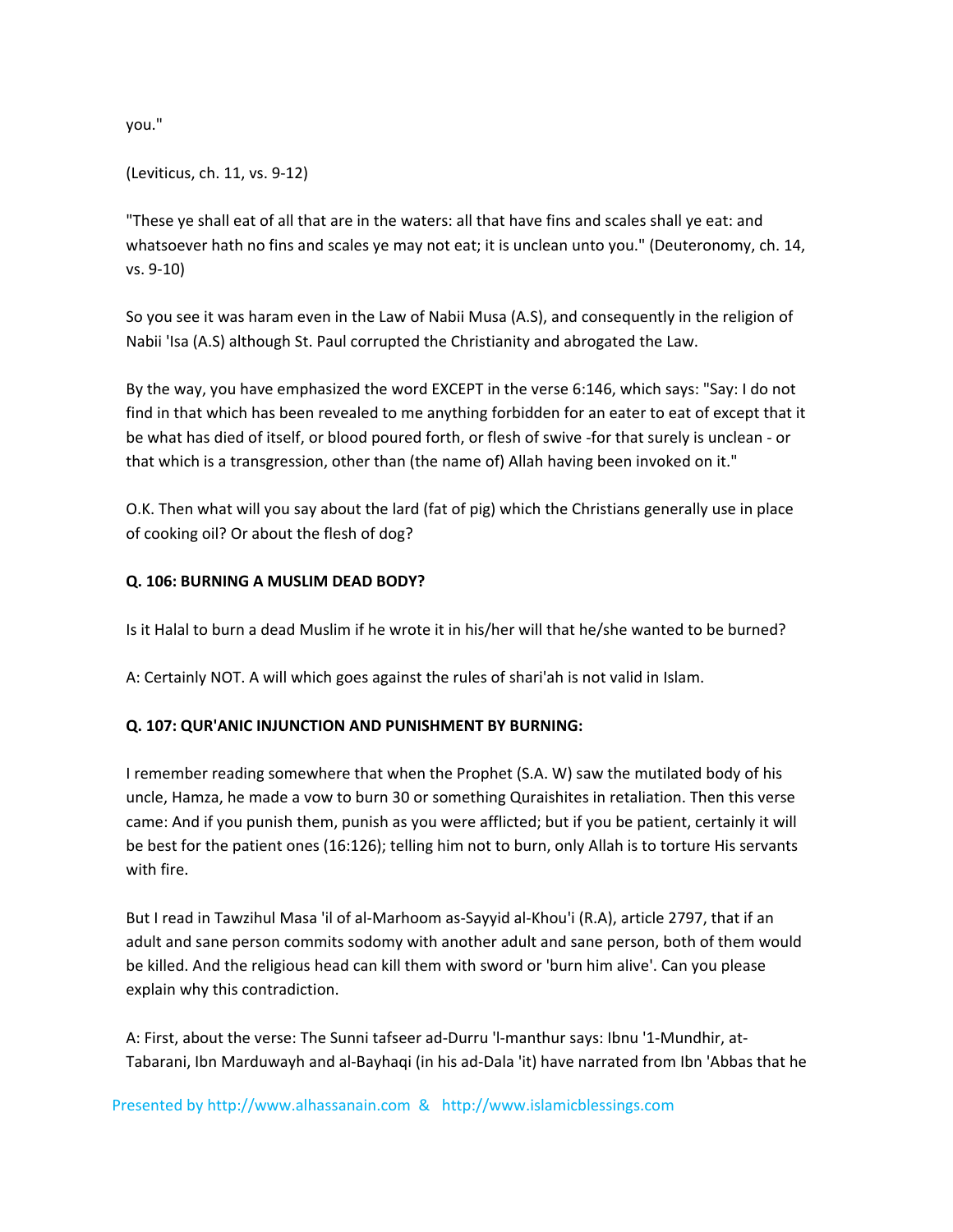you."

(Leviticus, ch. 11, vs. 9-12)

"These ye shall eat of all that are in the waters: all that have fins and scales shall ye eat: and whatsoever hath no fins and scales ye may not eat; it is unclean unto you." (Deuteronomy, ch. 14, vs. 9-10)

So you see it was haram even in the Law of Nabii Musa (A.S), and consequently in the religion of Nabii 'Isa (A.S) although St. Paul corrupted the Christianity and abrogated the Law.

By the way, you have emphasized the word EXCEPT in the verse 6:146, which says: "Say: I do not find in that which has been revealed to me anything forbidden for an eater to eat of except that it be what has died of itself, or blood poured forth, or flesh of swive -for that surely is unclean - or that which is a transgression, other than (the name of) Allah having been invoked on it."

O.K. Then what will you say about the lard (fat of pig) which the Christians generally use in place of cooking oil? Or about the flesh of dog?

**Q. 106: BURNING A MUSLIM DEAD BODY?**

Is it Halal to burn a dead Muslim if he wrote it in his/her will that he/she wanted to be burned?

A: Certainly NOT. A will which goes against the rules of shari'ah is not valid in Islam.

**Q. 107: QUR'ANIC INJUNCTION AND PUNISHMENT BY BURNING:**

I remember reading somewhere that when the Prophet (S.A. W) saw the mutilated body of his uncle, Hamza, he made a vow to burn 30 or something Quraishites in retaliation. Then this verse came: And if you punish them, punish as you were afflicted; but if you be patient, certainly it will be best for the patient ones (16:126); telling him not to burn, only Allah is to torture His servants with fire.

But I read in Tawzihul Masa 'il of al-Marhoom as-Sayyid al-Khou'i (R.A), article 2797, that if an adult and sane person commits sodomy with another adult and sane person, both of them would be killed. And the religious head can kill them with sword or 'burn him alive'. Can you please explain why this contradiction.

A: First, about the verse: The Sunni tafseer ad-Durru 'l-manthur says: Ibnu '1-Mundhir, at-Tabarani, Ibn Marduwayh and al-Bayhaqi (in his ad-Dala 'it) have narrated from Ibn 'Abbas that he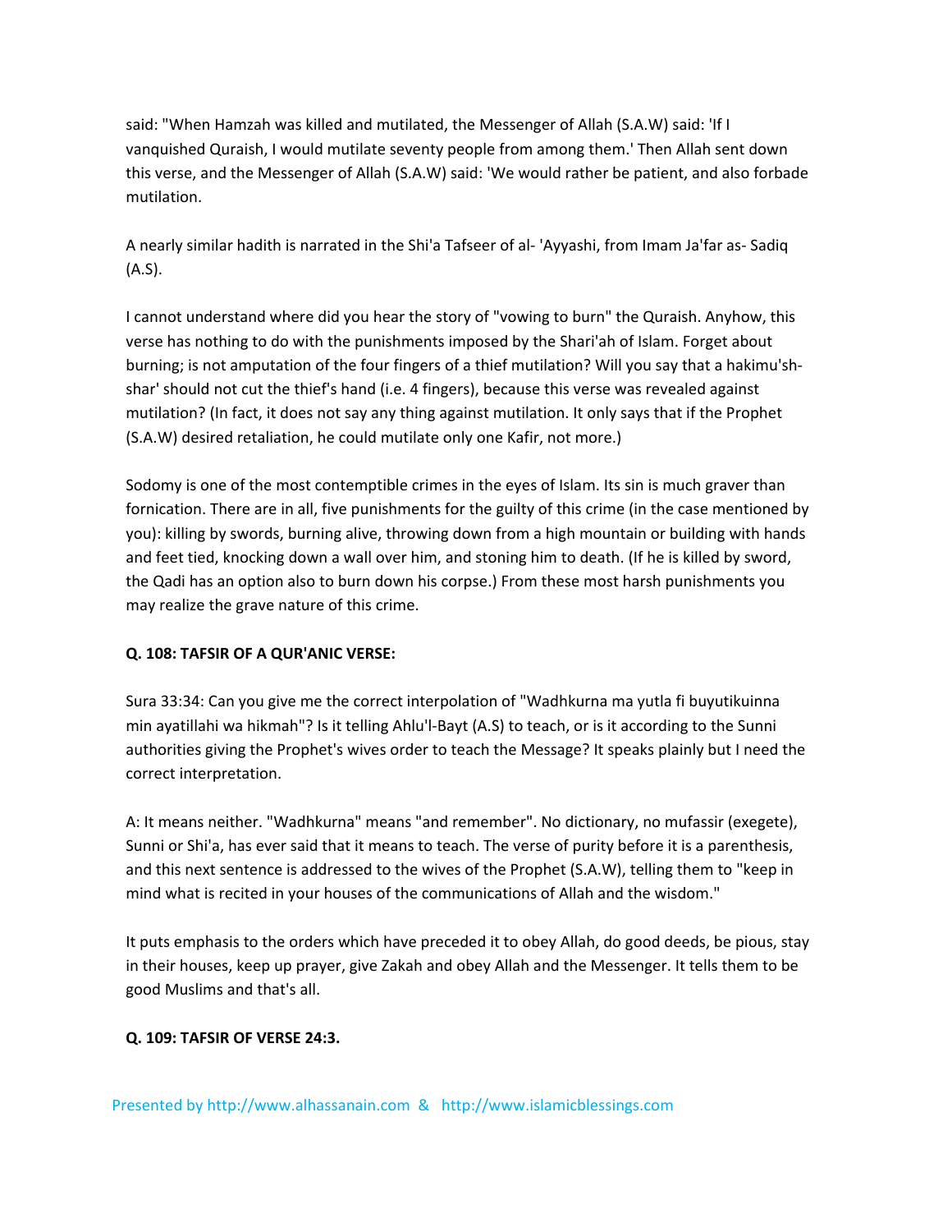said: "When Hamzah was killed and mutilated, the Messenger of Allah (S.A.W) said: 'If I vanquished Quraish, I would mutilate seventy people from among them.' Then Allah sent down this verse, and the Messenger of Allah (S.A.W) said: 'We would rather be patient, and also forbade mutilation.

A nearly similar hadith is narrated in the Shi'a Tafseer of al- 'Ayyashi, from Imam Ja'far as- Sadiq (A.S).

I cannot understand where did you hear the story of "vowing to burn" the Quraish. Anyhow, this verse has nothing to do with the punishments imposed by the Shari'ah of Islam. Forget about burning; is not amputation of the four fingers of a thief mutilation? Will you say that a hakimu'sh-shar' should not cut the thief's hand (i.e. 4 fingers), because this verse was revealed against mutilation? (In fact, it does not say any thing against mutilation. It only says that if the Prophet (S.A.W) desired retaliation, he could mutilate only one Kafir, not more.)

Sodomy is one of the most contemptible crimes in the eyes of Islam. Its sin is much graver than fornication. There are in all, five punishments for the guilty of this crime (in the case mentioned by you): killing by swords, burning alive, throwing down from a high mountain or building with hands and feet tied, knocking down a wall over him, and stoning him to death. (If he is killed by sword, the Qadi has an option also to burn down his corpse.) From these most harsh punishments you may realize the grave nature of this crime.

**Q. 108: TAFSIR OF A QUR'ANIC VERSE:**

Sura 33:34: Can you give me the correct interpolation of "Wadhkurna ma yutla fi buyutikuinna min ayatillahi wa hikmah"? Is it telling Ahlu'l-Bayt (A.S) to teach, or is it according to the Sunni authorities giving the Prophet's wives order to teach the Message? It speaks plainly but I need the correct interpretation.

A: It means neither. "Wadhkurna" means "and remember". No dictionary, no mufassir (exegete), Sunni or Shi'a, has ever said that it means to teach. The verse of purity before it is a parenthesis, and this next sentence is addressed to the wives of the Prophet (S.A.W), telling them to "keep in mind what is recited in your houses of the communications of Allah and the wisdom."

It puts emphasis to the orders which have preceded it to obey Allah, do good deeds, be pious, stay in their houses, keep up prayer, give Zakah and obey Allah and the Messenger. It tells them to be good Muslims and that's all.

**Q. 109: TAFSIR OF VERSE 24:3.**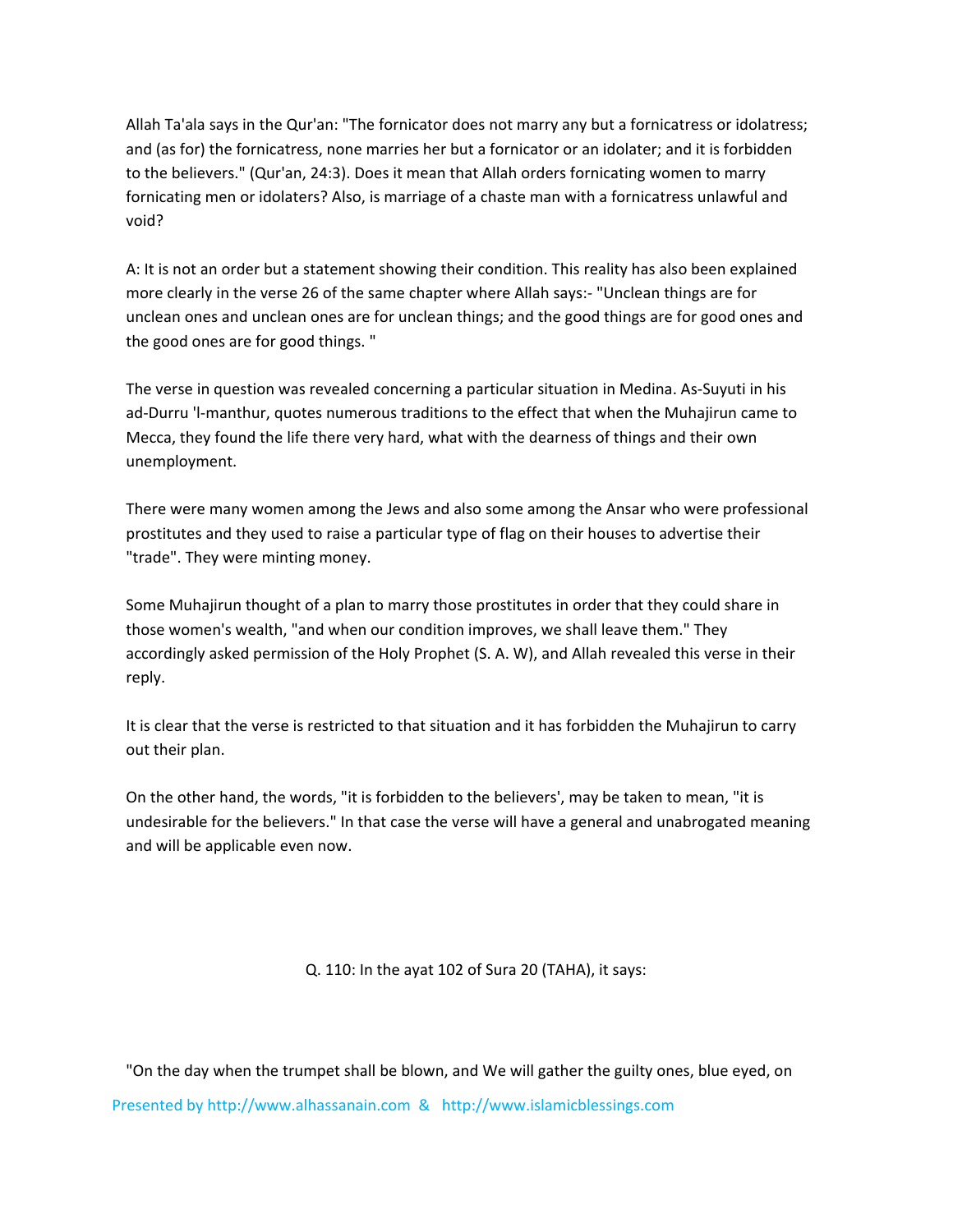Allah Ta'ala says in the Qur'an: "The fornicator does not marry any but a fornicatress or idolatress; and (as for) the fornicatress, none marries her but a fornicator or an idolater; and it is forbidden to the believers." (Qur'an, 24:3). Does it mean that Allah orders fornicating women to marry fornicating men or idolaters? Also, is marriage of a chaste man with a fornicatress unlawful and void?

A: It is not an order but a statement showing their condition. This reality has also been explained more clearly in the verse 26 of the same chapter where Allah says:- "Unclean things are for unclean ones and unclean ones are for unclean things; and the good things are for good ones and the good ones are for good things. "

The verse in question was revealed concerning a particular situation in Medina. As-Suyuti in his ad-Durru 'l-manthur, quotes numerous traditions to the effect that when the Muhajirun came to Mecca, they found the life there very hard, what with the dearness of things and their own unemployment.

There were many women among the Jews and also some among the Ansar who were professional prostitutes and they used to raise a particular type of flag on their houses to advertise their "trade". They were minting money.

Some Muhajirun thought of a plan to marry those prostitutes in order that they could share in those women's wealth, "and when our condition improves, we shall leave them." They accordingly asked permission of the Holy Prophet (S. A. W), and Allah revealed this verse in their reply.

It is clear that the verse is restricted to that situation and it has forbidden the Muhajirun to carry out their plan.

On the other hand, the words, "it is forbidden to the believers', may be taken to mean, "it is undesirable for the believers." In that case the verse will have a general and unabrogated meaning and will be applicable even now.

Q. 110: In the ayat 102 of Sura 20 (TAHA), it says:

"On the day when the trumpet shall be blown, and We will gather the guilty ones, blue eyed, on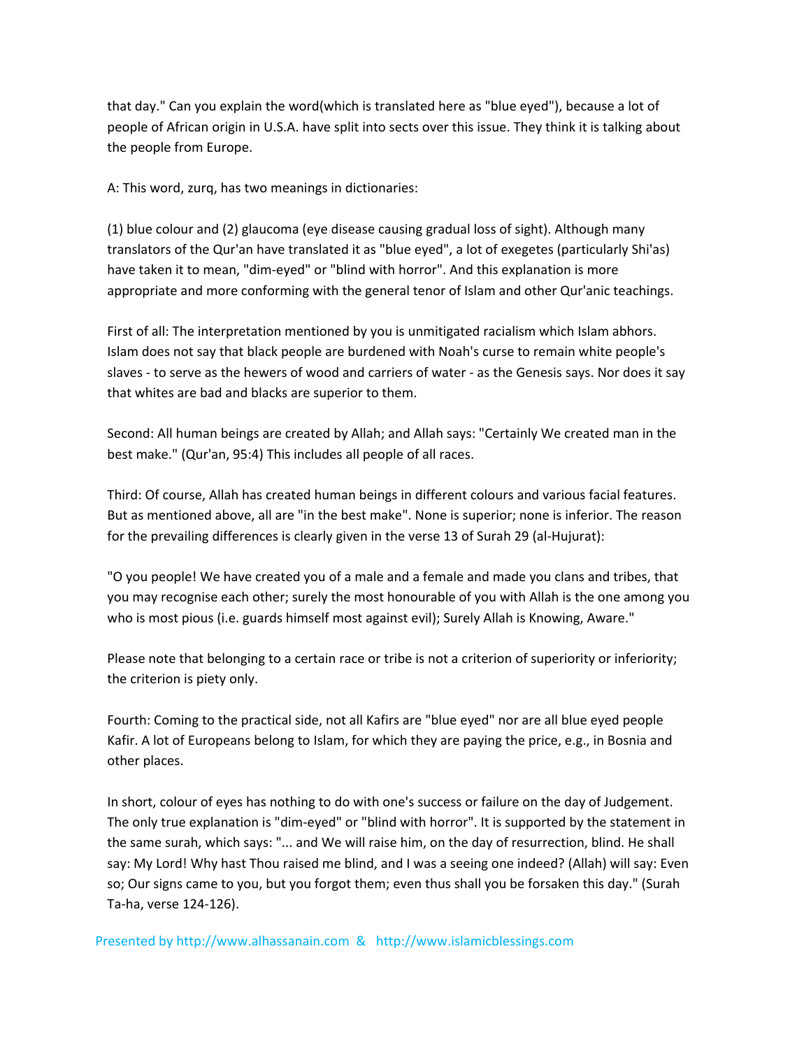that day." Can you explain the word(which is translated here as "blue eyed"), because a lot of people of African origin in U.S.A. have split into sects over this issue. They think it is talking about the people from Europe.

A: This word, zurq, has two meanings in dictionaries:

(1) blue colour and (2) glaucoma (eye disease causing gradual loss of sight). Although many translators of the Qur'an have translated it as "blue eyed", a lot of exegetes (particularly Shi'as) have taken it to mean, "dim-eyed" or "blind with horror". And this explanation is more appropriate and more conforming with the general tenor of Islam and other Qur'anic teachings.

First of all: The interpretation mentioned by you is unmitigated racialism which Islam abhors. Islam does not say that black people are burdened with Noah's curse to remain white people's slaves - to serve as the hewers of wood and carriers of water - as the Genesis says. Nor does it say that whites are bad and blacks are superior to them.

Second: All human beings are created by Allah; and Allah says: "Certainly We created man in the best make." (Qur'an, 95:4) This includes all people of all races.

Third: Of course, Allah has created human beings in different colours and various facial features. But as mentioned above, all are "in the best make". None is superior; none is inferior. The reason for the prevailing differences is clearly given in the verse 13 of Surah 29 (al-Hujurat):

"O you people! We have created you of a male and a female and made you clans and tribes, that you may recognise each other; surely the most honourable of you with Allah is the one among you who is most pious (i.e. guards himself most against evil); Surely Allah is Knowing, Aware."

Please note that belonging to a certain race or tribe is not a criterion of superiority or inferiority; the criterion is piety only.

Fourth: Coming to the practical side, not all Kafirs are "blue eyed" nor are all blue eyed people Kafir. A lot of Europeans belong to Islam, for which they are paying the price, e.g., in Bosnia and other places.

In short, colour of eyes has nothing to do with one's success or failure on the day of Judgement. The only true explanation is "dim-eyed" or "blind with horror". It is supported by the statement in the same surah, which says: "... and We will raise him, on the day of resurrection, blind. He shall say: My Lord! Why hast Thou raised me blind, and I was a seeing one indeed? (Allah) will say: Even so; Our signs came to you, but you forgot them; even thus shall you be forsaken this day." (Surah Ta-ha, verse 124-126).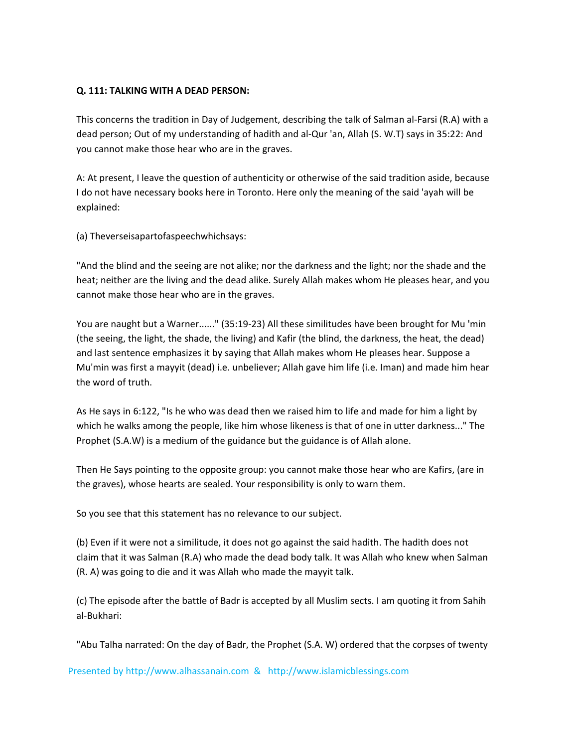**Q. 111: TALKING WITH A DEAD PERSON:**

This concerns the tradition in Day of Judgement, describing the talk of Salman al-Farsi (R.A) with a dead person; Out of my understanding of hadith and al-Qur 'an, Allah (S. W.T) says in 35:22: And you cannot make those hear who are in the graves.

A: At present, I leave the question of authenticity or otherwise of the said tradition aside, because I do not have necessary books here in Toronto. Here only the meaning of the said 'ayah will be explained:

(a) Theverseisapartofaspeechwhichsays:

"And the blind and the seeing are not alike; nor the darkness and the light; nor the shade and the heat; neither are the living and the dead alike. Surely Allah makes whom He pleases hear, and you cannot make those hear who are in the graves.

You are naught but a Warner......" (35:19-23) All these similitudes have been brought for Mu 'min (the seeing, the light, the shade, the living) and Kafir (the blind, the darkness, the heat, the dead) and last sentence emphasizes it by saying that Allah makes whom He pleases hear. Suppose a Mu'min was first a mayyit (dead) i.e. unbeliever; Allah gave him life (i.e. Iman) and made him hear the word of truth.

As He says in 6:122, "Is he who was dead then we raised him to life and made for him a light by which he walks among the people, like him whose likeness is that of one in utter darkness..." The Prophet (S.A.W) is a medium of the guidance but the guidance is of Allah alone.

Then He Says pointing to the opposite group: you cannot make those hear who are Kafirs, (are in the graves), whose hearts are sealed. Your responsibility is only to warn them.

So you see that this statement has no relevance to our subject.

(b) Even if it were not a similitude, it does not go against the said hadith. The hadith does not claim that it was Salman (R.A) who made the dead body talk. It was Allah who knew when Salman (R. A) was going to die and it was Allah who made the mayyit talk.

(c) The episode after the battle of Badr is accepted by all Muslim sects. I am quoting it from Sahih al-Bukhari:

"Abu Talha narrated: On the day of Badr, the Prophet (S.A. W) ordered that the corpses of twenty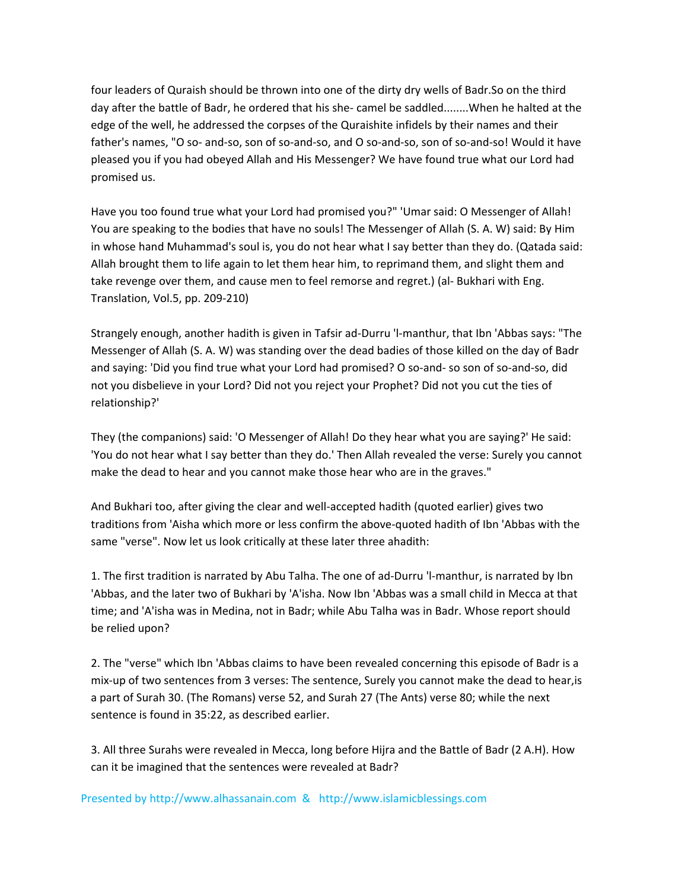four leaders of Quraish should be thrown into one of the dirty dry wells of Badr.So on the third day after the battle of Badr, he ordered that his she- camel be saddled........When he halted at the edge of the well, he addressed the corpses of the Quraishite infidels by their names and their father's names, "O so- and-so, son of so-and-so, and O so-and-so, son of so-and-so! Would it have pleased you if you had obeyed Allah and His Messenger? We have found true what our Lord had promised us.

Have you too found true what your Lord had promised you?" 'Umar said: O Messenger of Allah! You are speaking to the bodies that have no souls! The Messenger of Allah (S. A. W) said: By Him in whose hand Muhammad's soul is, you do not hear what I say better than they do. (Qatada said: Allah brought them to life again to let them hear him, to reprimand them, and slight them and take revenge over them, and cause men to feel remorse and regret.) (al- Bukhari with Eng. Translation, Vol.5, pp. 209-210)

Strangely enough, another hadith is given in Tafsir ad-Durru 'l-manthur, that Ibn 'Abbas says: "The Messenger of Allah (S. A. W) was standing over the dead badies of those killed on the day of Badr and saying: 'Did you find true what your Lord had promised? O so-and- so son of so-and-so, did not you disbelieve in your Lord? Did not you reject your Prophet? Did not you cut the ties of relationship?'

They (the companions) said: 'O Messenger of Allah! Do they hear what you are saying?' He said: 'You do not hear what I say better than they do.' Then Allah revealed the verse: Surely you cannot make the dead to hear and you cannot make those hear who are in the graves."

And Bukhari too, after giving the clear and well-accepted hadith (quoted earlier) gives two traditions from 'Aisha which more or less confirm the above-quoted hadith of Ibn 'Abbas with the same "verse". Now let us look critically at these later three ahadith:

1. The first tradition is narrated by Abu Talha. The one of ad-Durru 'l-manthur, is narrated by Ibn 'Abbas, and the later two of Bukhari by 'A'isha. Now Ibn 'Abbas was a small child in Mecca at that time; and 'A'isha was in Medina, not in Badr; while Abu Talha was in Badr. Whose report should be relied upon?

2. The "verse" which Ibn 'Abbas claims to have been revealed concerning this episode of Badr is a mix-up of two sentences from 3 verses: The sentence, Surely you cannot make the dead to hear,is a part of Surah 30. (The Romans) verse 52, and Surah 27 (The Ants) verse 80; while the next sentence is found in 35:22, as described earlier.

3. All three Surahs were revealed in Mecca, long before Hijra and the Battle of Badr (2 A.H). How can it be imagined that the sentences were revealed at Badr?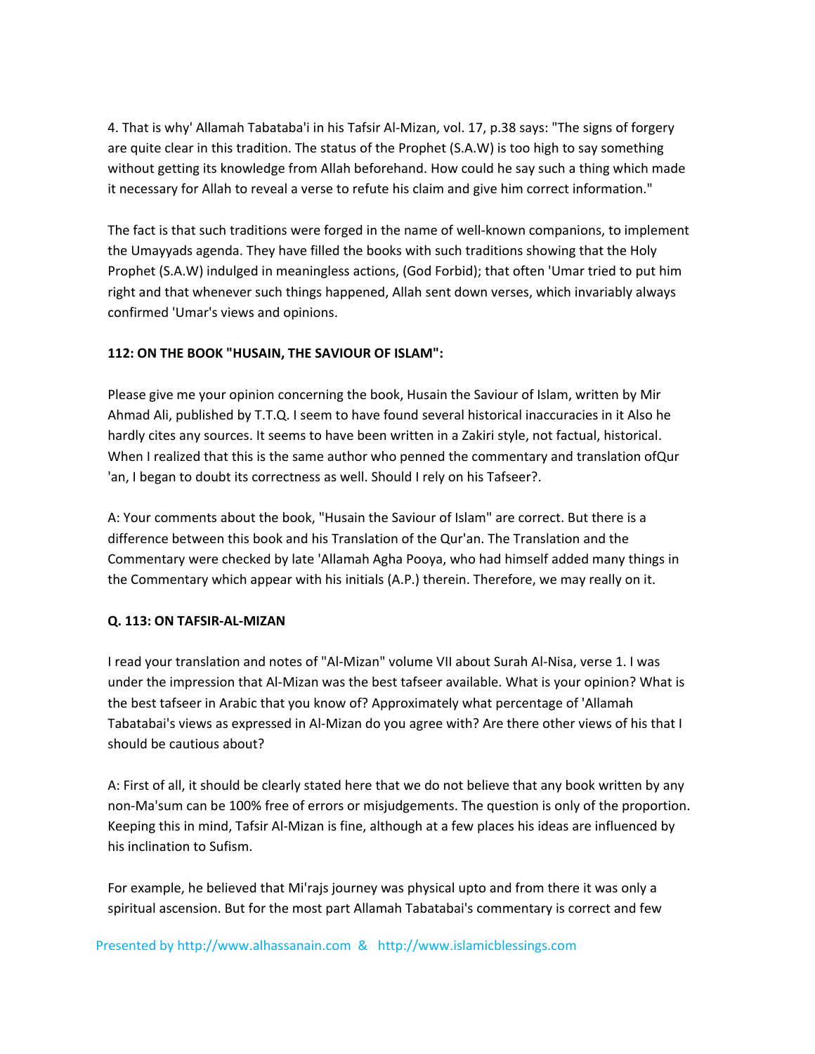4. That is why' Allamah Tabataba'i in his Tafsir Al-Mizan, vol. 17, p.38 says: "The signs of forgery are quite clear in this tradition. The status of the Prophet (S.A.W) is too high to say something without getting its knowledge from Allah beforehand. How could he say such a thing which made it necessary for Allah to reveal a verse to refute his claim and give him correct information."

The fact is that such traditions were forged in the name of well-known companions, to implement the Umayyads agenda. They have filled the books with such traditions showing that the Holy Prophet (S.A.W) indulged in meaningless actions, (God Forbid); that often 'Umar tried to put him right and that whenever such things happened, Allah sent down verses, which invariably always confirmed 'Umar's views and opinions.

**112: ON THE BOOK "HUSAIN, THE SAVIOUR OF ISLAM":**

Please give me your opinion concerning the book, Husain the Saviour of Islam, written by Mir Ahmad Ali, published by T.T.Q. I seem to have found several historical inaccuracies in it Also he hardly cites any sources. It seems to have been written in a Zakiri style, not factual, historical. When I realized that this is the same author who penned the commentary and translation ofQur 'an, I began to doubt its correctness as well. Should I rely on his Tafseer?.

A: Your comments about the book, "Husain the Saviour of Islam" are correct. But there is a difference between this book and his Translation of the Qur'an. The Translation and the Commentary were checked by late 'Allamah Agha Pooya, who had himself added many things in the Commentary which appear with his initials (A.P.) therein. Therefore, we may really on it.

**Q. 113: ON TAFSIR-AL-MIZAN**

I read your translation and notes of "Al-Mizan" volume VII about Surah Al-Nisa, verse 1. I was under the impression that Al-Mizan was the best tafseer available. What is your opinion? What is the best tafseer in Arabic that you know of? Approximately what percentage of 'Allamah Tabatabai's views as expressed in Al-Mizan do you agree with? Are there other views of his that I should be cautious about?

A: First of all, it should be clearly stated here that we do not believe that any book written by any non-Ma'sum can be 100% free of errors or misjudgements. The question is only of the proportion. Keeping this in mind, Tafsir Al-Mizan is fine, although at a few places his ideas are influenced by his inclination to Sufism.

For example, he believed that Mi'rajs journey was physical upto and from there it was only a spiritual ascension. But for the most part Allamah Tabatabai's commentary is correct and few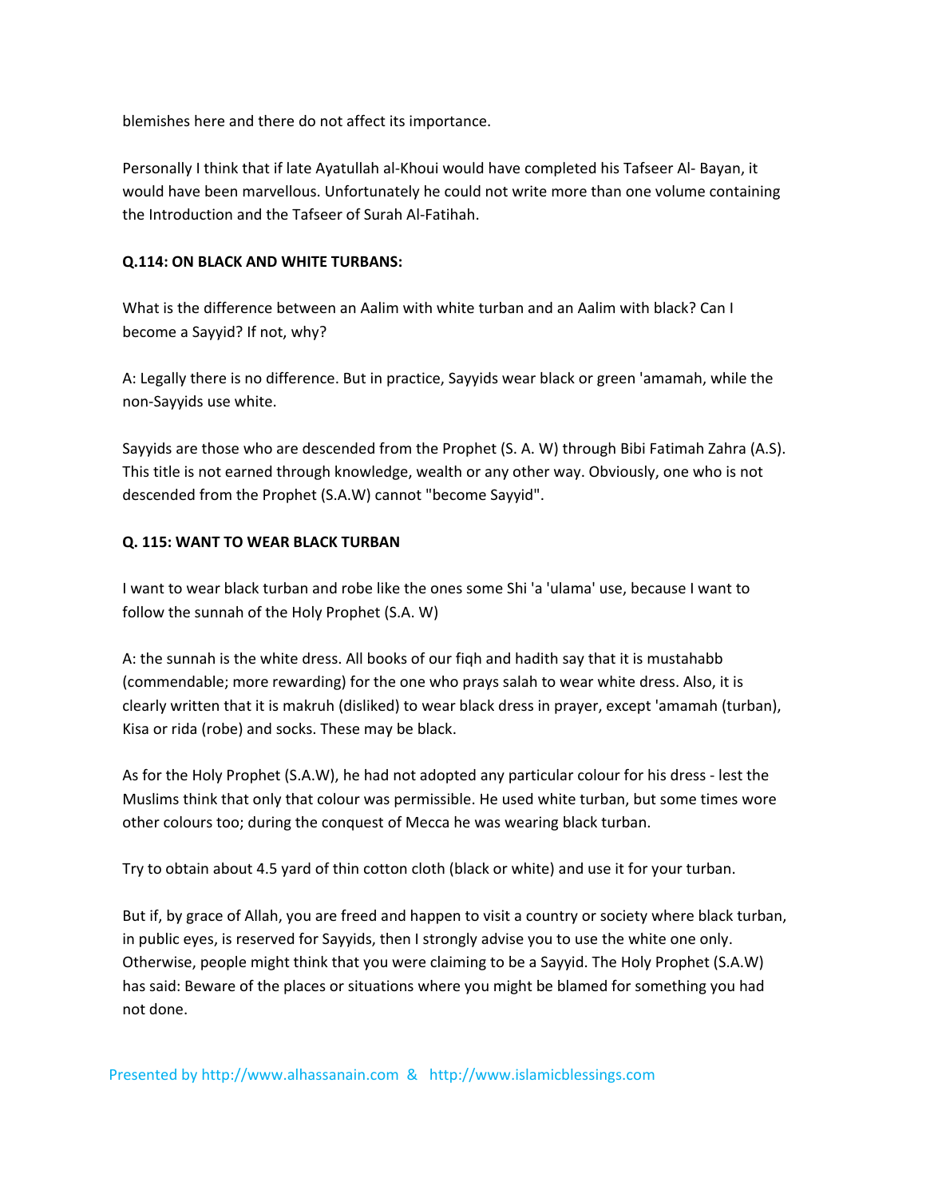blemishes here and there do not affect its importance.

Personally I think that if late Ayatullah al-Khoui would have completed his Tafseer Al- Bayan, it would have been marvellous. Unfortunately he could not write more than one volume containing the Introduction and the Tafseer of Surah Al-Fatihah.

**Q.114: ON BLACK AND WHITE TURBANS:**

What is the difference between an Aalim with white turban and an Aalim with black? Can I become a Sayyid? If not, why?

A: Legally there is no difference. But in practice, Sayyids wear black or green 'amamah, while the non-Sayyids use white.

Sayyids are those who are descended from the Prophet (S. A. W) through Bibi Fatimah Zahra (A.S). This title is not earned through knowledge, wealth or any other way. Obviously, one who is not descended from the Prophet (S.A.W) cannot "become Sayyid".

**Q. 115: WANT TO WEAR BLACK TURBAN**

I want to wear black turban and robe like the ones some Shi 'a 'ulama' use, because I want to follow the sunnah of the Holy Prophet (S.A. W)

A: the sunnah is the white dress. All books of our fiqh and hadith say that it is mustahabb (commendable; more rewarding) for the one who prays salah to wear white dress. Also, it is clearly written that it is makruh (disliked) to wear black dress in prayer, except 'amamah (turban), Kisa or rida (robe) and socks. These may be black.

As for the Holy Prophet (S.A.W), he had not adopted any particular colour for his dress - lest the Muslims think that only that colour was permissible. He used white turban, but some times wore other colours too; during the conquest of Mecca he was wearing black turban.

Try to obtain about 4.5 yard of thin cotton cloth (black or white) and use it for your turban.

But if, by grace of Allah, you are freed and happen to visit a country or society where black turban, in public eyes, is reserved for Sayyids, then I strongly advise you to use the white one only. Otherwise, people might think that you were claiming to be a Sayyid. The Holy Prophet (S.A.W) has said: Beware of the places or situations where you might be blamed for something you had not done.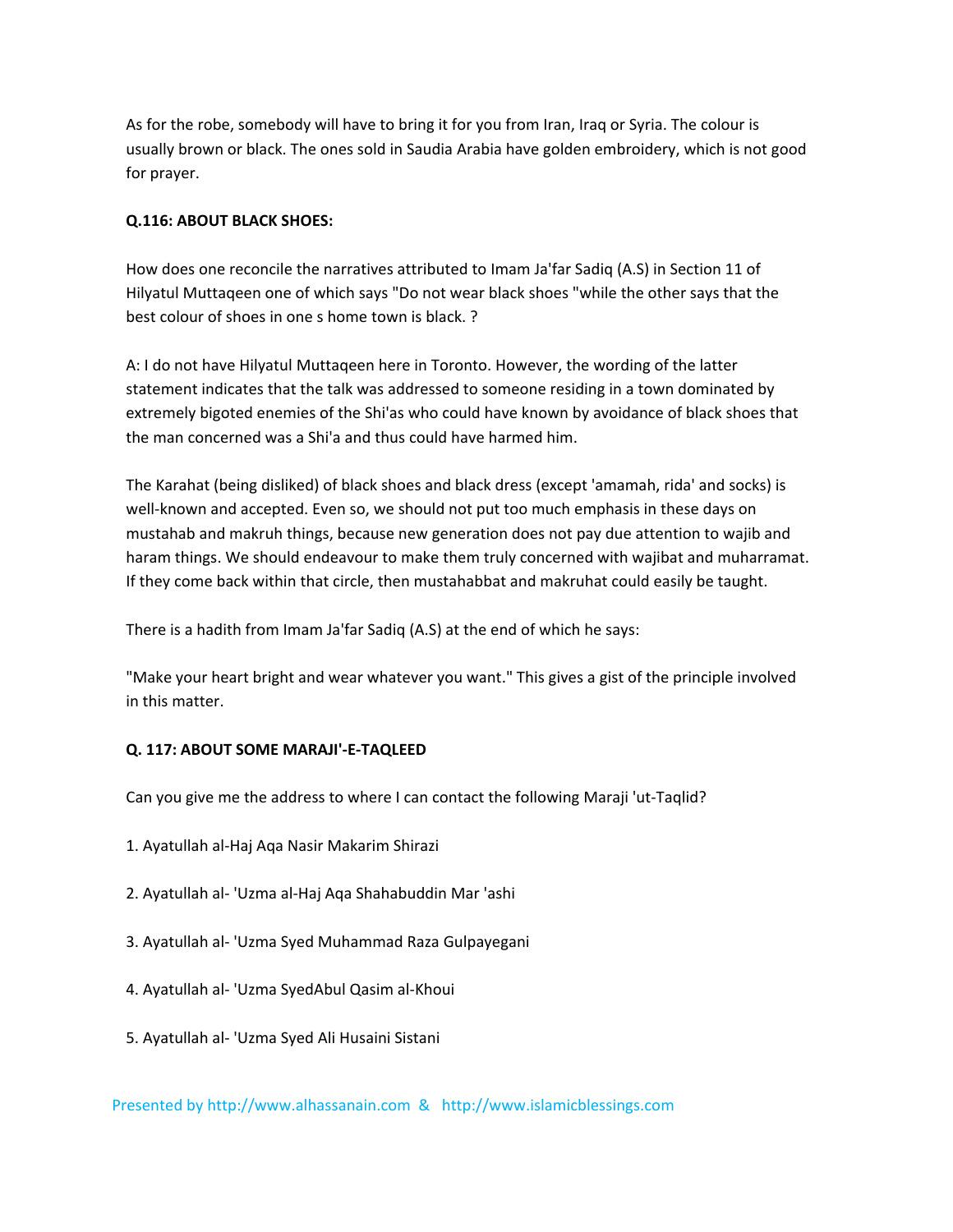As for the robe, somebody will have to bring it for you from Iran, Iraq or Syria. The colour is usually brown or black. The ones sold in Saudia Arabia have golden embroidery, which is not good for prayer.

**Q.116: ABOUT BLACK SHOES:**

How does one reconcile the narratives attributed to Imam Ja'far Sadiq (A.S) in Section 11 of Hilyatul Muttaqeen one of which says "Do not wear black shoes "while the other says that the best colour of shoes in one s home town is black. ?

A: I do not have Hilyatul Muttaqeen here in Toronto. However, the wording of the latter statement indicates that the talk was addressed to someone residing in a town dominated by extremely bigoted enemies of the Shi'as who could have known by avoidance of black shoes that the man concerned was a Shi'a and thus could have harmed him.

The Karahat (being disliked) of black shoes and black dress (except 'amamah, rida' and socks) is well-known and accepted. Even so, we should not put too much emphasis in these days on mustahab and makruh things, because new generation does not pay due attention to wajib and haram things. We should endeavour to make them truly concerned with wajibat and muharramat. If they come back within that circle, then mustahabbat and makruhat could easily be taught.

There is a hadith from Imam Ja'far Sadiq (A.S) at the end of which he says:

"Make your heart bright and wear whatever you want." This gives a gist of the principle involved in this matter.

**Q. 117: ABOUT SOME MARAJI'-E-TAQLEED**

Can you give me the address to where I can contact the following Maraji 'ut-Taqlid?

1. Ayatullah al-Haj Aqa Nasir Makarim Shirazi

2. Ayatullah al- 'Uzma al-Haj Aqa Shahabuddin Mar 'ashi

3. Ayatullah al- 'Uzma Syed Muhammad Raza Gulpayegani

4. Ayatullah al- 'Uzma SyedAbul Qasim al-Khoui

5. Ayatullah al- 'Uzma Syed Ali Husaini Sistani

Presented by http://www.alhassanain.com & http://www.islamicblessings.com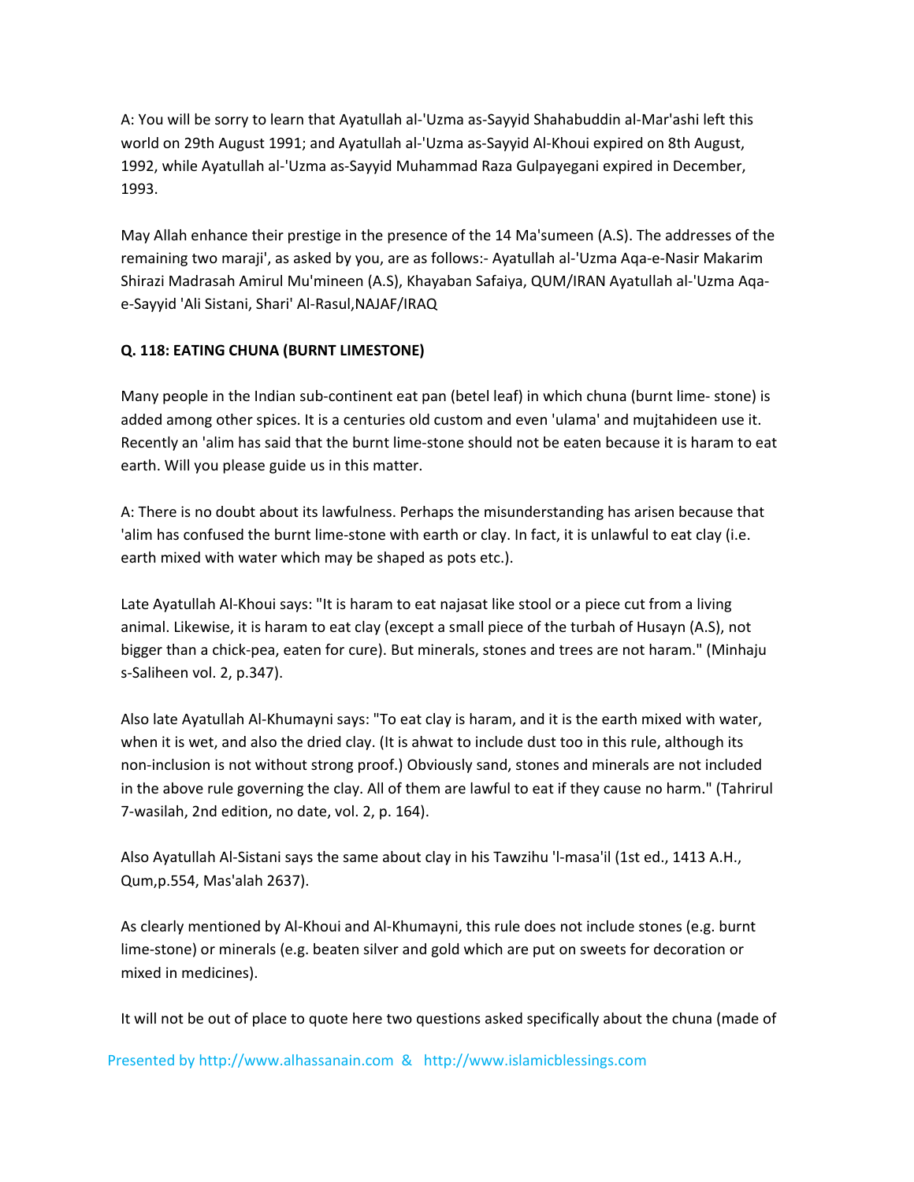A: You will be sorry to learn that Ayatullah al-'Uzma as-Sayyid Shahabuddin al-Mar'ashi left this world on 29th August 1991; and Ayatullah al-'Uzma as-Sayyid Al-Khoui expired on 8th August, 1992, while Ayatullah al-'Uzma as-Sayyid Muhammad Raza Gulpayegani expired in December, 1993.

May Allah enhance their prestige in the presence of the 14 Ma'sumeen (A.S). The addresses of the remaining two maraji', as asked by you, are as follows:- Ayatullah al-'Uzma Aqa-e-Nasir Makarim Shirazi Madrasah Amirul Mu'mineen (A.S), Khayaban Safaiya, QUM/IRAN Ayatullah al-'Uzma Aqa-e-Sayyid 'Ali Sistani, Shari' Al-Rasul,NAJAF/IRAQ

**Q. 118: EATING CHUNA (BURNT LIMESTONE)**

Many people in the Indian sub-continent eat pan (betel leaf) in which chuna (burnt lime- stone) is added among other spices. It is a centuries old custom and even 'ulama' and mujtahideen use it. Recently an 'alim has said that the burnt lime-stone should not be eaten because it is haram to eat earth. Will you please guide us in this matter.

A: There is no doubt about its lawfulness. Perhaps the misunderstanding has arisen because that 'alim has confused the burnt lime-stone with earth or clay. In fact, it is unlawful to eat clay (i.e. earth mixed with water which may be shaped as pots etc.).

Late Ayatullah Al-Khoui says: "It is haram to eat najasat like stool or a piece cut from a living animal. Likewise, it is haram to eat clay (except a small piece of the turbah of Husayn (A.S), not bigger than a chick-pea, eaten for cure). But minerals, stones and trees are not haram." (Minhaju s-Saliheen vol. 2, p.347).

Also late Ayatullah Al-Khumayni says: "To eat clay is haram, and it is the earth mixed with water, when it is wet, and also the dried clay. (It is ahwat to include dust too in this rule, although its non-inclusion is not without strong proof.) Obviously sand, stones and minerals are not included in the above rule governing the clay. All of them are lawful to eat if they cause no harm." (Tahrirul 7-wasilah, 2nd edition, no date, vol. 2, p. 164).

Also Ayatullah Al-Sistani says the same about clay in his Tawzihu 'l-masa'il (1st ed., 1413 A.H., Qum,p.554, Mas'alah 2637).

As clearly mentioned by Al-Khoui and Al-Khumayni, this rule does not include stones (e.g. burnt lime-stone) or minerals (e.g. beaten silver and gold which are put on sweets for decoration or mixed in medicines).

It will not be out of place to quote here two questions asked specifically about the chuna (made of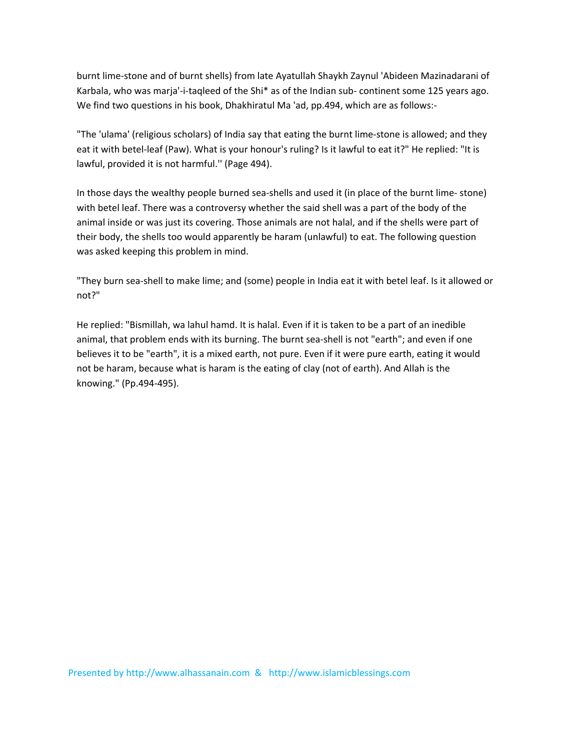burnt lime-stone and of burnt shells) from late Ayatullah Shaykh Zaynul 'Abideen Mazinadarani of Karbala, who was marja'-i-taqleed of the Shi* as of the Indian sub- continent some 125 years ago. We find two questions in his book, Dhakhiratul Ma 'ad, pp.494, which are as follows:-

"The 'ulama' (religious scholars) of India say that eating the burnt lime-stone is allowed; and they eat it with betel-leaf (Paw). What is your honour's ruling? Is it lawful to eat it?" He replied: "It is lawful, provided it is not harmful.'' (Page 494).

In those days the wealthy people burned sea-shells and used it (in place of the burnt lime- stone) with betel leaf. There was a controversy whether the said shell was a part of the body of the animal inside or was just its covering. Those animals are not halal, and if the shells were part of their body, the shells too would apparently be haram (unlawful) to eat. The following question was asked keeping this problem in mind.

"They burn sea-shell to make lime; and (some) people in India eat it with betel leaf. Is it allowed or not?"

He replied: "Bismillah, wa lahul hamd. It is halal. Even if it is taken to be a part of an inedible animal, that problem ends with its burning. The burnt sea-shell is not "earth"; and even if one believes it to be "earth", it is a mixed earth, not pure. Even if it were pure earth, eating it would not be haram, because what is haram is the eating of clay (not of earth). And Allah is the knowing." (Pp.494-495).

Presented by http://www.alhassanain.com & http://www.islamicblessings.com